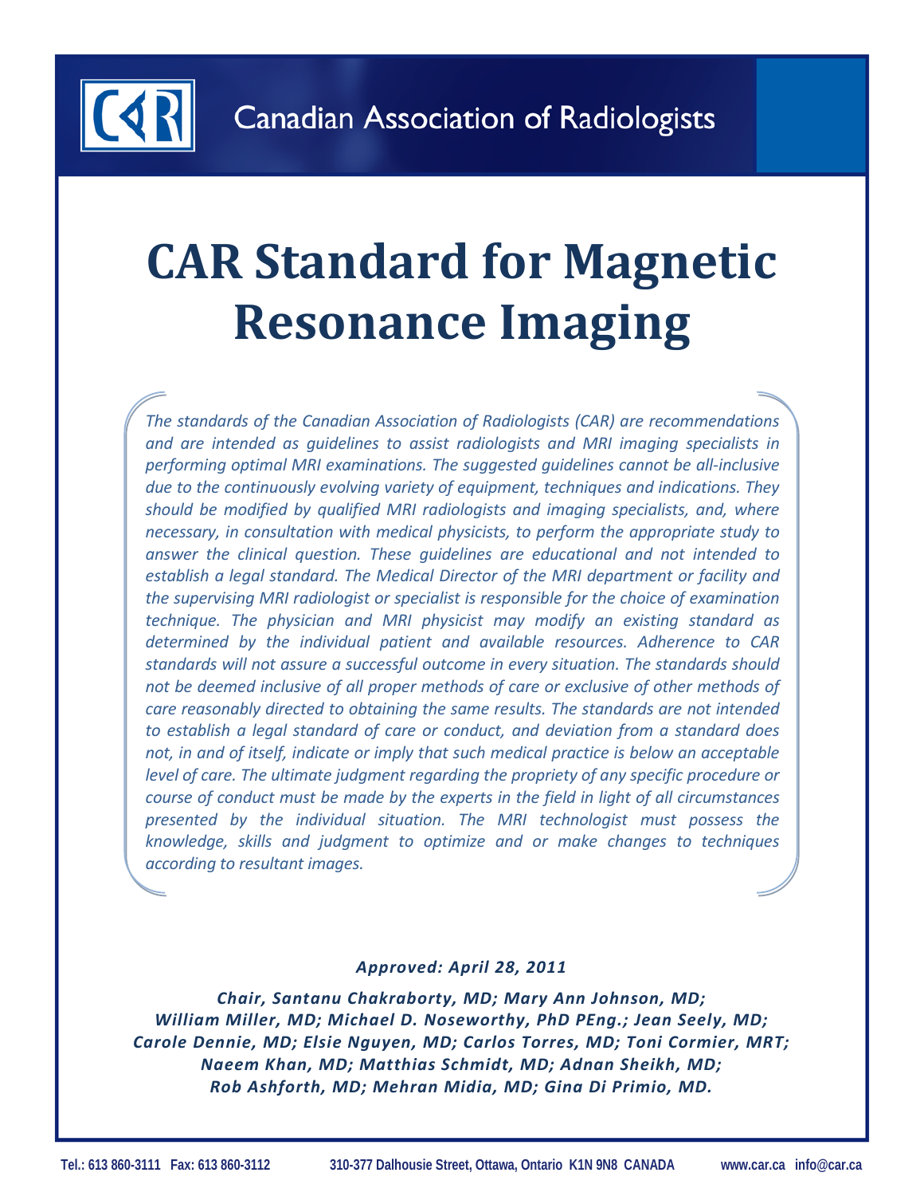Canadian Association of Radiologists

# CAR Standard for Magnetic Resonance Imaging

*The standards of the Canadian Association of Radiologists (CAR) are recommendations and are intended as guidelines to assist radiologists and MRI imaging specialists in performing optimal MRI examinations. The suggested guidelines cannot be all-inclusive due to the continuously evolving variety of equipment, techniques and indications. They should be modified by qualified MRI radiologists and imaging specialists, and, where necessary, in consultation with medical physicists, to perform the appropriate study to answer the clinical question. These guidelines are educational and not intended to establish a legal standard. The Medical Director of the MRI department or facility and the supervising MRI radiologist or specialist is responsible for the choice of examination technique. The physician and MRI physicist may modify an existing standard as determined by the individual patient and available resources. Adherence to CAR standards will not assure a successful outcome in every situation. The standards should not be deemed inclusive of all proper methods of care or exclusive of other methods of care reasonably directed to obtaining the same results. The standards are not intended to establish a legal standard of care or conduct, and deviation from a standard does not, in and of itself, indicate or imply that such medical practice is below an acceptable level of care. The ultimate judgment regarding the propriety of any specific procedure or course of conduct must be made by the experts in the field in light of all circumstances presented by the individual situation. The MRI technologist must possess the knowledge, skills and judgment to optimize and or make changes to techniques according to resultant images.*

***Approved: April 28, 2011***

***Chair, Santanu Chakraborty, MD; Mary Ann Johnson, MD; William Miller, MD; Michael D. Noseworthy, PhD PEng.; Jean Seely, MD; Carole Dennie, MD; Elsie Nguyen, MD; Carlos Torres, MD; Toni Cormier, MRT; Naeem Khan, MD; Matthias Schmidt, MD; Adnan Sheikh, MD; Rob Ashforth, MD; Mehran Midia, MD; Gina Di Primio, MD.***

**Tel.: 613 860-3111 Fax: 613 860-3112 310-377 Dalhousie Street, Ottawa, Ontario K1N 9N8 CANADA www.car.ca info@car.ca**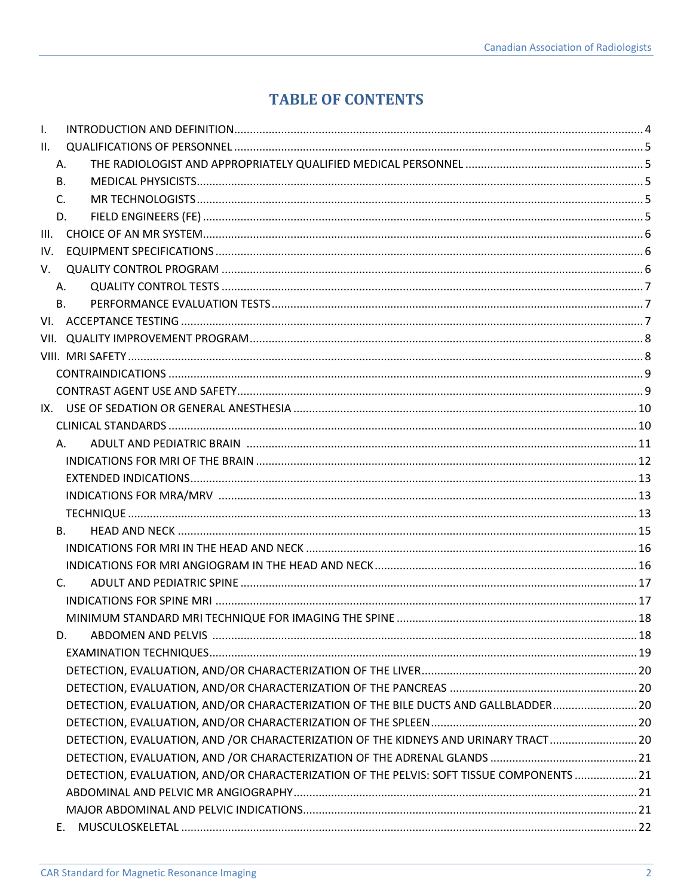# TABLE OF CONTENTS

I. INTRODUCTION AND DEFINITION ..... 4

II. QUALIFICATIONS OF PERSONNEL ..... 5

- A. THE RADIOLOGIST AND APPROPRIATELY QUALIFIED MEDICAL PERSONNEL ..... 5
- B. MEDICAL PHYSICISTS ..... 5
- C. MR TECHNOLOGISTS ..... 5
- D. FIELD ENGINEERS (FE) ..... 5

III. CHOICE OF AN MR SYSTEM ..... 6

IV. EQUIPMENT SPECIFICATIONS ..... 6

V. QUALITY CONTROL PROGRAM ..... 6

- A. QUALITY CONTROL TESTS ..... 7
- B. PERFORMANCE EVALUATION TESTS ..... 7

VI. ACCEPTANCE TESTING ..... 7

VII. QUALITY IMPROVEMENT PROGRAM ..... 8

VIII. MRI SAFETY ..... 8

- CONTRAINDICATIONS ..... 9
- CONTRAST AGENT USE AND SAFETY ..... 9

IX. USE OF SEDATION OR GENERAL ANESTHESIA ..... 10

- CLINICAL STANDARDS ..... 10
- A. ADULT AND PEDIATRIC BRAIN ..... 11
  - INDICATIONS FOR MRI OF THE BRAIN ..... 12
  - EXTENDED INDICATIONS ..... 13
  - INDICATIONS FOR MRA/MRV ..... 13
  - TECHNIQUE ..... 13
- B. HEAD AND NECK ..... 15
  - INDICATIONS FOR MRI IN THE HEAD AND NECK ..... 16
  - INDICATIONS FOR MRI ANGIOGRAM IN THE HEAD AND NECK ..... 16
- C. ADULT AND PEDIATRIC SPINE ..... 17
  - INDICATIONS FOR SPINE MRI ..... 17
  - MINIMUM STANDARD MRI TECHNIQUE FOR IMAGING THE SPINE ..... 18
- D. ABDOMEN AND PELVIS ..... 18
  - EXAMINATION TECHNIQUES ..... 19
  - DETECTION, EVALUATION, AND/OR CHARACTERIZATION OF THE LIVER ..... 20
  - DETECTION, EVALUATION, AND/OR CHARACTERIZATION OF THE PANCREAS ..... 20
  - DETECTION, EVALUATION, AND/OR CHARACTERIZATION OF THE BILE DUCTS AND GALLBLADDER ..... 20
  - DETECTION, EVALUATION, AND/OR CHARACTERIZATION OF THE SPLEEN ..... 20
  - DETECTION, EVALUATION, AND /OR CHARACTERIZATION OF THE KIDNEYS AND URINARY TRACT ..... 20
  - DETECTION, EVALUATION, AND /OR CHARACTERIZATION OF THE ADRENAL GLANDS ..... 21
  - DETECTION, EVALUATION, AND/OR CHARACTERIZATION OF THE PELVIS: SOFT TISSUE COMPONENTS ..... 21
  - ABDOMINAL AND PELVIC MR ANGIOGRAPHY ..... 21
  - MAJOR ABDOMINAL AND PELVIC INDICATIONS ..... 21
- E. MUSCULOSKELETAL ..... 22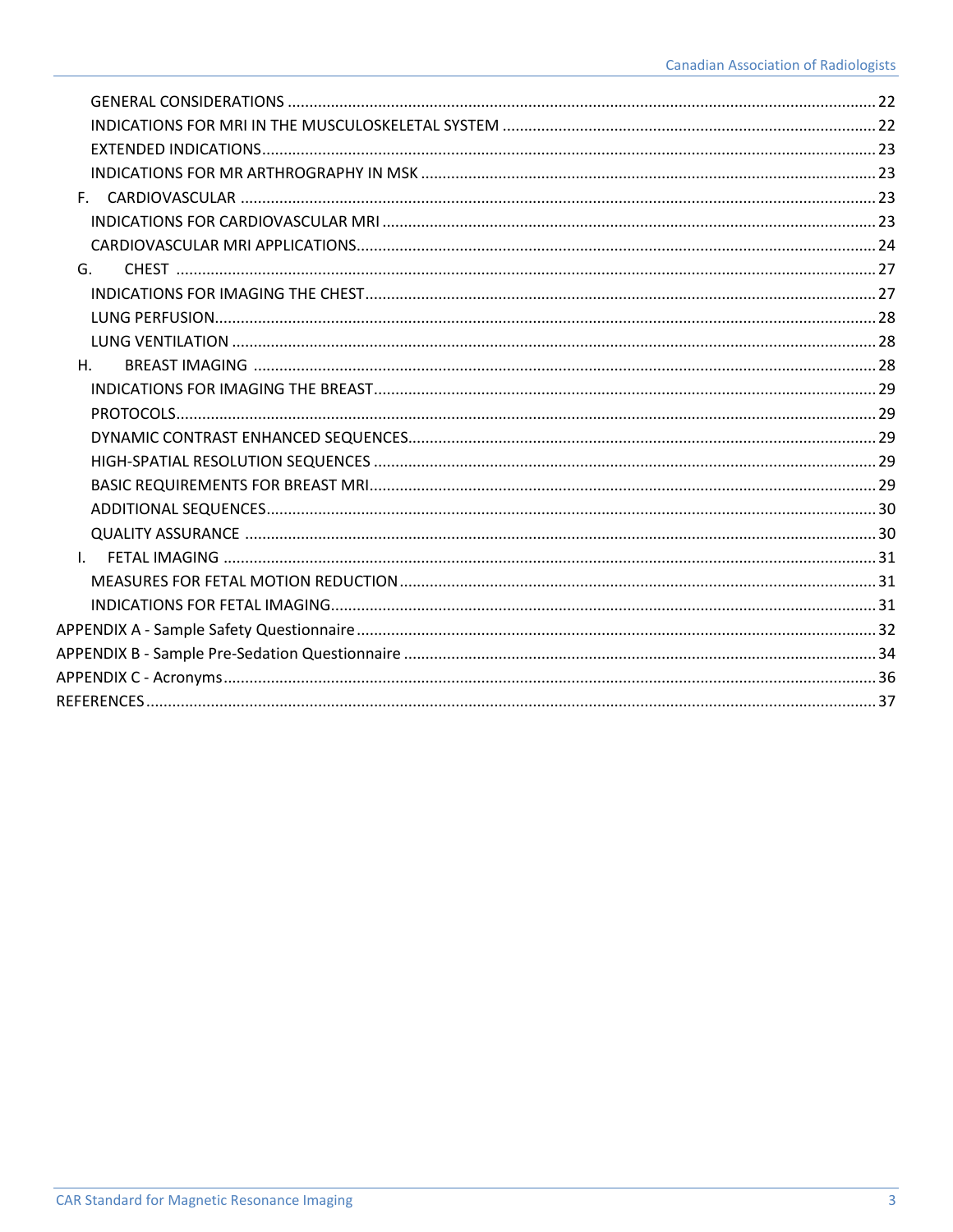GENERAL CONSIDERATIONS ........................................................................................................ 22
INDICATIONS FOR MRI IN THE MUSCULOSKELETAL SYSTEM ...................................................... 22
EXTENDED INDICATIONS ............................................................................................................ 23
INDICATIONS FOR MR ARTHROGRAPHY IN MSK ........................................................................ 23
F. CARDIOVASCULAR .................................................................................................................. 23
INDICATIONS FOR CARDIOVASCULAR MRI .................................................................................. 23
CARDIOVASCULAR MRI APPLICATIONS ........................................................................................ 24
G. CHEST ....................................................................................................................................... 27
INDICATIONS FOR IMAGING THE CHEST ...................................................................................... 27
LUNG PERFUSION ........................................................................................................................ 28
LUNG VENTILATION ..................................................................................................................... 28
H. BREAST IMAGING .................................................................................................................... 28
INDICATIONS FOR IMAGING THE BREAST .................................................................................... 29
PROTOCOLS ................................................................................................................................. 29
DYNAMIC CONTRAST ENHANCED SEQUENCES ............................................................................ 29
HIGH-SPATIAL RESOLUTION SEQUENCES .................................................................................... 29
BASIC REQUIREMENTS FOR BREAST MRI ..................................................................................... 29
ADDITIONAL SEQUENCES ............................................................................................................ 30
QUALITY ASSURANCE .................................................................................................................. 30
I. FETAL IMAGING ......................................................................................................................... 31
MEASURES FOR FETAL MOTION REDUCTION ............................................................................... 31
INDICATIONS FOR FETAL IMAGING .............................................................................................. 31
APPENDIX A - Sample Safety Questionnaire ........................................................................................ 32
APPENDIX B - Sample Pre-Sedation Questionnaire ............................................................................. 34
APPENDIX C - Acronyms ...................................................................................................................... 36
REFERENCES ....................................................................................................................................... 37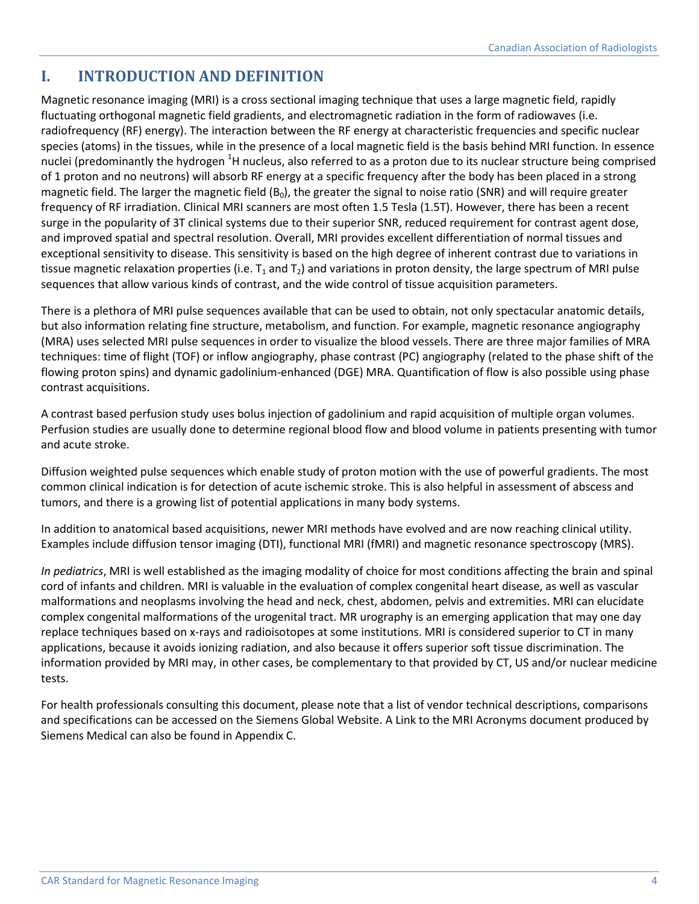# I. INTRODUCTION AND DEFINITION

Magnetic resonance imaging (MRI) is a cross sectional imaging technique that uses a large magnetic field, rapidly fluctuating orthogonal magnetic field gradients, and electromagnetic radiation in the form of radiowaves (i.e. radiofrequency (RF) energy). The interaction between the RF energy at characteristic frequencies and specific nuclear species (atoms) in the tissues, while in the presence of a local magnetic field is the basis behind MRI function. In essence nuclei (predominantly the hydrogen $^1H$ nucleus, also referred to as a proton due to its nuclear structure being comprised of 1 proton and no neutrons) will absorb RF energy at a specific frequency after the body has been placed in a strong magnetic field. The larger the magnetic field ($B_0$), the greater the signal to noise ratio (SNR) and will require greater frequency of RF irradiation. Clinical MRI scanners are most often 1.5 Tesla (1.5T). However, there has been a recent surge in the popularity of 3T clinical systems due to their superior SNR, reduced requirement for contrast agent dose, and improved spatial and spectral resolution. Overall, MRI provides excellent differentiation of normal tissues and exceptional sensitivity to disease. This sensitivity is based on the high degree of inherent contrast due to variations in tissue magnetic relaxation properties (i.e. $T_1$ and $T_2$) and variations in proton density, the large spectrum of MRI pulse sequences that allow various kinds of contrast, and the wide control of tissue acquisition parameters.

There is a plethora of MRI pulse sequences available that can be used to obtain, not only spectacular anatomic details, but also information relating fine structure, metabolism, and function. For example, magnetic resonance angiography (MRA) uses selected MRI pulse sequences in order to visualize the blood vessels. There are three major families of MRA techniques: time of flight (TOF) or inflow angiography, phase contrast (PC) angiography (related to the phase shift of the flowing proton spins) and dynamic gadolinium-enhanced (DGE) MRA. Quantification of flow is also possible using phase contrast acquisitions.

A contrast based perfusion study uses bolus injection of gadolinium and rapid acquisition of multiple organ volumes. Perfusion studies are usually done to determine regional blood flow and blood volume in patients presenting with tumor and acute stroke.

Diffusion weighted pulse sequences which enable study of proton motion with the use of powerful gradients. The most common clinical indication is for detection of acute ischemic stroke. This is also helpful in assessment of abscess and tumors, and there is a growing list of potential applications in many body systems.

In addition to anatomical based acquisitions, newer MRI methods have evolved and are now reaching clinical utility. Examples include diffusion tensor imaging (DTI), functional MRI (fMRI) and magnetic resonance spectroscopy (MRS).

*In pediatrics*, MRI is well established as the imaging modality of choice for most conditions affecting the brain and spinal cord of infants and children. MRI is valuable in the evaluation of complex congenital heart disease, as well as vascular malformations and neoplasms involving the head and neck, chest, abdomen, pelvis and extremities. MRI can elucidate complex congenital malformations of the urogenital tract. MR urography is an emerging application that may one day replace techniques based on x-rays and radioisotopes at some institutions. MRI is considered superior to CT in many applications, because it avoids ionizing radiation, and also because it offers superior soft tissue discrimination. The information provided by MRI may, in other cases, be complementary to that provided by CT, US and/or nuclear medicine tests.

For health professionals consulting this document, please note that a list of vendor technical descriptions, comparisons and specifications can be accessed on the Siemens Global Website. A Link to the MRI Acronyms document produced by Siemens Medical can also be found in Appendix C.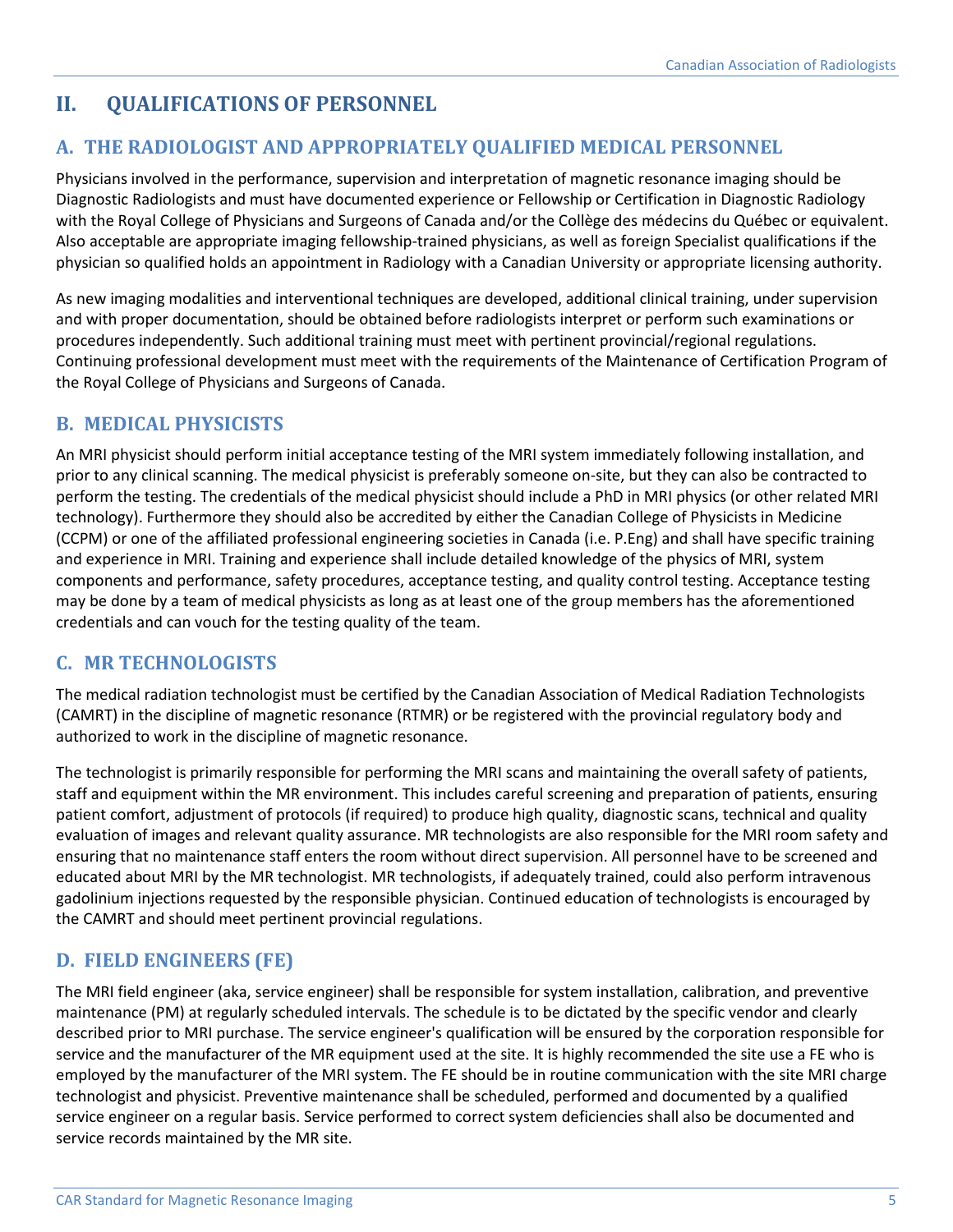## II. QUALIFICATIONS OF PERSONNEL

### A. THE RADIOLOGIST AND APPROPRIATELY QUALIFIED MEDICAL PERSONNEL

Physicians involved in the performance, supervision and interpretation of magnetic resonance imaging should be Diagnostic Radiologists and must have documented experience or Fellowship or Certification in Diagnostic Radiology with the Royal College of Physicians and Surgeons of Canada and/or the Collège des médecins du Québec or equivalent. Also acceptable are appropriate imaging fellowship-trained physicians, as well as foreign Specialist qualifications if the physician so qualified holds an appointment in Radiology with a Canadian University or appropriate licensing authority.

As new imaging modalities and interventional techniques are developed, additional clinical training, under supervision and with proper documentation, should be obtained before radiologists interpret or perform such examinations or procedures independently. Such additional training must meet with pertinent provincial/regional regulations. Continuing professional development must meet with the requirements of the Maintenance of Certification Program of the Royal College of Physicians and Surgeons of Canada.

### B. MEDICAL PHYSICISTS

An MRI physicist should perform initial acceptance testing of the MRI system immediately following installation, and prior to any clinical scanning. The medical physicist is preferably someone on-site, but they can also be contracted to perform the testing. The credentials of the medical physicist should include a PhD in MRI physics (or other related MRI technology). Furthermore they should also be accredited by either the Canadian College of Physicists in Medicine (CCPM) or one of the affiliated professional engineering societies in Canada (i.e. P.Eng) and shall have specific training and experience in MRI. Training and experience shall include detailed knowledge of the physics of MRI, system components and performance, safety procedures, acceptance testing, and quality control testing. Acceptance testing may be done by a team of medical physicists as long as at least one of the group members has the aforementioned credentials and can vouch for the testing quality of the team.

### C. MR TECHNOLOGISTS

The medical radiation technologist must be certified by the Canadian Association of Medical Radiation Technologists (CAMRT) in the discipline of magnetic resonance (RTMR) or be registered with the provincial regulatory body and authorized to work in the discipline of magnetic resonance.

The technologist is primarily responsible for performing the MRI scans and maintaining the overall safety of patients, staff and equipment within the MR environment. This includes careful screening and preparation of patients, ensuring patient comfort, adjustment of protocols (if required) to produce high quality, diagnostic scans, technical and quality evaluation of images and relevant quality assurance. MR technologists are also responsible for the MRI room safety and ensuring that no maintenance staff enters the room without direct supervision. All personnel have to be screened and educated about MRI by the MR technologist. MR technologists, if adequately trained, could also perform intravenous gadolinium injections requested by the responsible physician. Continued education of technologists is encouraged by the CAMRT and should meet pertinent provincial regulations.

### D. FIELD ENGINEERS (FE)

The MRI field engineer (aka, service engineer) shall be responsible for system installation, calibration, and preventive maintenance (PM) at regularly scheduled intervals. The schedule is to be dictated by the specific vendor and clearly described prior to MRI purchase. The service engineer's qualification will be ensured by the corporation responsible for service and the manufacturer of the MR equipment used at the site. It is highly recommended the site use a FE who is employed by the manufacturer of the MRI system. The FE should be in routine communication with the site MRI charge technologist and physicist. Preventive maintenance shall be scheduled, performed and documented by a qualified service engineer on a regular basis. Service performed to correct system deficiencies shall also be documented and service records maintained by the MR site.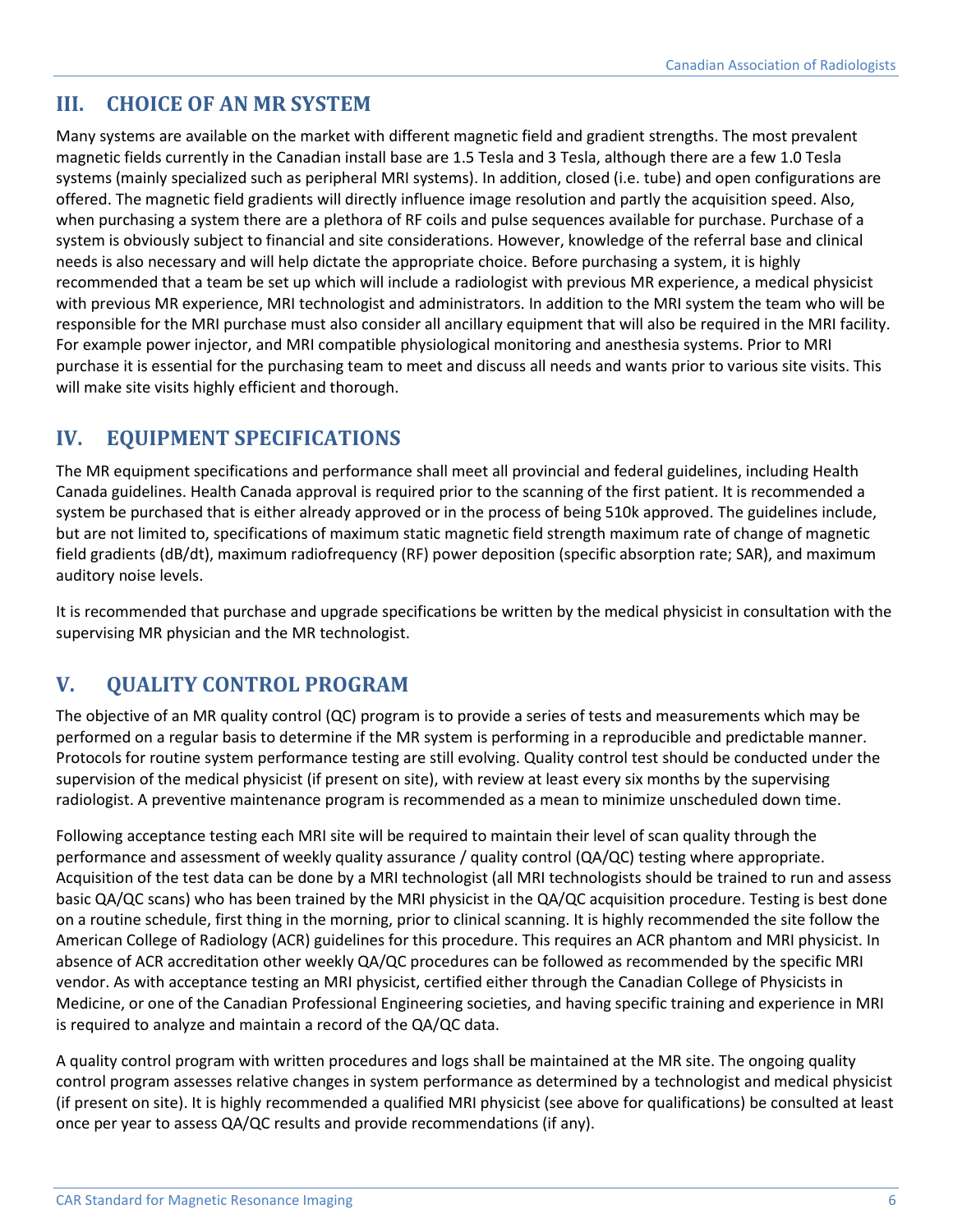## III. CHOICE OF AN MR SYSTEM

Many systems are available on the market with different magnetic field and gradient strengths. The most prevalent magnetic fields currently in the Canadian install base are 1.5 Tesla and 3 Tesla, although there are a few 1.0 Tesla systems (mainly specialized such as peripheral MRI systems). In addition, closed (i.e. tube) and open configurations are offered. The magnetic field gradients will directly influence image resolution and partly the acquisition speed. Also, when purchasing a system there are a plethora of RF coils and pulse sequences available for purchase. Purchase of a system is obviously subject to financial and site considerations. However, knowledge of the referral base and clinical needs is also necessary and will help dictate the appropriate choice. Before purchasing a system, it is highly recommended that a team be set up which will include a radiologist with previous MR experience, a medical physicist with previous MR experience, MRI technologist and administrators. In addition to the MRI system the team who will be responsible for the MRI purchase must also consider all ancillary equipment that will also be required in the MRI facility. For example power injector, and MRI compatible physiological monitoring and anesthesia systems. Prior to MRI purchase it is essential for the purchasing team to meet and discuss all needs and wants prior to various site visits. This will make site visits highly efficient and thorough.

## IV. EQUIPMENT SPECIFICATIONS

The MR equipment specifications and performance shall meet all provincial and federal guidelines, including Health Canada guidelines. Health Canada approval is required prior to the scanning of the first patient. It is recommended a system be purchased that is either already approved or in the process of being 510k approved. The guidelines include, but are not limited to, specifications of maximum static magnetic field strength maximum rate of change of magnetic field gradients (dB/dt), maximum radiofrequency (RF) power deposition (specific absorption rate; SAR), and maximum auditory noise levels.

It is recommended that purchase and upgrade specifications be written by the medical physicist in consultation with the supervising MR physician and the MR technologist.

## V. QUALITY CONTROL PROGRAM

The objective of an MR quality control (QC) program is to provide a series of tests and measurements which may be performed on a regular basis to determine if the MR system is performing in a reproducible and predictable manner. Protocols for routine system performance testing are still evolving. Quality control test should be conducted under the supervision of the medical physicist (if present on site), with review at least every six months by the supervising radiologist. A preventive maintenance program is recommended as a mean to minimize unscheduled down time.

Following acceptance testing each MRI site will be required to maintain their level of scan quality through the performance and assessment of weekly quality assurance / quality control (QA/QC) testing where appropriate. Acquisition of the test data can be done by a MRI technologist (all MRI technologists should be trained to run and assess basic QA/QC scans) who has been trained by the MRI physicist in the QA/QC acquisition procedure. Testing is best done on a routine schedule, first thing in the morning, prior to clinical scanning. It is highly recommended the site follow the American College of Radiology (ACR) guidelines for this procedure. This requires an ACR phantom and MRI physicist. In absence of ACR accreditation other weekly QA/QC procedures can be followed as recommended by the specific MRI vendor. As with acceptance testing an MRI physicist, certified either through the Canadian College of Physicists in Medicine, or one of the Canadian Professional Engineering societies, and having specific training and experience in MRI is required to analyze and maintain a record of the QA/QC data.

A quality control program with written procedures and logs shall be maintained at the MR site. The ongoing quality control program assesses relative changes in system performance as determined by a technologist and medical physicist (if present on site). It is highly recommended a qualified MRI physicist (see above for qualifications) be consulted at least once per year to assess QA/QC results and provide recommendations (if any).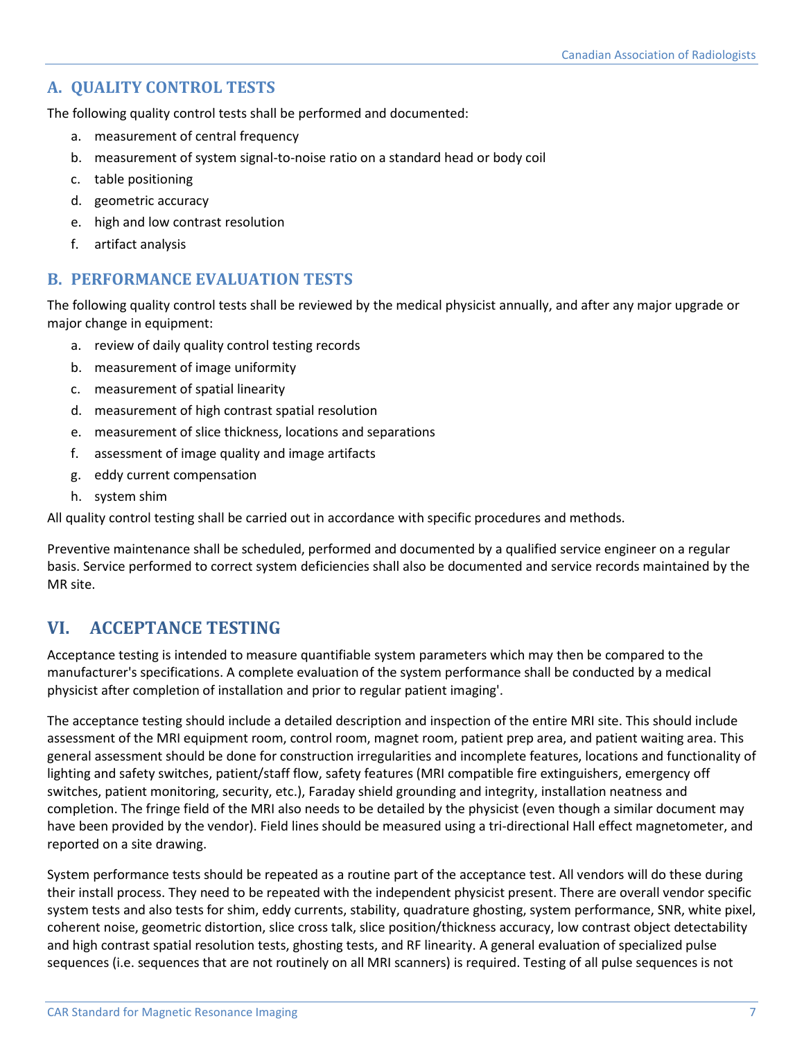## A. QUALITY CONTROL TESTS

The following quality control tests shall be performed and documented:

a. measurement of central frequency
b. measurement of system signal-to-noise ratio on a standard head or body coil
c. table positioning
d. geometric accuracy
e. high and low contrast resolution
f. artifact analysis

## B. PERFORMANCE EVALUATION TESTS

The following quality control tests shall be reviewed by the medical physicist annually, and after any major upgrade or major change in equipment:

a. review of daily quality control testing records
b. measurement of image uniformity
c. measurement of spatial linearity
d. measurement of high contrast spatial resolution
e. measurement of slice thickness, locations and separations
f. assessment of image quality and image artifacts
g. eddy current compensation
h. system shim

All quality control testing shall be carried out in accordance with specific procedures and methods.

Preventive maintenance shall be scheduled, performed and documented by a qualified service engineer on a regular basis. Service performed to correct system deficiencies shall also be documented and service records maintained by the MR site.

# VI. ACCEPTANCE TESTING

Acceptance testing is intended to measure quantifiable system parameters which may then be compared to the manufacturer's specifications. A complete evaluation of the system performance shall be conducted by a medical physicist after completion of installation and prior to regular patient imaging'.

The acceptance testing should include a detailed description and inspection of the entire MRI site. This should include assessment of the MRI equipment room, control room, magnet room, patient prep area, and patient waiting area. This general assessment should be done for construction irregularities and incomplete features, locations and functionality of lighting and safety switches, patient/staff flow, safety features (MRI compatible fire extinguishers, emergency off switches, patient monitoring, security, etc.), Faraday shield grounding and integrity, installation neatness and completion. The fringe field of the MRI also needs to be detailed by the physicist (even though a similar document may have been provided by the vendor). Field lines should be measured using a tri-directional Hall effect magnetometer, and reported on a site drawing.

System performance tests should be repeated as a routine part of the acceptance test. All vendors will do these during their install process. They need to be repeated with the independent physicist present. There are overall vendor specific system tests and also tests for shim, eddy currents, stability, quadrature ghosting, system performance, SNR, white pixel, coherent noise, geometric distortion, slice cross talk, slice position/thickness accuracy, low contrast object detectability and high contrast spatial resolution tests, ghosting tests, and RF linearity. A general evaluation of specialized pulse sequences (i.e. sequences that are not routinely on all MRI scanners) is required. Testing of all pulse sequences is not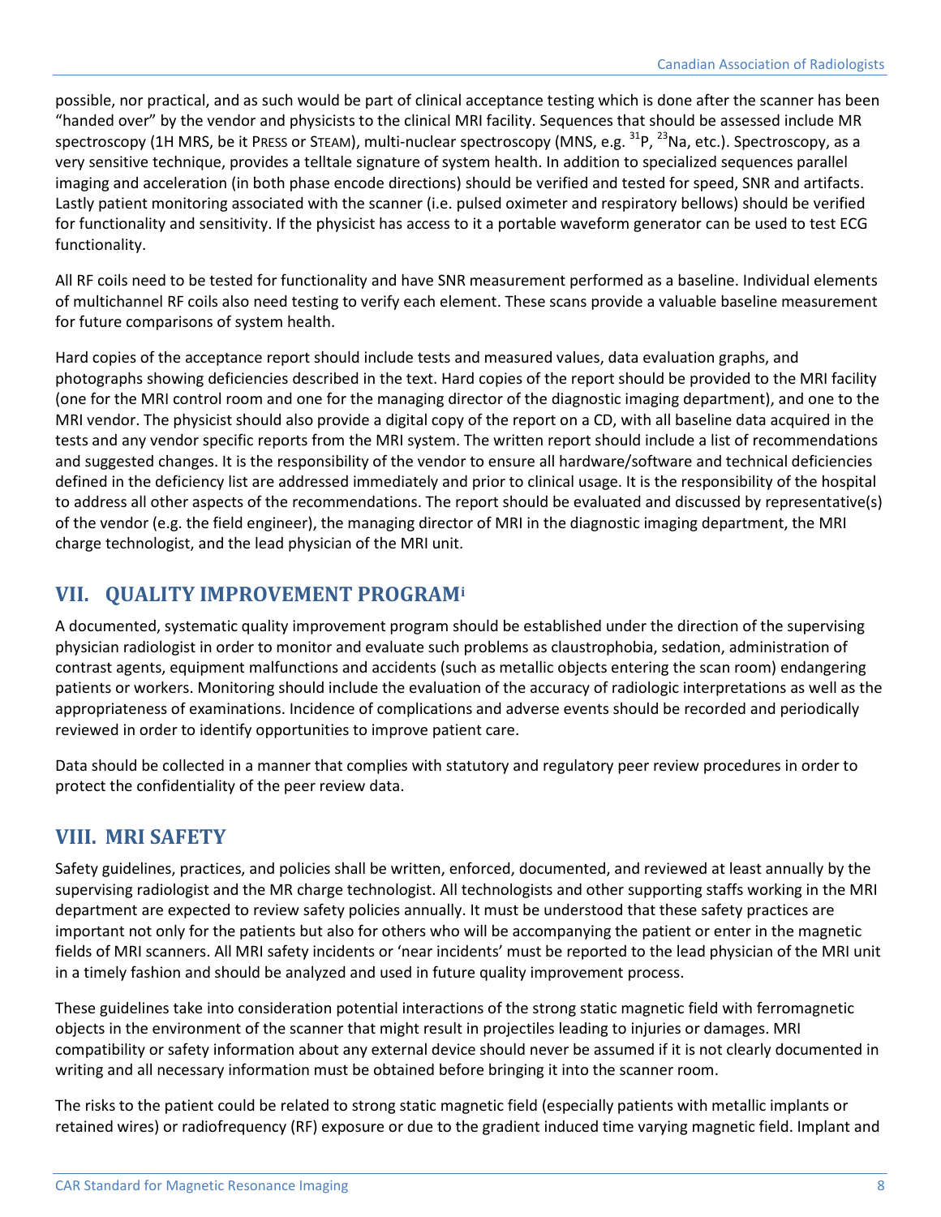possible, nor practical, and as such would be part of clinical acceptance testing which is done after the scanner has been "handed over" by the vendor and physicists to the clinical MRI facility. Sequences that should be assessed include MR spectroscopy (1H MRS, be it PRESS or STEAM), multi-nuclear spectroscopy (MNS, e.g. $^{31}$P, $^{23}$Na, etc.). Spectroscopy, as a very sensitive technique, provides a telltale signature of system health. In addition to specialized sequences parallel imaging and acceleration (in both phase encode directions) should be verified and tested for speed, SNR and artifacts. Lastly patient monitoring associated with the scanner (i.e. pulsed oximeter and respiratory bellows) should be verified for functionality and sensitivity. If the physicist has access to it a portable waveform generator can be used to test ECG functionality.

All RF coils need to be tested for functionality and have SNR measurement performed as a baseline. Individual elements of multichannel RF coils also need testing to verify each element. These scans provide a valuable baseline measurement for future comparisons of system health.

Hard copies of the acceptance report should include tests and measured values, data evaluation graphs, and photographs showing deficiencies described in the text. Hard copies of the report should be provided to the MRI facility (one for the MRI control room and one for the managing director of the diagnostic imaging department), and one to the MRI vendor. The physicist should also provide a digital copy of the report on a CD, with all baseline data acquired in the tests and any vendor specific reports from the MRI system. The written report should include a list of recommendations and suggested changes. It is the responsibility of the vendor to ensure all hardware/software and technical deficiencies defined in the deficiency list are addressed immediately and prior to clinical usage. It is the responsibility of the hospital to address all other aspects of the recommendations. The report should be evaluated and discussed by representative(s) of the vendor (e.g. the field engineer), the managing director of MRI in the diagnostic imaging department, the MRI charge technologist, and the lead physician of the MRI unit.

## VII. QUALITY IMPROVEMENT PROGRAM[i]

A documented, systematic quality improvement program should be established under the direction of the supervising physician radiologist in order to monitor and evaluate such problems as claustrophobia, sedation, administration of contrast agents, equipment malfunctions and accidents (such as metallic objects entering the scan room) endangering patients or workers. Monitoring should include the evaluation of the accuracy of radiologic interpretations as well as the appropriateness of examinations. Incidence of complications and adverse events should be recorded and periodically reviewed in order to identify opportunities to improve patient care.

Data should be collected in a manner that complies with statutory and regulatory peer review procedures in order to protect the confidentiality of the peer review data.

## VIII. MRI SAFETY

Safety guidelines, practices, and policies shall be written, enforced, documented, and reviewed at least annually by the supervising radiologist and the MR charge technologist. All technologists and other supporting staffs working in the MRI department are expected to review safety policies annually. It must be understood that these safety practices are important not only for the patients but also for others who will be accompanying the patient or enter in the magnetic fields of MRI scanners. All MRI safety incidents or 'near incidents' must be reported to the lead physician of the MRI unit in a timely fashion and should be analyzed and used in future quality improvement process.

These guidelines take into consideration potential interactions of the strong static magnetic field with ferromagnetic objects in the environment of the scanner that might result in projectiles leading to injuries or damages. MRI compatibility or safety information about any external device should never be assumed if it is not clearly documented in writing and all necessary information must be obtained before bringing it into the scanner room.

The risks to the patient could be related to strong static magnetic field (especially patients with metallic implants or retained wires) or radiofrequency (RF) exposure or due to the gradient induced time varying magnetic field. Implant and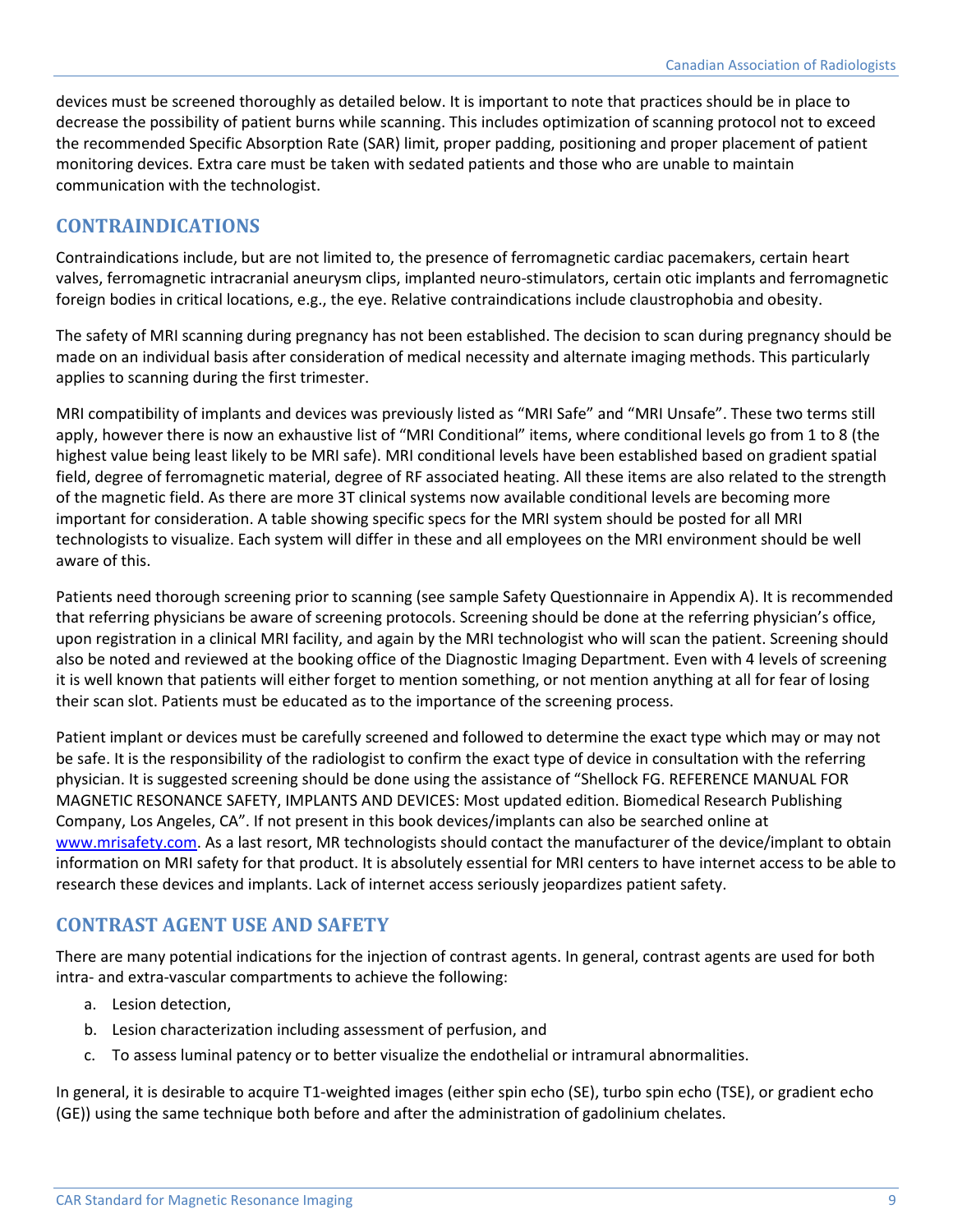devices must be screened thoroughly as detailed below. It is important to note that practices should be in place to decrease the possibility of patient burns while scanning. This includes optimization of scanning protocol not to exceed the recommended Specific Absorption Rate (SAR) limit, proper padding, positioning and proper placement of patient monitoring devices. Extra care must be taken with sedated patients and those who are unable to maintain communication with the technologist.

## CONTRAINDICATIONS

Contraindications include, but are not limited to, the presence of ferromagnetic cardiac pacemakers, certain heart valves, ferromagnetic intracranial aneurysm clips, implanted neuro-stimulators, certain otic implants and ferromagnetic foreign bodies in critical locations, e.g., the eye. Relative contraindications include claustrophobia and obesity.

The safety of MRI scanning during pregnancy has not been established. The decision to scan during pregnancy should be made on an individual basis after consideration of medical necessity and alternate imaging methods. This particularly applies to scanning during the first trimester.

MRI compatibility of implants and devices was previously listed as "MRI Safe" and "MRI Unsafe". These two terms still apply, however there is now an exhaustive list of "MRI Conditional" items, where conditional levels go from 1 to 8 (the highest value being least likely to be MRI safe). MRI conditional levels have been established based on gradient spatial field, degree of ferromagnetic material, degree of RF associated heating. All these items are also related to the strength of the magnetic field. As there are more 3T clinical systems now available conditional levels are becoming more important for consideration. A table showing specific specs for the MRI system should be posted for all MRI technologists to visualize. Each system will differ in these and all employees on the MRI environment should be well aware of this.

Patients need thorough screening prior to scanning (see sample Safety Questionnaire in Appendix A). It is recommended that referring physicians be aware of screening protocols. Screening should be done at the referring physician's office, upon registration in a clinical MRI facility, and again by the MRI technologist who will scan the patient. Screening should also be noted and reviewed at the booking office of the Diagnostic Imaging Department. Even with 4 levels of screening it is well known that patients will either forget to mention something, or not mention anything at all for fear of losing their scan slot. Patients must be educated as to the importance of the screening process.

Patient implant or devices must be carefully screened and followed to determine the exact type which may or may not be safe. It is the responsibility of the radiologist to confirm the exact type of device in consultation with the referring physician. It is suggested screening should be done using the assistance of "Shellock FG. REFERENCE MANUAL FOR MAGNETIC RESONANCE SAFETY, IMPLANTS AND DEVICES: Most updated edition. Biomedical Research Publishing Company, Los Angeles, CA". If not present in this book devices/implants can also be searched online at www.mrisafety.com. As a last resort, MR technologists should contact the manufacturer of the device/implant to obtain information on MRI safety for that product. It is absolutely essential for MRI centers to have internet access to be able to research these devices and implants. Lack of internet access seriously jeopardizes patient safety.

## CONTRAST AGENT USE AND SAFETY

There are many potential indications for the injection of contrast agents. In general, contrast agents are used for both intra- and extra-vascular compartments to achieve the following:

a. Lesion detection,
b. Lesion characterization including assessment of perfusion, and
c. To assess luminal patency or to better visualize the endothelial or intramural abnormalities.

In general, it is desirable to acquire T1-weighted images (either spin echo (SE), turbo spin echo (TSE), or gradient echo (GE)) using the same technique both before and after the administration of gadolinium chelates.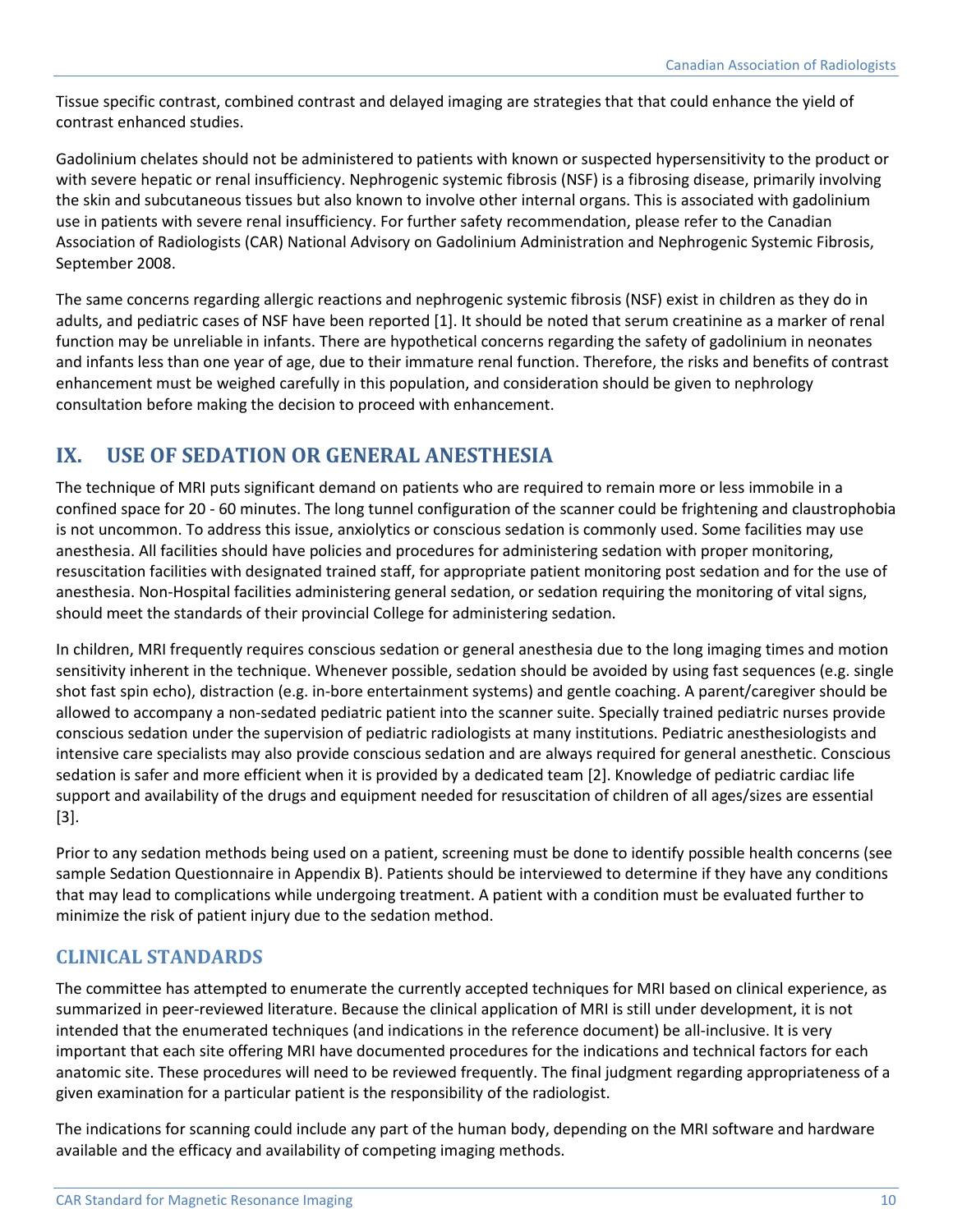Tissue specific contrast, combined contrast and delayed imaging are strategies that that could enhance the yield of contrast enhanced studies.

Gadolinium chelates should not be administered to patients with known or suspected hypersensitivity to the product or with severe hepatic or renal insufficiency. Nephrogenic systemic fibrosis (NSF) is a fibrosing disease, primarily involving the skin and subcutaneous tissues but also known to involve other internal organs. This is associated with gadolinium use in patients with severe renal insufficiency. For further safety recommendation, please refer to the Canadian Association of Radiologists (CAR) National Advisory on Gadolinium Administration and Nephrogenic Systemic Fibrosis, September 2008.

The same concerns regarding allergic reactions and nephrogenic systemic fibrosis (NSF) exist in children as they do in adults, and pediatric cases of NSF have been reported [1]. It should be noted that serum creatinine as a marker of renal function may be unreliable in infants. There are hypothetical concerns regarding the safety of gadolinium in neonates and infants less than one year of age, due to their immature renal function. Therefore, the risks and benefits of contrast enhancement must be weighed carefully in this population, and consideration should be given to nephrology consultation before making the decision to proceed with enhancement.

## IX. USE OF SEDATION OR GENERAL ANESTHESIA

The technique of MRI puts significant demand on patients who are required to remain more or less immobile in a confined space for 20 - 60 minutes. The long tunnel configuration of the scanner could be frightening and claustrophobia is not uncommon. To address this issue, anxiolytics or conscious sedation is commonly used. Some facilities may use anesthesia. All facilities should have policies and procedures for administering sedation with proper monitoring, resuscitation facilities with designated trained staff, for appropriate patient monitoring post sedation and for the use of anesthesia. Non-Hospital facilities administering general sedation, or sedation requiring the monitoring of vital signs, should meet the standards of their provincial College for administering sedation.

In children, MRI frequently requires conscious sedation or general anesthesia due to the long imaging times and motion sensitivity inherent in the technique. Whenever possible, sedation should be avoided by using fast sequences (e.g. single shot fast spin echo), distraction (e.g. in-bore entertainment systems) and gentle coaching. A parent/caregiver should be allowed to accompany a non-sedated pediatric patient into the scanner suite. Specially trained pediatric nurses provide conscious sedation under the supervision of pediatric radiologists at many institutions. Pediatric anesthesiologists and intensive care specialists may also provide conscious sedation and are always required for general anesthetic. Conscious sedation is safer and more efficient when it is provided by a dedicated team [2]. Knowledge of pediatric cardiac life support and availability of the drugs and equipment needed for resuscitation of children of all ages/sizes are essential [3].

Prior to any sedation methods being used on a patient, screening must be done to identify possible health concerns (see sample Sedation Questionnaire in Appendix B). Patients should be interviewed to determine if they have any conditions that may lead to complications while undergoing treatment. A patient with a condition must be evaluated further to minimize the risk of patient injury due to the sedation method.

## CLINICAL STANDARDS

The committee has attempted to enumerate the currently accepted techniques for MRI based on clinical experience, as summarized in peer-reviewed literature. Because the clinical application of MRI is still under development, it is not intended that the enumerated techniques (and indications in the reference document) be all-inclusive. It is very important that each site offering MRI have documented procedures for the indications and technical factors for each anatomic site. These procedures will need to be reviewed frequently. The final judgment regarding appropriateness of a given examination for a particular patient is the responsibility of the radiologist.

The indications for scanning could include any part of the human body, depending on the MRI software and hardware available and the efficacy and availability of competing imaging methods.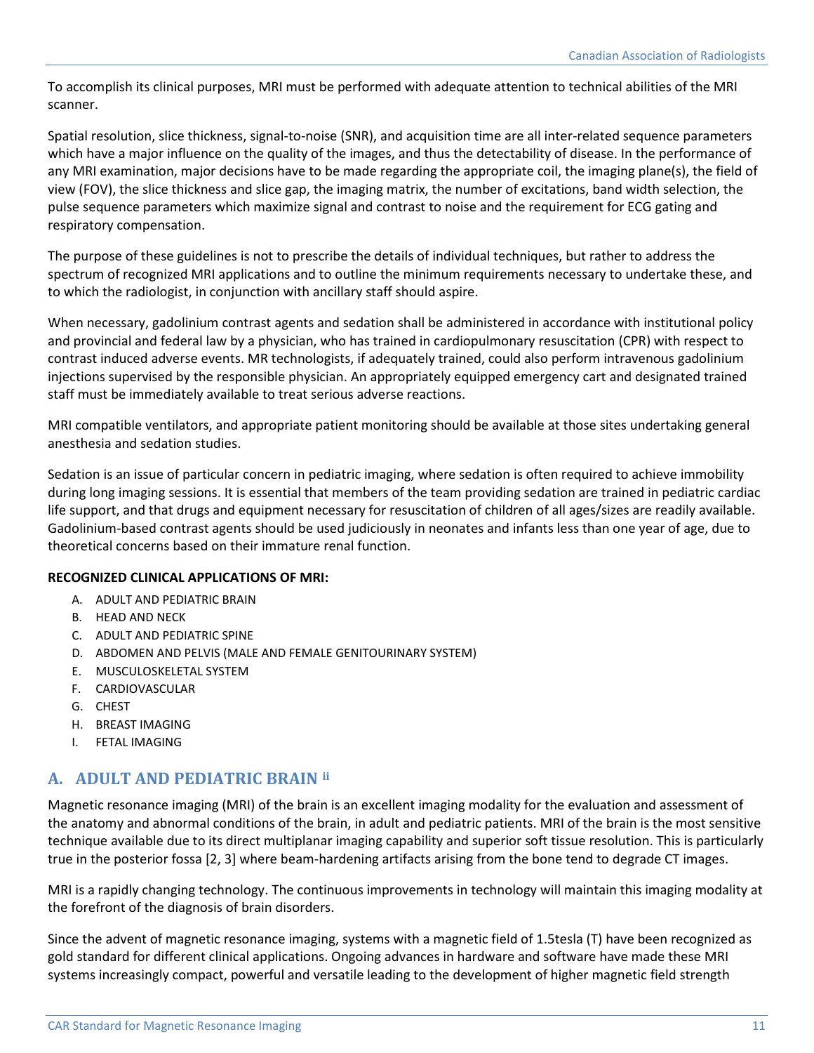To accomplish its clinical purposes, MRI must be performed with adequate attention to technical abilities of the MRI scanner.

Spatial resolution, slice thickness, signal-to-noise (SNR), and acquisition time are all inter-related sequence parameters which have a major influence on the quality of the images, and thus the detectability of disease. In the performance of any MRI examination, major decisions have to be made regarding the appropriate coil, the imaging plane(s), the field of view (FOV), the slice thickness and slice gap, the imaging matrix, the number of excitations, band width selection, the pulse sequence parameters which maximize signal and contrast to noise and the requirement for ECG gating and respiratory compensation.

The purpose of these guidelines is not to prescribe the details of individual techniques, but rather to address the spectrum of recognized MRI applications and to outline the minimum requirements necessary to undertake these, and to which the radiologist, in conjunction with ancillary staff should aspire.

When necessary, gadolinium contrast agents and sedation shall be administered in accordance with institutional policy and provincial and federal law by a physician, who has trained in cardiopulmonary resuscitation (CPR) with respect to contrast induced adverse events. MR technologists, if adequately trained, could also perform intravenous gadolinium injections supervised by the responsible physician. An appropriately equipped emergency cart and designated trained staff must be immediately available to treat serious adverse reactions.

MRI compatible ventilators, and appropriate patient monitoring should be available at those sites undertaking general anesthesia and sedation studies.

Sedation is an issue of particular concern in pediatric imaging, where sedation is often required to achieve immobility during long imaging sessions. It is essential that members of the team providing sedation are trained in pediatric cardiac life support, and that drugs and equipment necessary for resuscitation of children of all ages/sizes are readily available. Gadolinium-based contrast agents should be used judiciously in neonates and infants less than one year of age, due to theoretical concerns based on their immature renal function.

**RECOGNIZED CLINICAL APPLICATIONS OF MRI:**

A. ADULT AND PEDIATRIC BRAIN
B. HEAD AND NECK
C. ADULT AND PEDIATRIC SPINE
D. ABDOMEN AND PELVIS (MALE AND FEMALE GENITOURINARY SYSTEM)
E. MUSCULOSKELETAL SYSTEM
F. CARDIOVASCULAR
G. CHEST
H. BREAST IMAGING
I. FETAL IMAGING

## A. ADULT AND PEDIATRIC BRAIN [ii]

Magnetic resonance imaging (MRI) of the brain is an excellent imaging modality for the evaluation and assessment of the anatomy and abnormal conditions of the brain, in adult and pediatric patients. MRI of the brain is the most sensitive technique available due to its direct multiplanar imaging capability and superior soft tissue resolution. This is particularly true in the posterior fossa [2, 3] where beam-hardening artifacts arising from the bone tend to degrade CT images.

MRI is a rapidly changing technology. The continuous improvements in technology will maintain this imaging modality at the forefront of the diagnosis of brain disorders.

Since the advent of magnetic resonance imaging, systems with a magnetic field of 1.5tesla (T) have been recognized as gold standard for different clinical applications. Ongoing advances in hardware and software have made these MRI systems increasingly compact, powerful and versatile leading to the development of higher magnetic field strength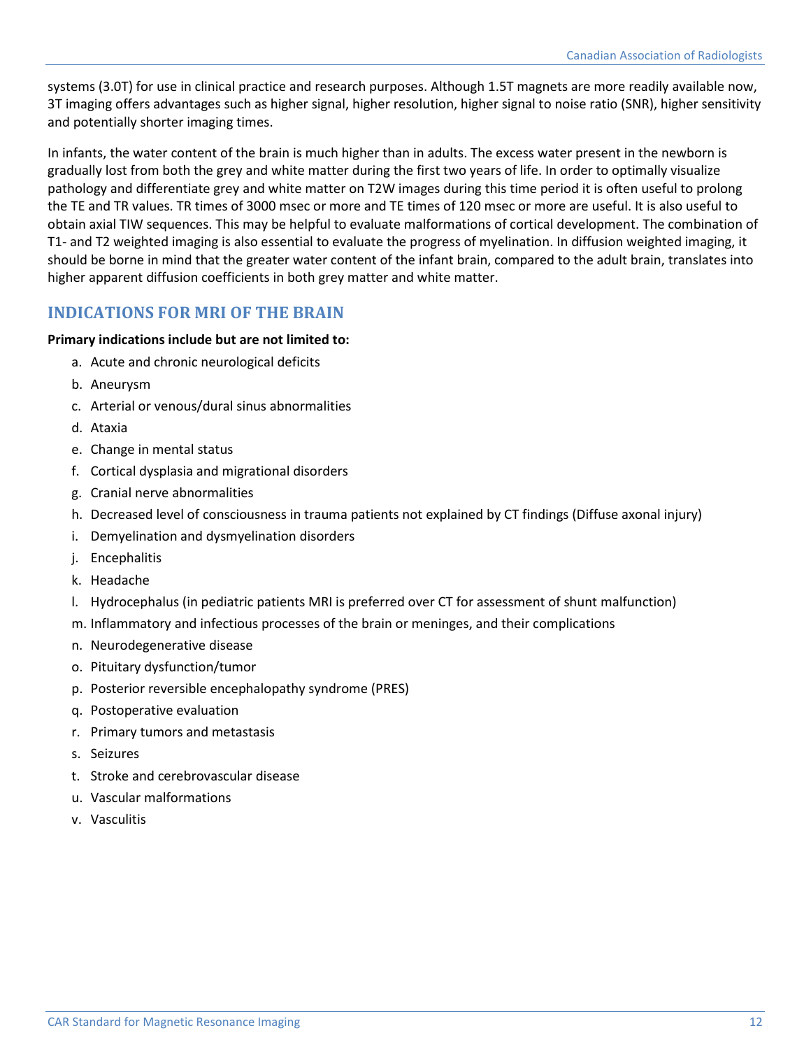systems (3.0T) for use in clinical practice and research purposes. Although 1.5T magnets are more readily available now, 3T imaging offers advantages such as higher signal, higher resolution, higher signal to noise ratio (SNR), higher sensitivity and potentially shorter imaging times.

In infants, the water content of the brain is much higher than in adults. The excess water present in the newborn is gradually lost from both the grey and white matter during the first two years of life. In order to optimally visualize pathology and differentiate grey and white matter on T2W images during this time period it is often useful to prolong the TE and TR values. TR times of 3000 msec or more and TE times of 120 msec or more are useful. It is also useful to obtain axial TIW sequences. This may be helpful to evaluate malformations of cortical development. The combination of T1- and T2 weighted imaging is also essential to evaluate the progress of myelination. In diffusion weighted imaging, it should be borne in mind that the greater water content of the infant brain, compared to the adult brain, translates into higher apparent diffusion coefficients in both grey matter and white matter.

## INDICATIONS FOR MRI OF THE BRAIN

**Primary indications include but are not limited to:**

a. Acute and chronic neurological deficits
b. Aneurysm
c. Arterial or venous/dural sinus abnormalities
d. Ataxia
e. Change in mental status
f. Cortical dysplasia and migrational disorders
g. Cranial nerve abnormalities
h. Decreased level of consciousness in trauma patients not explained by CT findings (Diffuse axonal injury)
i. Demyelination and dysmyelination disorders
j. Encephalitis
k. Headache
l. Hydrocephalus (in pediatric patients MRI is preferred over CT for assessment of shunt malfunction)
m. Inflammatory and infectious processes of the brain or meninges, and their complications
n. Neurodegenerative disease
o. Pituitary dysfunction/tumor
p. Posterior reversible encephalopathy syndrome (PRES)
q. Postoperative evaluation
r. Primary tumors and metastasis
s. Seizures
t. Stroke and cerebrovascular disease
u. Vascular malformations
v. Vasculitis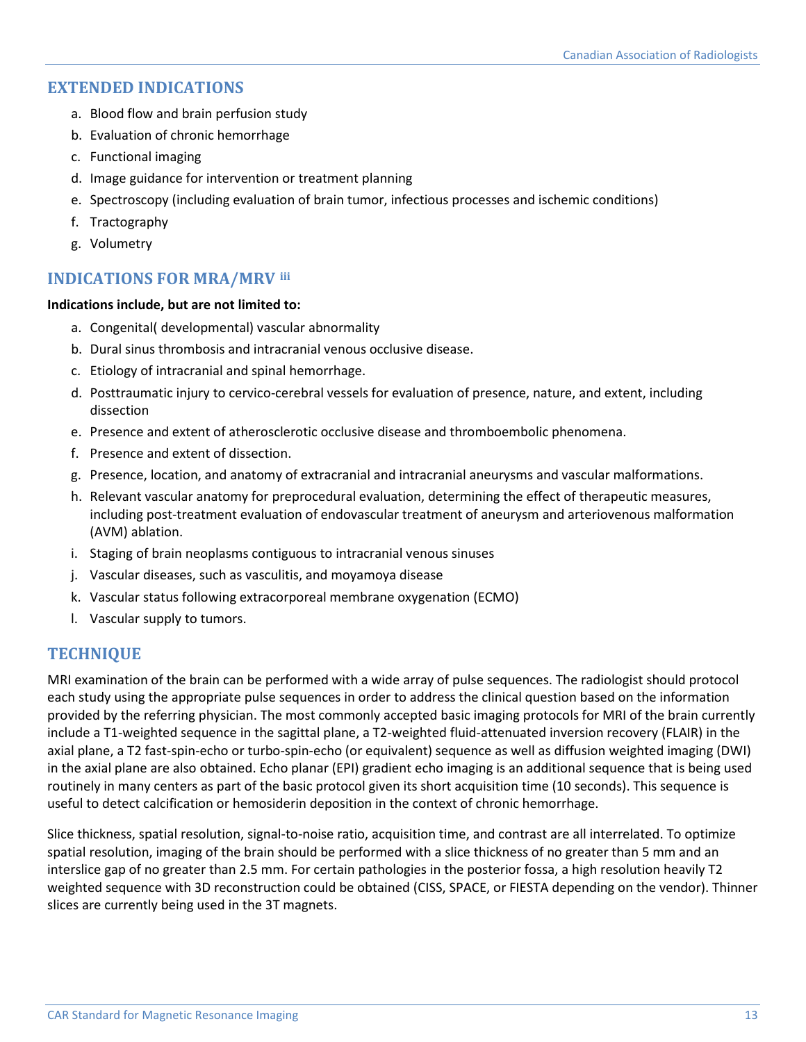## EXTENDED INDICATIONS

a. Blood flow and brain perfusion study
b. Evaluation of chronic hemorrhage
c. Functional imaging
d. Image guidance for intervention or treatment planning
e. Spectroscopy (including evaluation of brain tumor, infectious processes and ischemic conditions)
f. Tractography
g. Volumetry

## INDICATIONS FOR MRA/MRV [iii]

**Indications include, but are not limited to:**

a. Congenital( developmental) vascular abnormality
b. Dural sinus thrombosis and intracranial venous occlusive disease.
c. Etiology of intracranial and spinal hemorrhage.
d. Posttraumatic injury to cervico-cerebral vessels for evaluation of presence, nature, and extent, including dissection
e. Presence and extent of atherosclerotic occlusive disease and thromboembolic phenomena.
f. Presence and extent of dissection.
g. Presence, location, and anatomy of extracranial and intracranial aneurysms and vascular malformations.
h. Relevant vascular anatomy for preprocedural evaluation, determining the effect of therapeutic measures, including post-treatment evaluation of endovascular treatment of aneurysm and arteriovenous malformation (AVM) ablation.
i. Staging of brain neoplasms contiguous to intracranial venous sinuses
j. Vascular diseases, such as vasculitis, and moyamoya disease
k. Vascular status following extracorporeal membrane oxygenation (ECMO)
l. Vascular supply to tumors.

## TECHNIQUE

MRI examination of the brain can be performed with a wide array of pulse sequences. The radiologist should protocol each study using the appropriate pulse sequences in order to address the clinical question based on the information provided by the referring physician. The most commonly accepted basic imaging protocols for MRI of the brain currently include a T1-weighted sequence in the sagittal plane, a T2-weighted fluid-attenuated inversion recovery (FLAIR) in the axial plane, a T2 fast-spin-echo or turbo-spin-echo (or equivalent) sequence as well as diffusion weighted imaging (DWI) in the axial plane are also obtained. Echo planar (EPI) gradient echo imaging is an additional sequence that is being used routinely in many centers as part of the basic protocol given its short acquisition time (10 seconds). This sequence is useful to detect calcification or hemosiderin deposition in the context of chronic hemorrhage.

Slice thickness, spatial resolution, signal-to-noise ratio, acquisition time, and contrast are all interrelated. To optimize spatial resolution, imaging of the brain should be performed with a slice thickness of no greater than 5 mm and an interslice gap of no greater than 2.5 mm. For certain pathologies in the posterior fossa, a high resolution heavily T2 weighted sequence with 3D reconstruction could be obtained (CISS, SPACE, or FIESTA depending on the vendor). Thinner slices are currently being used in the 3T magnets.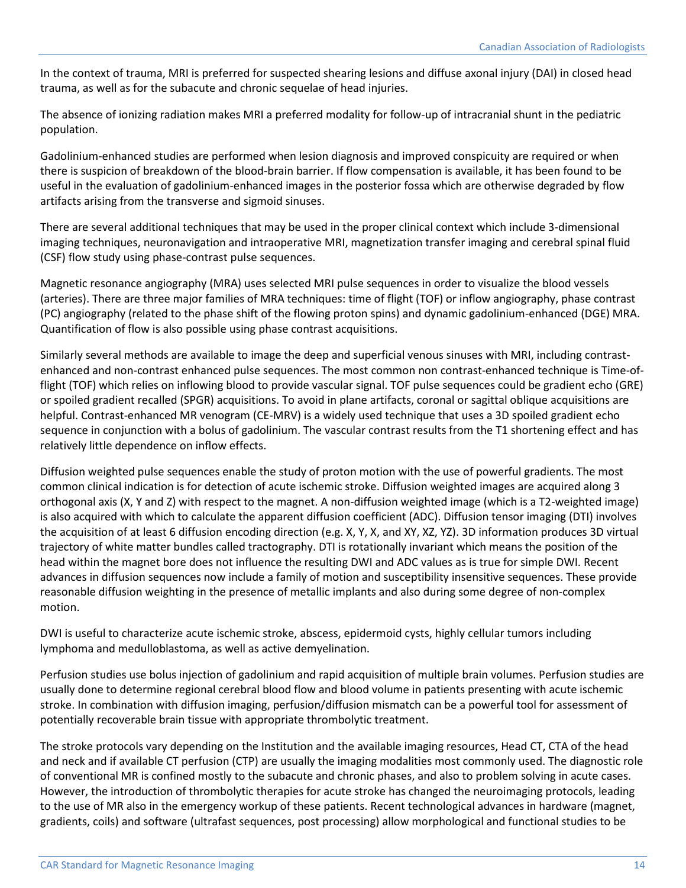In the context of trauma, MRI is preferred for suspected shearing lesions and diffuse axonal injury (DAI) in closed head trauma, as well as for the subacute and chronic sequelae of head injuries.

The absence of ionizing radiation makes MRI a preferred modality for follow-up of intracranial shunt in the pediatric population.

Gadolinium-enhanced studies are performed when lesion diagnosis and improved conspicuity are required or when there is suspicion of breakdown of the blood-brain barrier. If flow compensation is available, it has been found to be useful in the evaluation of gadolinium-enhanced images in the posterior fossa which are otherwise degraded by flow artifacts arising from the transverse and sigmoid sinuses.

There are several additional techniques that may be used in the proper clinical context which include 3-dimensional imaging techniques, neuronavigation and intraoperative MRI, magnetization transfer imaging and cerebral spinal fluid (CSF) flow study using phase-contrast pulse sequences.

Magnetic resonance angiography (MRA) uses selected MRI pulse sequences in order to visualize the blood vessels (arteries). There are three major families of MRA techniques: time of flight (TOF) or inflow angiography, phase contrast (PC) angiography (related to the phase shift of the flowing proton spins) and dynamic gadolinium-enhanced (DGE) MRA. Quantification of flow is also possible using phase contrast acquisitions.

Similarly several methods are available to image the deep and superficial venous sinuses with MRI, including contrast-enhanced and non-contrast enhanced pulse sequences. The most common non contrast-enhanced technique is Time-of-flight (TOF) which relies on inflowing blood to provide vascular signal. TOF pulse sequences could be gradient echo (GRE) or spoiled gradient recalled (SPGR) acquisitions. To avoid in plane artifacts, coronal or sagittal oblique acquisitions are helpful. Contrast-enhanced MR venogram (CE-MRV) is a widely used technique that uses a 3D spoiled gradient echo sequence in conjunction with a bolus of gadolinium. The vascular contrast results from the T1 shortening effect and has relatively little dependence on inflow effects.

Diffusion weighted pulse sequences enable the study of proton motion with the use of powerful gradients. The most common clinical indication is for detection of acute ischemic stroke. Diffusion weighted images are acquired along 3 orthogonal axis (X, Y and Z) with respect to the magnet. A non-diffusion weighted image (which is a T2-weighted image) is also acquired with which to calculate the apparent diffusion coefficient (ADC). Diffusion tensor imaging (DTI) involves the acquisition of at least 6 diffusion encoding direction (e.g. X, Y, X, and XY, XZ, YZ). 3D information produces 3D virtual trajectory of white matter bundles called tractography. DTI is rotationally invariant which means the position of the head within the magnet bore does not influence the resulting DWI and ADC values as is true for simple DWI. Recent advances in diffusion sequences now include a family of motion and susceptibility insensitive sequences. These provide reasonable diffusion weighting in the presence of metallic implants and also during some degree of non-complex motion.

DWI is useful to characterize acute ischemic stroke, abscess, epidermoid cysts, highly cellular tumors including lymphoma and medulloblastoma, as well as active demyelination.

Perfusion studies use bolus injection of gadolinium and rapid acquisition of multiple brain volumes. Perfusion studies are usually done to determine regional cerebral blood flow and blood volume in patients presenting with acute ischemic stroke. In combination with diffusion imaging, perfusion/diffusion mismatch can be a powerful tool for assessment of potentially recoverable brain tissue with appropriate thrombolytic treatment.

The stroke protocols vary depending on the Institution and the available imaging resources, Head CT, CTA of the head and neck and if available CT perfusion (CTP) are usually the imaging modalities most commonly used. The diagnostic role of conventional MR is confined mostly to the subacute and chronic phases, and also to problem solving in acute cases. However, the introduction of thrombolytic therapies for acute stroke has changed the neuroimaging protocols, leading to the use of MR also in the emergency workup of these patients. Recent technological advances in hardware (magnet, gradients, coils) and software (ultrafast sequences, post processing) allow morphological and functional studies to be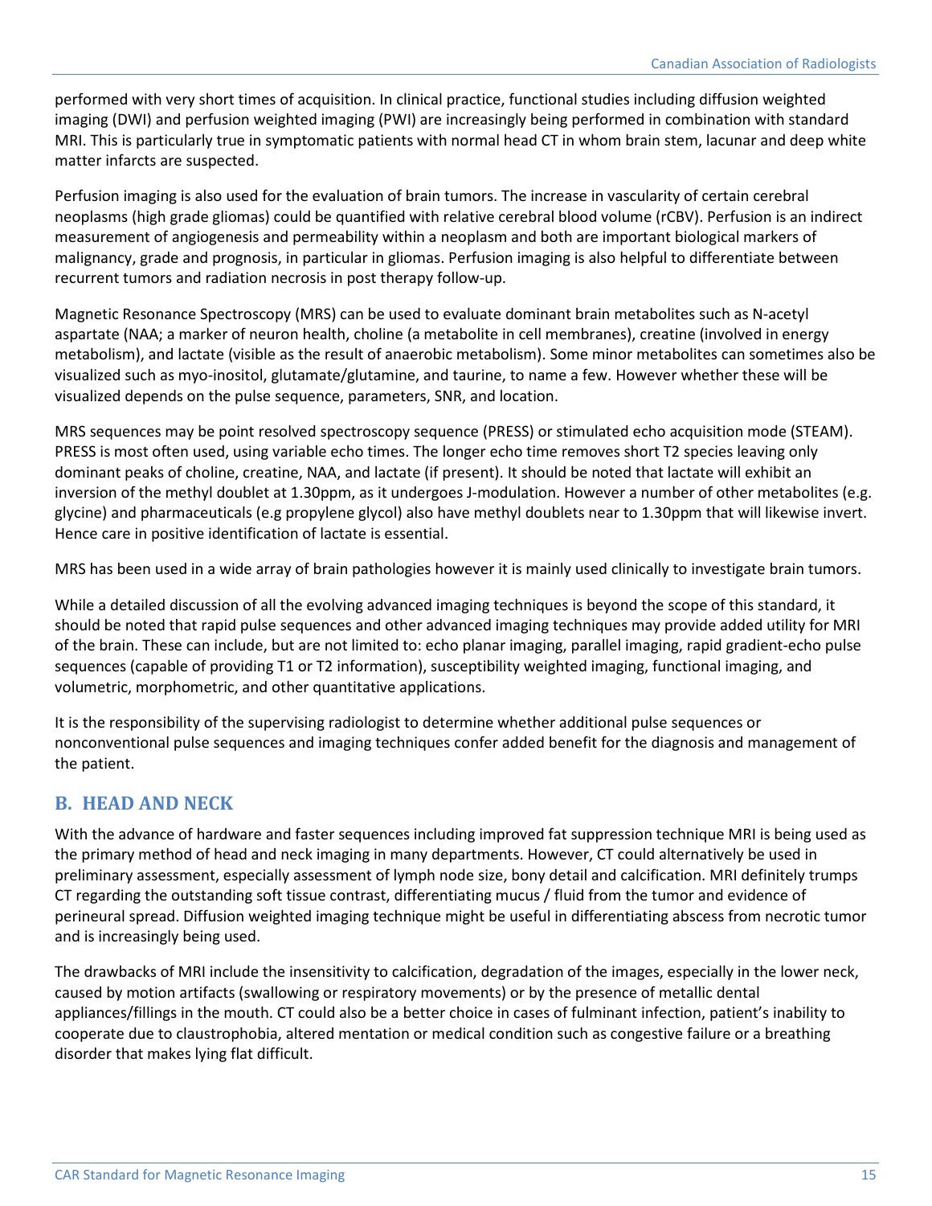performed with very short times of acquisition. In clinical practice, functional studies including diffusion weighted imaging (DWI) and perfusion weighted imaging (PWI) are increasingly being performed in combination with standard MRI. This is particularly true in symptomatic patients with normal head CT in whom brain stem, lacunar and deep white matter infarcts are suspected.

Perfusion imaging is also used for the evaluation of brain tumors. The increase in vascularity of certain cerebral neoplasms (high grade gliomas) could be quantified with relative cerebral blood volume (rCBV). Perfusion is an indirect measurement of angiogenesis and permeability within a neoplasm and both are important biological markers of malignancy, grade and prognosis, in particular in gliomas. Perfusion imaging is also helpful to differentiate between recurrent tumors and radiation necrosis in post therapy follow-up.

Magnetic Resonance Spectroscopy (MRS) can be used to evaluate dominant brain metabolites such as N-acetyl aspartate (NAA; a marker of neuron health, choline (a metabolite in cell membranes), creatine (involved in energy metabolism), and lactate (visible as the result of anaerobic metabolism). Some minor metabolites can sometimes also be visualized such as myo-inositol, glutamate/glutamine, and taurine, to name a few. However whether these will be visualized depends on the pulse sequence, parameters, SNR, and location.

MRS sequences may be point resolved spectroscopy sequence (PRESS) or stimulated echo acquisition mode (STEAM). PRESS is most often used, using variable echo times. The longer echo time removes short T2 species leaving only dominant peaks of choline, creatine, NAA, and lactate (if present). It should be noted that lactate will exhibit an inversion of the methyl doublet at 1.30ppm, as it undergoes J-modulation. However a number of other metabolites (e.g. glycine) and pharmaceuticals (e.g propylene glycol) also have methyl doublets near to 1.30ppm that will likewise invert. Hence care in positive identification of lactate is essential.

MRS has been used in a wide array of brain pathologies however it is mainly used clinically to investigate brain tumors.

While a detailed discussion of all the evolving advanced imaging techniques is beyond the scope of this standard, it should be noted that rapid pulse sequences and other advanced imaging techniques may provide added utility for MRI of the brain. These can include, but are not limited to: echo planar imaging, parallel imaging, rapid gradient-echo pulse sequences (capable of providing T1 or T2 information), susceptibility weighted imaging, functional imaging, and volumetric, morphometric, and other quantitative applications.

It is the responsibility of the supervising radiologist to determine whether additional pulse sequences or nonconventional pulse sequences and imaging techniques confer added benefit for the diagnosis and management of the patient.

## B. HEAD AND NECK

With the advance of hardware and faster sequences including improved fat suppression technique MRI is being used as the primary method of head and neck imaging in many departments. However, CT could alternatively be used in preliminary assessment, especially assessment of lymph node size, bony detail and calcification. MRI definitely trumps CT regarding the outstanding soft tissue contrast, differentiating mucus / fluid from the tumor and evidence of perineural spread. Diffusion weighted imaging technique might be useful in differentiating abscess from necrotic tumor and is increasingly being used.

The drawbacks of MRI include the insensitivity to calcification, degradation of the images, especially in the lower neck, caused by motion artifacts (swallowing or respiratory movements) or by the presence of metallic dental appliances/fillings in the mouth. CT could also be a better choice in cases of fulminant infection, patient's inability to cooperate due to claustrophobia, altered mentation or medical condition such as congestive failure or a breathing disorder that makes lying flat difficult.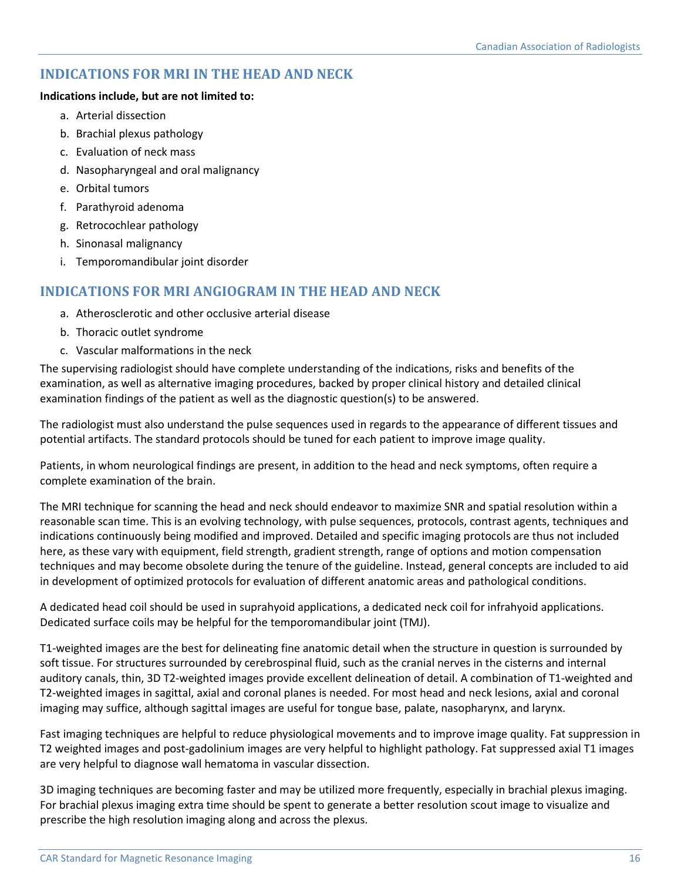## INDICATIONS FOR MRI IN THE HEAD AND NECK

**Indications include, but are not limited to:**

a. Arterial dissection
b. Brachial plexus pathology
c. Evaluation of neck mass
d. Nasopharyngeal and oral malignancy
e. Orbital tumors
f. Parathyroid adenoma
g. Retrocochlear pathology
h. Sinonasal malignancy
i. Temporomandibular joint disorder

## INDICATIONS FOR MRI ANGIOGRAM IN THE HEAD AND NECK

a. Atherosclerotic and other occlusive arterial disease
b. Thoracic outlet syndrome
c. Vascular malformations in the neck

The supervising radiologist should have complete understanding of the indications, risks and benefits of the examination, as well as alternative imaging procedures, backed by proper clinical history and detailed clinical examination findings of the patient as well as the diagnostic question(s) to be answered.

The radiologist must also understand the pulse sequences used in regards to the appearance of different tissues and potential artifacts. The standard protocols should be tuned for each patient to improve image quality.

Patients, in whom neurological findings are present, in addition to the head and neck symptoms, often require a complete examination of the brain.

The MRI technique for scanning the head and neck should endeavor to maximize SNR and spatial resolution within a reasonable scan time. This is an evolving technology, with pulse sequences, protocols, contrast agents, techniques and indications continuously being modified and improved. Detailed and specific imaging protocols are thus not included here, as these vary with equipment, field strength, gradient strength, range of options and motion compensation techniques and may become obsolete during the tenure of the guideline. Instead, general concepts are included to aid in development of optimized protocols for evaluation of different anatomic areas and pathological conditions.

A dedicated head coil should be used in suprahyoid applications, a dedicated neck coil for infrahyoid applications. Dedicated surface coils may be helpful for the temporomandibular joint (TMJ).

T1-weighted images are the best for delineating fine anatomic detail when the structure in question is surrounded by soft tissue. For structures surrounded by cerebrospinal fluid, such as the cranial nerves in the cisterns and internal auditory canals, thin, 3D T2-weighted images provide excellent delineation of detail. A combination of T1-weighted and T2-weighted images in sagittal, axial and coronal planes is needed. For most head and neck lesions, axial and coronal imaging may suffice, although sagittal images are useful for tongue base, palate, nasopharynx, and larynx.

Fast imaging techniques are helpful to reduce physiological movements and to improve image quality. Fat suppression in T2 weighted images and post-gadolinium images are very helpful to highlight pathology. Fat suppressed axial T1 images are very helpful to diagnose wall hematoma in vascular dissection.

3D imaging techniques are becoming faster and may be utilized more frequently, especially in brachial plexus imaging. For brachial plexus imaging extra time should be spent to generate a better resolution scout image to visualize and prescribe the high resolution imaging along and across the plexus.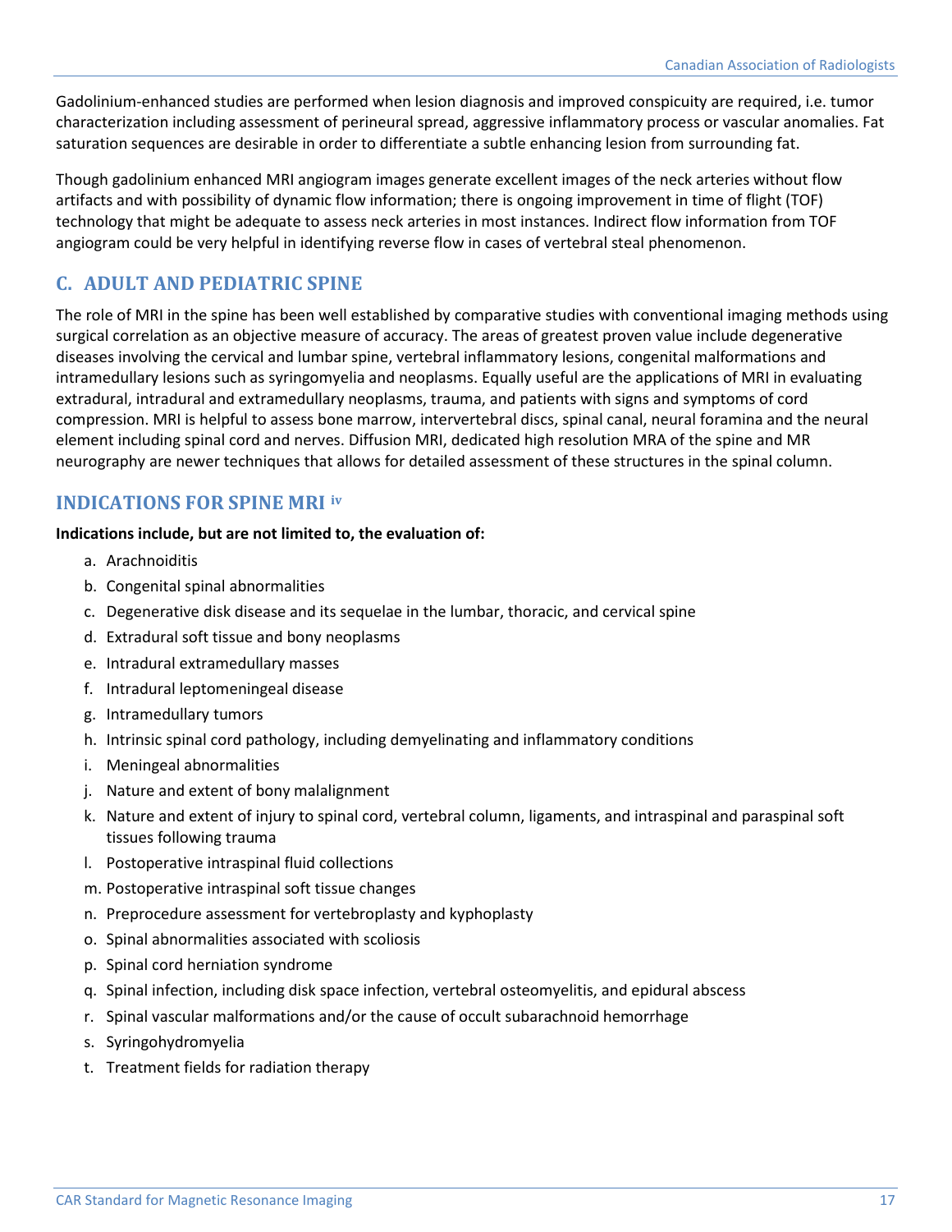Gadolinium-enhanced studies are performed when lesion diagnosis and improved conspicuity are required, i.e. tumor characterization including assessment of perineural spread, aggressive inflammatory process or vascular anomalies. Fat saturation sequences are desirable in order to differentiate a subtle enhancing lesion from surrounding fat.

Though gadolinium enhanced MRI angiogram images generate excellent images of the neck arteries without flow artifacts and with possibility of dynamic flow information; there is ongoing improvement in time of flight (TOF) technology that might be adequate to assess neck arteries in most instances. Indirect flow information from TOF angiogram could be very helpful in identifying reverse flow in cases of vertebral steal phenomenon.

## C. ADULT AND PEDIATRIC SPINE

The role of MRI in the spine has been well established by comparative studies with conventional imaging methods using surgical correlation as an objective measure of accuracy. The areas of greatest proven value include degenerative diseases involving the cervical and lumbar spine, vertebral inflammatory lesions, congenital malformations and intramedullary lesions such as syringomyelia and neoplasms. Equally useful are the applications of MRI in evaluating extradural, intradural and extramedullary neoplasms, trauma, and patients with signs and symptoms of cord compression. MRI is helpful to assess bone marrow, intervertebral discs, spinal canal, neural foramina and the neural element including spinal cord and nerves. Diffusion MRI, dedicated high resolution MRA of the spine and MR neurography are newer techniques that allows for detailed assessment of these structures in the spinal column.

## INDICATIONS FOR SPINE MRI [iv]

**Indications include, but are not limited to, the evaluation of:**

a. Arachnoiditis
b. Congenital spinal abnormalities
c. Degenerative disk disease and its sequelae in the lumbar, thoracic, and cervical spine
d. Extradural soft tissue and bony neoplasms
e. Intradural extramedullary masses
f. Intradural leptomeningeal disease
g. Intramedullary tumors
h. Intrinsic spinal cord pathology, including demyelinating and inflammatory conditions
i. Meningeal abnormalities
j. Nature and extent of bony malalignment
k. Nature and extent of injury to spinal cord, vertebral column, ligaments, and intraspinal and paraspinal soft tissues following trauma
l. Postoperative intraspinal fluid collections
m. Postoperative intraspinal soft tissue changes
n. Preprocedure assessment for vertebroplasty and kyphoplasty
o. Spinal abnormalities associated with scoliosis
p. Spinal cord herniation syndrome
q. Spinal infection, including disk space infection, vertebral osteomyelitis, and epidural abscess
r. Spinal vascular malformations and/or the cause of occult subarachnoid hemorrhage
s. Syringohydromyelia
t. Treatment fields for radiation therapy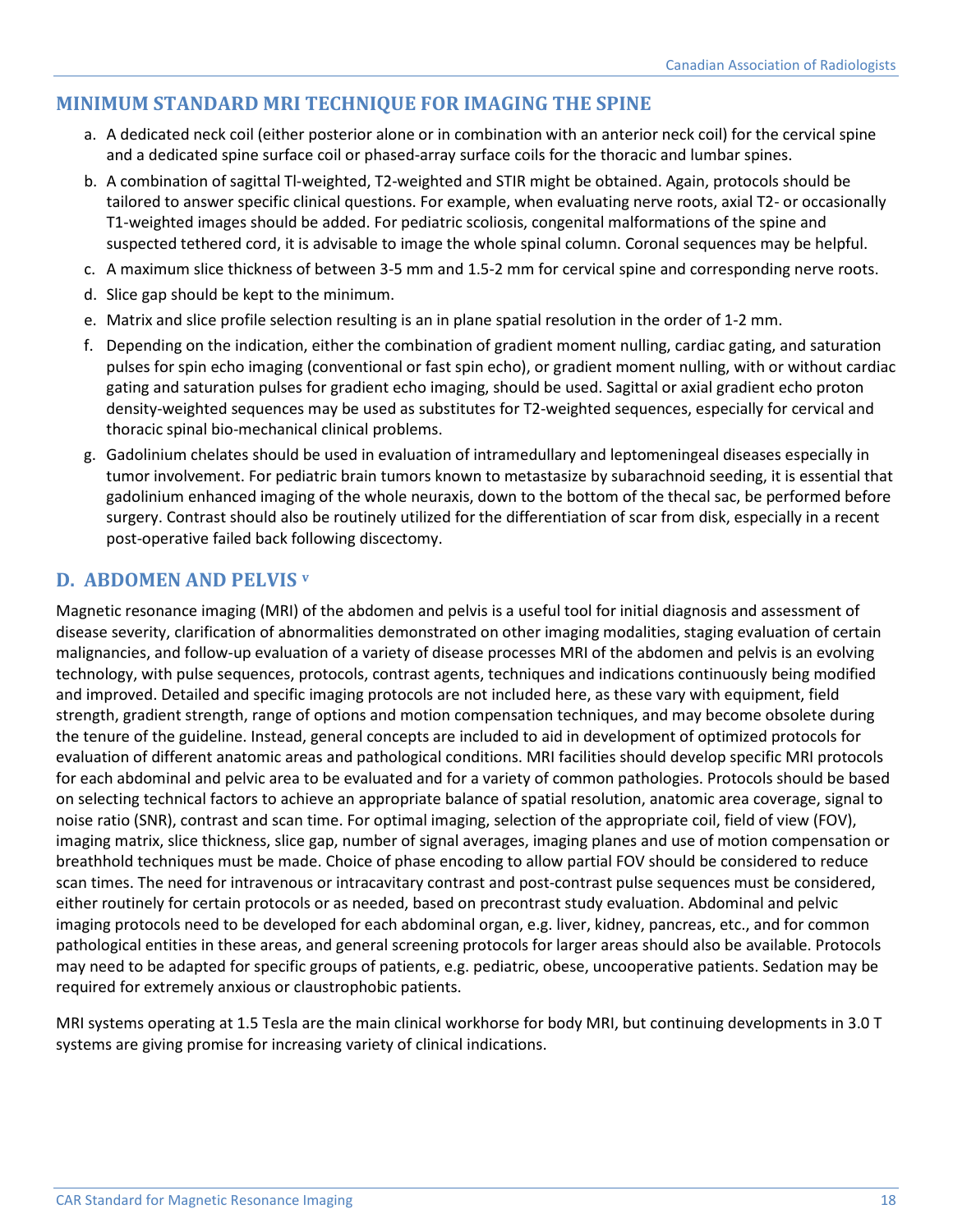## MINIMUM STANDARD MRI TECHNIQUE FOR IMAGING THE SPINE

a. A dedicated neck coil (either posterior alone or in combination with an anterior neck coil) for the cervical spine and a dedicated spine surface coil or phased-array surface coils for the thoracic and lumbar spines.

b. A combination of sagittal Tl-weighted, T2-weighted and STIR might be obtained. Again, protocols should be tailored to answer specific clinical questions. For example, when evaluating nerve roots, axial T2- or occasionally T1-weighted images should be added. For pediatric scoliosis, congenital malformations of the spine and suspected tethered cord, it is advisable to image the whole spinal column. Coronal sequences may be helpful.

c. A maximum slice thickness of between 3-5 mm and 1.5-2 mm for cervical spine and corresponding nerve roots.

d. Slice gap should be kept to the minimum.

e. Matrix and slice profile selection resulting is an in plane spatial resolution in the order of 1-2 mm.

f. Depending on the indication, either the combination of gradient moment nulling, cardiac gating, and saturation pulses for spin echo imaging (conventional or fast spin echo), or gradient moment nulling, with or without cardiac gating and saturation pulses for gradient echo imaging, should be used. Sagittal or axial gradient echo proton density-weighted sequences may be used as substitutes for T2-weighted sequences, especially for cervical and thoracic spinal bio-mechanical clinical problems.

g. Gadolinium chelates should be used in evaluation of intramedullary and leptomeningeal diseases especially in tumor involvement. For pediatric brain tumors known to metastasize by subarachnoid seeding, it is essential that gadolinium enhanced imaging of the whole neuraxis, down to the bottom of the thecal sac, be performed before surgery. Contrast should also be routinely utilized for the differentiation of scar from disk, especially in a recent post-operative failed back following discectomy.

## D. ABDOMEN AND PELVIS [v]

Magnetic resonance imaging (MRI) of the abdomen and pelvis is a useful tool for initial diagnosis and assessment of disease severity, clarification of abnormalities demonstrated on other imaging modalities, staging evaluation of certain malignancies, and follow-up evaluation of a variety of disease processes MRI of the abdomen and pelvis is an evolving technology, with pulse sequences, protocols, contrast agents, techniques and indications continuously being modified and improved. Detailed and specific imaging protocols are not included here, as these vary with equipment, field strength, gradient strength, range of options and motion compensation techniques, and may become obsolete during the tenure of the guideline. Instead, general concepts are included to aid in development of optimized protocols for evaluation of different anatomic areas and pathological conditions. MRI facilities should develop specific MRI protocols for each abdominal and pelvic area to be evaluated and for a variety of common pathologies. Protocols should be based on selecting technical factors to achieve an appropriate balance of spatial resolution, anatomic area coverage, signal to noise ratio (SNR), contrast and scan time. For optimal imaging, selection of the appropriate coil, field of view (FOV), imaging matrix, slice thickness, slice gap, number of signal averages, imaging planes and use of motion compensation or breathhold techniques must be made. Choice of phase encoding to allow partial FOV should be considered to reduce scan times. The need for intravenous or intracavitary contrast and post-contrast pulse sequences must be considered, either routinely for certain protocols or as needed, based on precontrast study evaluation. Abdominal and pelvic imaging protocols need to be developed for each abdominal organ, e.g. liver, kidney, pancreas, etc., and for common pathological entities in these areas, and general screening protocols for larger areas should also be available. Protocols may need to be adapted for specific groups of patients, e.g. pediatric, obese, uncooperative patients. Sedation may be required for extremely anxious or claustrophobic patients.

MRI systems operating at 1.5 Tesla are the main clinical workhorse for body MRI, but continuing developments in 3.0 T systems are giving promise for increasing variety of clinical indications.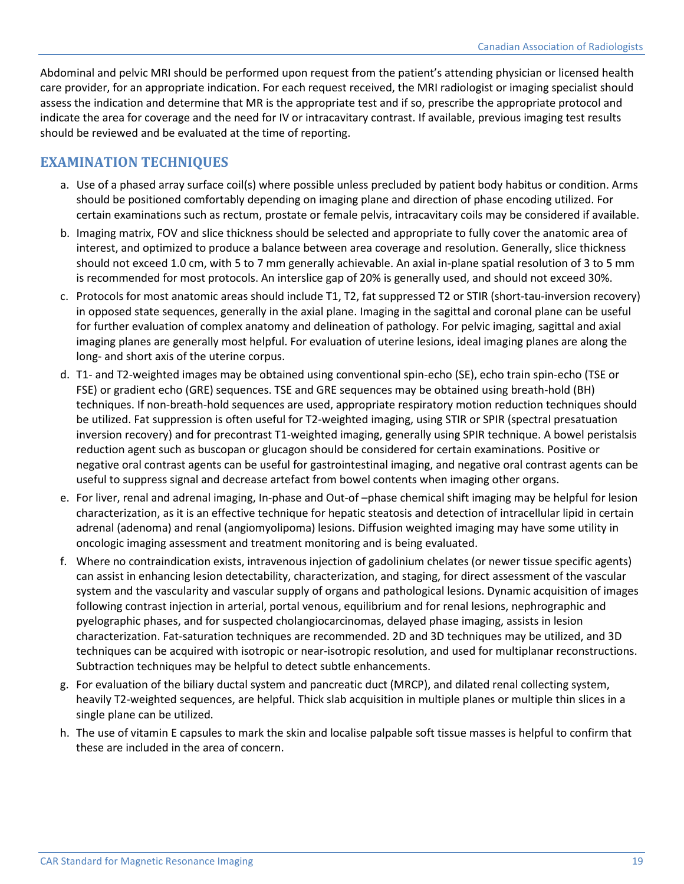Abdominal and pelvic MRI should be performed upon request from the patient's attending physician or licensed health care provider, for an appropriate indication. For each request received, the MRI radiologist or imaging specialist should assess the indication and determine that MR is the appropriate test and if so, prescribe the appropriate protocol and indicate the area for coverage and the need for IV or intracavitary contrast. If available, previous imaging test results should be reviewed and be evaluated at the time of reporting.

## EXAMINATION TECHNIQUES

a. Use of a phased array surface coil(s) where possible unless precluded by patient body habitus or condition. Arms should be positioned comfortably depending on imaging plane and direction of phase encoding utilized. For certain examinations such as rectum, prostate or female pelvis, intracavitary coils may be considered if available.

b. Imaging matrix, FOV and slice thickness should be selected and appropriate to fully cover the anatomic area of interest, and optimized to produce a balance between area coverage and resolution. Generally, slice thickness should not exceed 1.0 cm, with 5 to 7 mm generally achievable. An axial in-plane spatial resolution of 3 to 5 mm is recommended for most protocols. An interslice gap of 20% is generally used, and should not exceed 30%.

c. Protocols for most anatomic areas should include T1, T2, fat suppressed T2 or STIR (short-tau-inversion recovery) in opposed state sequences, generally in the axial plane. Imaging in the sagittal and coronal plane can be useful for further evaluation of complex anatomy and delineation of pathology. For pelvic imaging, sagittal and axial imaging planes are generally most helpful. For evaluation of uterine lesions, ideal imaging planes are along the long- and short axis of the uterine corpus.

d. T1- and T2-weighted images may be obtained using conventional spin-echo (SE), echo train spin-echo (TSE or FSE) or gradient echo (GRE) sequences. TSE and GRE sequences may be obtained using breath-hold (BH) techniques. If non-breath-hold sequences are used, appropriate respiratory motion reduction techniques should be utilized. Fat suppression is often useful for T2-weighted imaging, using STIR or SPIR (spectral presatuation inversion recovery) and for precontrast T1-weighted imaging, generally using SPIR technique. A bowel peristalsis reduction agent such as buscopan or glucagon should be considered for certain examinations. Positive or negative oral contrast agents can be useful for gastrointestinal imaging, and negative oral contrast agents can be useful to suppress signal and decrease artefact from bowel contents when imaging other organs.

e. For liver, renal and adrenal imaging, In-phase and Out-of –phase chemical shift imaging may be helpful for lesion characterization, as it is an effective technique for hepatic steatosis and detection of intracellular lipid in certain adrenal (adenoma) and renal (angiomyolipoma) lesions. Diffusion weighted imaging may have some utility in oncologic imaging assessment and treatment monitoring and is being evaluated.

f. Where no contraindication exists, intravenous injection of gadolinium chelates (or newer tissue specific agents) can assist in enhancing lesion detectability, characterization, and staging, for direct assessment of the vascular system and the vascularity and vascular supply of organs and pathological lesions. Dynamic acquisition of images following contrast injection in arterial, portal venous, equilibrium and for renal lesions, nephrographic and pyelographic phases, and for suspected cholangiocarcinomas, delayed phase imaging, assists in lesion characterization. Fat-saturation techniques are recommended. 2D and 3D techniques may be utilized, and 3D techniques can be acquired with isotropic or near-isotropic resolution, and used for multiplanar reconstructions. Subtraction techniques may be helpful to detect subtle enhancements.

g. For evaluation of the biliary ductal system and pancreatic duct (MRCP), and dilated renal collecting system, heavily T2-weighted sequences, are helpful. Thick slab acquisition in multiple planes or multiple thin slices in a single plane can be utilized.

h. The use of vitamin E capsules to mark the skin and localise palpable soft tissue masses is helpful to confirm that these are included in the area of concern.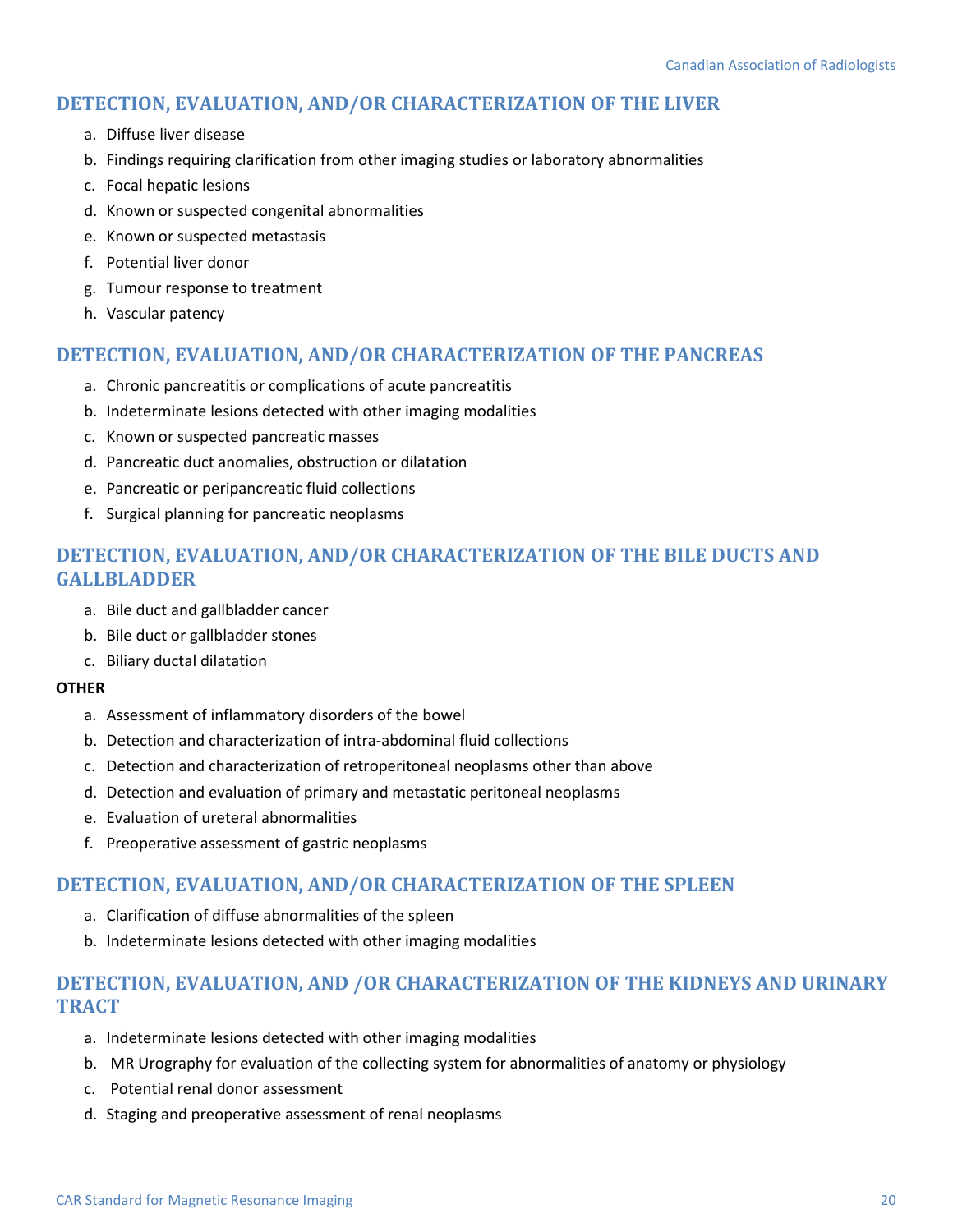## DETECTION, EVALUATION, AND/OR CHARACTERIZATION OF THE LIVER

a. Diffuse liver disease
b. Findings requiring clarification from other imaging studies or laboratory abnormalities
c. Focal hepatic lesions
d. Known or suspected congenital abnormalities
e. Known or suspected metastasis
f. Potential liver donor
g. Tumour response to treatment
h. Vascular patency

## DETECTION, EVALUATION, AND/OR CHARACTERIZATION OF THE PANCREAS

a. Chronic pancreatitis or complications of acute pancreatitis
b. Indeterminate lesions detected with other imaging modalities
c. Known or suspected pancreatic masses
d. Pancreatic duct anomalies, obstruction or dilatation
e. Pancreatic or peripancreatic fluid collections
f. Surgical planning for pancreatic neoplasms

## DETECTION, EVALUATION, AND/OR CHARACTERIZATION OF THE BILE DUCTS AND GALLBLADDER

a. Bile duct and gallbladder cancer
b. Bile duct or gallbladder stones
c. Biliary ductal dilatation

**OTHER**

a. Assessment of inflammatory disorders of the bowel
b. Detection and characterization of intra-abdominal fluid collections
c. Detection and characterization of retroperitoneal neoplasms other than above
d. Detection and evaluation of primary and metastatic peritoneal neoplasms
e. Evaluation of ureteral abnormalities
f. Preoperative assessment of gastric neoplasms

## DETECTION, EVALUATION, AND/OR CHARACTERIZATION OF THE SPLEEN

a. Clarification of diffuse abnormalities of the spleen
b. Indeterminate lesions detected with other imaging modalities

## DETECTION, EVALUATION, AND /OR CHARACTERIZATION OF THE KIDNEYS AND URINARY TRACT

a. Indeterminate lesions detected with other imaging modalities
b. MR Urography for evaluation of the collecting system for abnormalities of anatomy or physiology
c. Potential renal donor assessment
d. Staging and preoperative assessment of renal neoplasms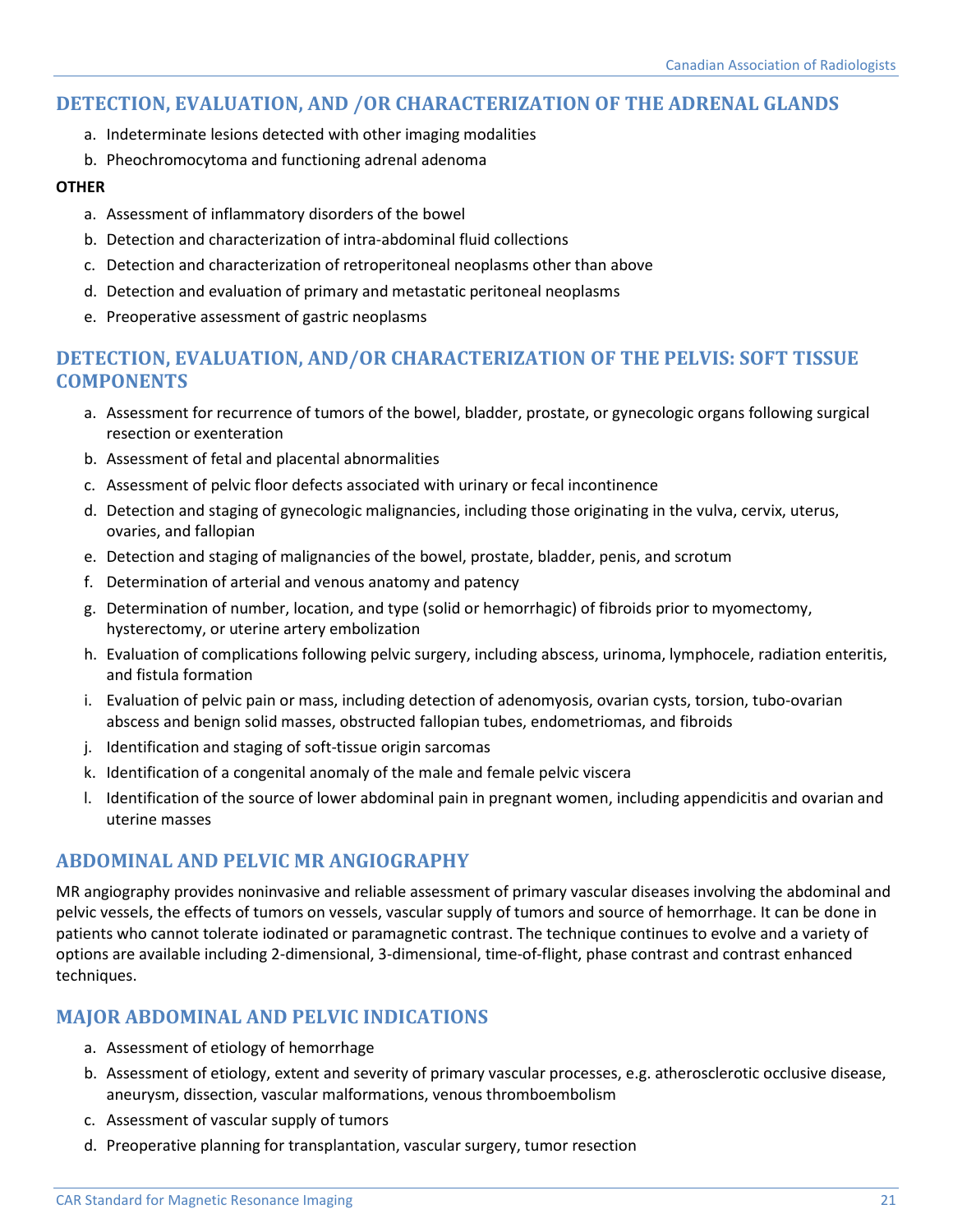## DETECTION, EVALUATION, AND /OR CHARACTERIZATION OF THE ADRENAL GLANDS

a. Indeterminate lesions detected with other imaging modalities
b. Pheochromocytoma and functioning adrenal adenoma

**OTHER**

a. Assessment of inflammatory disorders of the bowel
b. Detection and characterization of intra-abdominal fluid collections
c. Detection and characterization of retroperitoneal neoplasms other than above
d. Detection and evaluation of primary and metastatic peritoneal neoplasms
e. Preoperative assessment of gastric neoplasms

## DETECTION, EVALUATION, AND/OR CHARACTERIZATION OF THE PELVIS: SOFT TISSUE COMPONENTS

a. Assessment for recurrence of tumors of the bowel, bladder, prostate, or gynecologic organs following surgical resection or exenteration
b. Assessment of fetal and placental abnormalities
c. Assessment of pelvic floor defects associated with urinary or fecal incontinence
d. Detection and staging of gynecologic malignancies, including those originating in the vulva, cervix, uterus, ovaries, and fallopian
e. Detection and staging of malignancies of the bowel, prostate, bladder, penis, and scrotum
f. Determination of arterial and venous anatomy and patency
g. Determination of number, location, and type (solid or hemorrhagic) of fibroids prior to myomectomy, hysterectomy, or uterine artery embolization
h. Evaluation of complications following pelvic surgery, including abscess, urinoma, lymphocele, radiation enteritis, and fistula formation
i. Evaluation of pelvic pain or mass, including detection of adenomyosis, ovarian cysts, torsion, tubo-ovarian abscess and benign solid masses, obstructed fallopian tubes, endometriomas, and fibroids
j. Identification and staging of soft-tissue origin sarcomas
k. Identification of a congenital anomaly of the male and female pelvic viscera
l. Identification of the source of lower abdominal pain in pregnant women, including appendicitis and ovarian and uterine masses

## ABDOMINAL AND PELVIC MR ANGIOGRAPHY

MR angiography provides noninvasive and reliable assessment of primary vascular diseases involving the abdominal and pelvic vessels, the effects of tumors on vessels, vascular supply of tumors and source of hemorrhage. It can be done in patients who cannot tolerate iodinated or paramagnetic contrast. The technique continues to evolve and a variety of options are available including 2-dimensional, 3-dimensional, time-of-flight, phase contrast and contrast enhanced techniques.

## MAJOR ABDOMINAL AND PELVIC INDICATIONS

a. Assessment of etiology of hemorrhage
b. Assessment of etiology, extent and severity of primary vascular processes, e.g. atherosclerotic occlusive disease, aneurysm, dissection, vascular malformations, venous thromboembolism
c. Assessment of vascular supply of tumors
d. Preoperative planning for transplantation, vascular surgery, tumor resection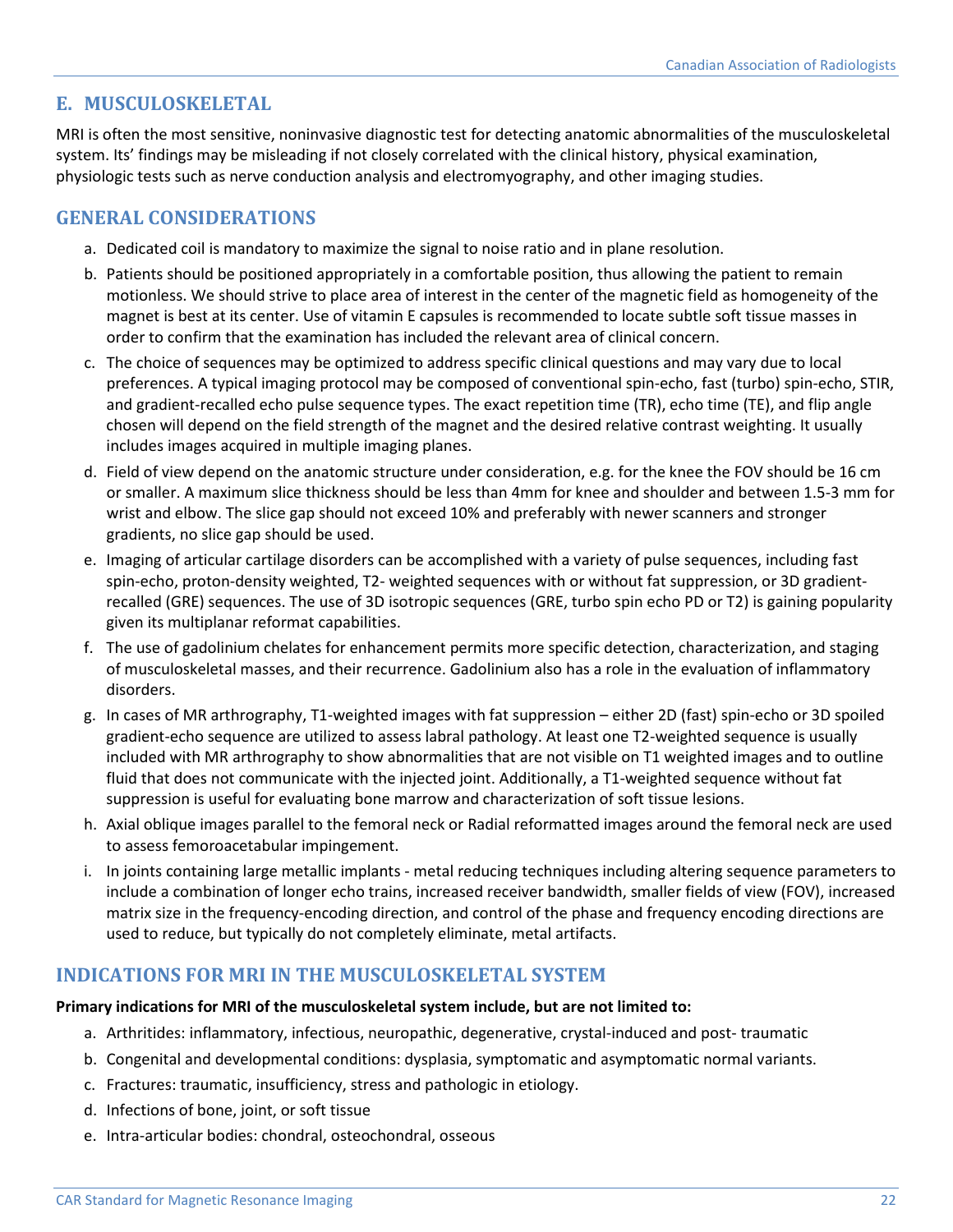## E. MUSCULOSKELETAL

MRI is often the most sensitive, noninvasive diagnostic test for detecting anatomic abnormalities of the musculoskeletal system. Its' findings may be misleading if not closely correlated with the clinical history, physical examination, physiologic tests such as nerve conduction analysis and electromyography, and other imaging studies.

## GENERAL CONSIDERATIONS

a. Dedicated coil is mandatory to maximize the signal to noise ratio and in plane resolution.
b. Patients should be positioned appropriately in a comfortable position, thus allowing the patient to remain motionless. We should strive to place area of interest in the center of the magnetic field as homogeneity of the magnet is best at its center. Use of vitamin E capsules is recommended to locate subtle soft tissue masses in order to confirm that the examination has included the relevant area of clinical concern.
c. The choice of sequences may be optimized to address specific clinical questions and may vary due to local preferences. A typical imaging protocol may be composed of conventional spin-echo, fast (turbo) spin-echo, STIR, and gradient-recalled echo pulse sequence types. The exact repetition time (TR), echo time (TE), and flip angle chosen will depend on the field strength of the magnet and the desired relative contrast weighting. It usually includes images acquired in multiple imaging planes.
d. Field of view depend on the anatomic structure under consideration, e.g. for the knee the FOV should be 16 cm or smaller. A maximum slice thickness should be less than 4mm for knee and shoulder and between 1.5-3 mm for wrist and elbow. The slice gap should not exceed 10% and preferably with newer scanners and stronger gradients, no slice gap should be used.
e. Imaging of articular cartilage disorders can be accomplished with a variety of pulse sequences, including fast spin-echo, proton-density weighted, T2- weighted sequences with or without fat suppression, or 3D gradient-recalled (GRE) sequences. The use of 3D isotropic sequences (GRE, turbo spin echo PD or T2) is gaining popularity given its multiplanar reformat capabilities.
f. The use of gadolinium chelates for enhancement permits more specific detection, characterization, and staging of musculoskeletal masses, and their recurrence. Gadolinium also has a role in the evaluation of inflammatory disorders.
g. In cases of MR arthrography, T1-weighted images with fat suppression – either 2D (fast) spin-echo or 3D spoiled gradient-echo sequence are utilized to assess labral pathology. At least one T2-weighted sequence is usually included with MR arthrography to show abnormalities that are not visible on T1 weighted images and to outline fluid that does not communicate with the injected joint. Additionally, a T1-weighted sequence without fat suppression is useful for evaluating bone marrow and characterization of soft tissue lesions.
h. Axial oblique images parallel to the femoral neck or Radial reformatted images around the femoral neck are used to assess femoroacetabular impingement.
i. In joints containing large metallic implants - metal reducing techniques including altering sequence parameters to include a combination of longer echo trains, increased receiver bandwidth, smaller fields of view (FOV), increased matrix size in the frequency-encoding direction, and control of the phase and frequency encoding directions are used to reduce, but typically do not completely eliminate, metal artifacts.

## INDICATIONS FOR MRI IN THE MUSCULOSKELETAL SYSTEM

**Primary indications for MRI of the musculoskeletal system include, but are not limited to:**

a. Arthritides: inflammatory, infectious, neuropathic, degenerative, crystal-induced and post- traumatic
b. Congenital and developmental conditions: dysplasia, symptomatic and asymptomatic normal variants.
c. Fractures: traumatic, insufficiency, stress and pathologic in etiology.
d. Infections of bone, joint, or soft tissue
e. Intra-articular bodies: chondral, osteochondral, osseous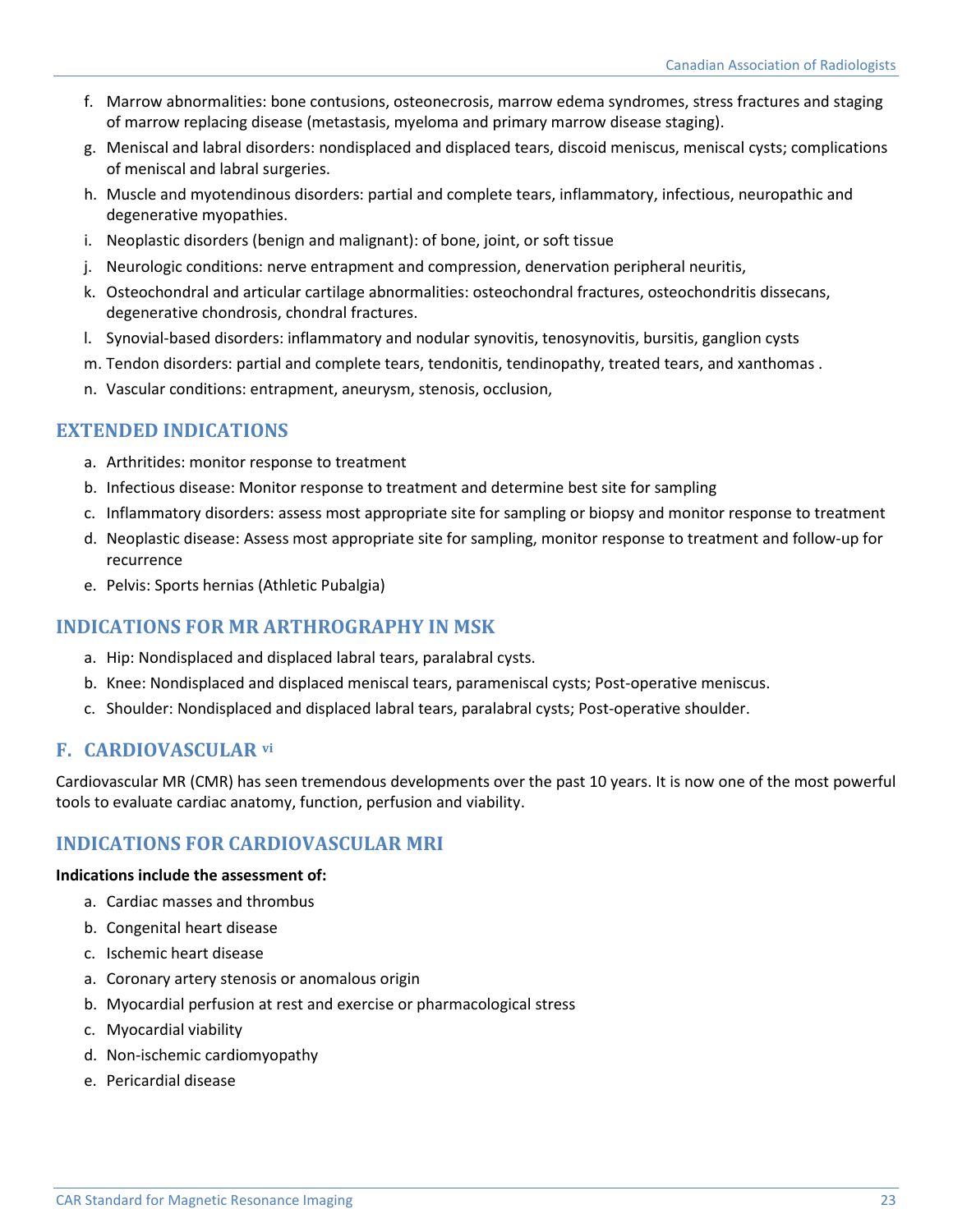f. Marrow abnormalities: bone contusions, osteonecrosis, marrow edema syndromes, stress fractures and staging of marrow replacing disease (metastasis, myeloma and primary marrow disease staging).
g. Meniscal and labral disorders: nondisplaced and displaced tears, discoid meniscus, meniscal cysts; complications of meniscal and labral surgeries.
h. Muscle and myotendinous disorders: partial and complete tears, inflammatory, infectious, neuropathic and degenerative myopathies.
i. Neoplastic disorders (benign and malignant): of bone, joint, or soft tissue
j. Neurologic conditions: nerve entrapment and compression, denervation peripheral neuritis,
k. Osteochondral and articular cartilage abnormalities: osteochondral fractures, osteochondritis dissecans, degenerative chondrosis, chondral fractures.
l. Synovial-based disorders: inflammatory and nodular synovitis, tenosynovitis, bursitis, ganglion cysts
m. Tendon disorders: partial and complete tears, tendonitis, tendinopathy, treated tears, and xanthomas .
n. Vascular conditions: entrapment, aneurysm, stenosis, occlusion,

## EXTENDED INDICATIONS

a. Arthritides: monitor response to treatment
b. Infectious disease: Monitor response to treatment and determine best site for sampling
c. Inflammatory disorders: assess most appropriate site for sampling or biopsy and monitor response to treatment
d. Neoplastic disease: Assess most appropriate site for sampling, monitor response to treatment and follow-up for recurrence
e. Pelvis: Sports hernias (Athletic Pubalgia)

## INDICATIONS FOR MR ARTHROGRAPHY IN MSK

a. Hip: Nondisplaced and displaced labral tears, paralabral cysts.
b. Knee: Nondisplaced and displaced meniscal tears, parameniscal cysts; Post-operative meniscus.
c. Shoulder: Nondisplaced and displaced labral tears, paralabral cysts; Post-operative shoulder.

## F. CARDIOVASCULAR [vi]

Cardiovascular MR (CMR) has seen tremendous developments over the past 10 years. It is now one of the most powerful tools to evaluate cardiac anatomy, function, perfusion and viability.

## INDICATIONS FOR CARDIOVASCULAR MRI

**Indications include the assessment of:**

a. Cardiac masses and thrombus
b. Congenital heart disease
c. Ischemic heart disease
a. Coronary artery stenosis or anomalous origin
b. Myocardial perfusion at rest and exercise or pharmacological stress
c. Myocardial viability
d. Non-ischemic cardiomyopathy
e. Pericardial disease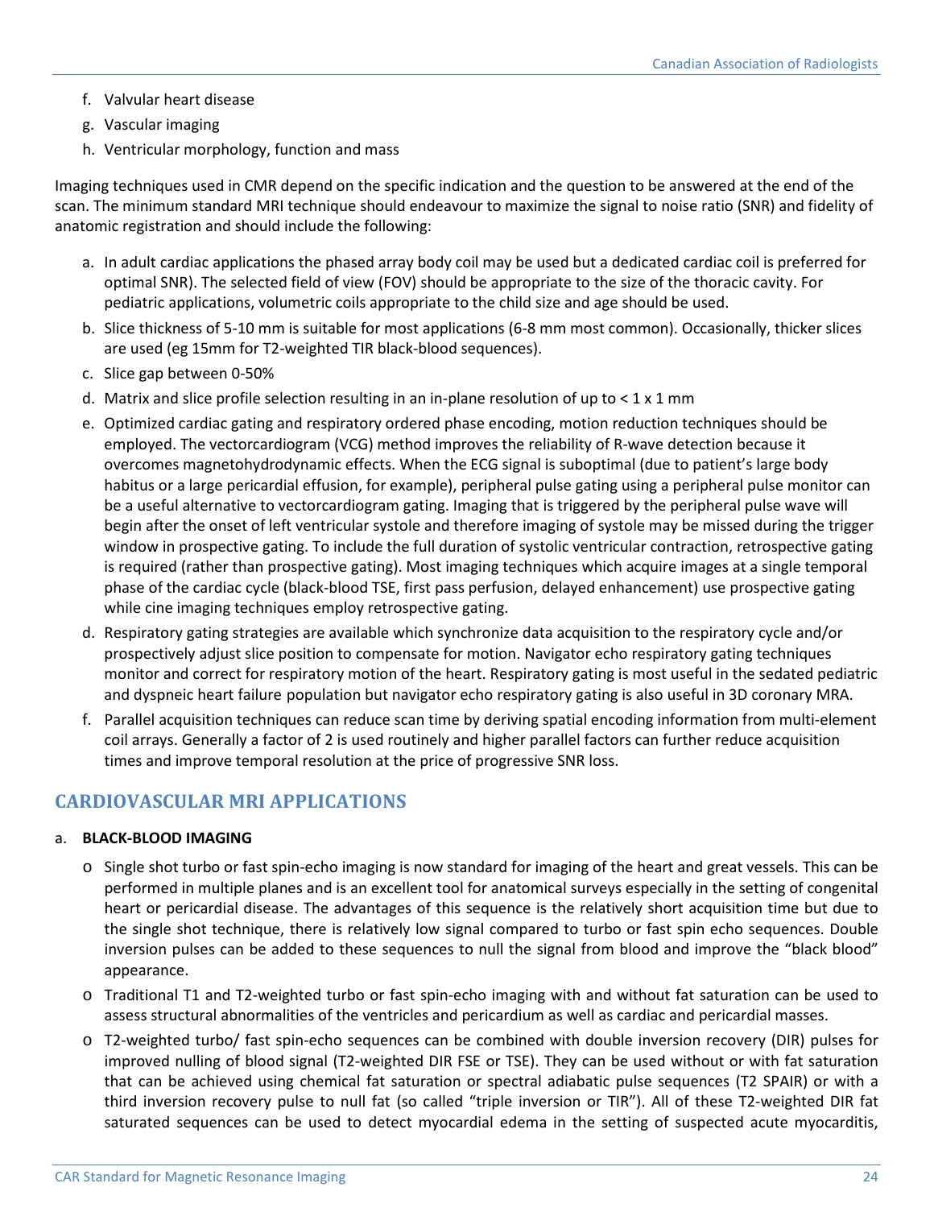f. Valvular heart disease
g. Vascular imaging
h. Ventricular morphology, function and mass

Imaging techniques used in CMR depend on the specific indication and the question to be answered at the end of the scan. The minimum standard MRI technique should endeavour to maximize the signal to noise ratio (SNR) and fidelity of anatomic registration and should include the following:

a. In adult cardiac applications the phased array body coil may be used but a dedicated cardiac coil is preferred for optimal SNR). The selected field of view (FOV) should be appropriate to the size of the thoracic cavity. For pediatric applications, volumetric coils appropriate to the child size and age should be used.
b. Slice thickness of 5-10 mm is suitable for most applications (6-8 mm most common). Occasionally, thicker slices are used (eg 15mm for T2-weighted TIR black-blood sequences).
c. Slice gap between 0-50%
d. Matrix and slice profile selection resulting in an in-plane resolution of up to < 1 x 1 mm
e. Optimized cardiac gating and respiratory ordered phase encoding, motion reduction techniques should be employed. The vectorcardiogram (VCG) method improves the reliability of R-wave detection because it overcomes magnetohydrodynamic effects. When the ECG signal is suboptimal (due to patient's large body habitus or a large pericardial effusion, for example), peripheral pulse gating using a peripheral pulse monitor can be a useful alternative to vectorcardiogram gating. Imaging that is triggered by the peripheral pulse wave will begin after the onset of left ventricular systole and therefore imaging of systole may be missed during the trigger window in prospective gating. To include the full duration of systolic ventricular contraction, retrospective gating is required (rather than prospective gating). Most imaging techniques which acquire images at a single temporal phase of the cardiac cycle (black-blood TSE, first pass perfusion, delayed enhancement) use prospective gating while cine imaging techniques employ retrospective gating.
d. Respiratory gating strategies are available which synchronize data acquisition to the respiratory cycle and/or prospectively adjust slice position to compensate for motion. Navigator echo respiratory gating techniques monitor and correct for respiratory motion of the heart. Respiratory gating is most useful in the sedated pediatric and dyspneic heart failure population but navigator echo respiratory gating is also useful in 3D coronary MRA.
f. Parallel acquisition techniques can reduce scan time by deriving spatial encoding information from multi-element coil arrays. Generally a factor of 2 is used routinely and higher parallel factors can further reduce acquisition times and improve temporal resolution at the price of progressive SNR loss.

## CARDIOVASCULAR MRI APPLICATIONS

a. **BLACK-BLOOD IMAGING**

- Single shot turbo or fast spin-echo imaging is now standard for imaging of the heart and great vessels. This can be performed in multiple planes and is an excellent tool for anatomical surveys especially in the setting of congenital heart or pericardial disease. The advantages of this sequence is the relatively short acquisition time but due to the single shot technique, there is relatively low signal compared to turbo or fast spin echo sequences. Double inversion pulses can be added to these sequences to null the signal from blood and improve the "black blood" appearance.
- Traditional T1 and T2-weighted turbo or fast spin-echo imaging with and without fat saturation can be used to assess structural abnormalities of the ventricles and pericardium as well as cardiac and pericardial masses.
- T2-weighted turbo/ fast spin-echo sequences can be combined with double inversion recovery (DIR) pulses for improved nulling of blood signal (T2-weighted DIR FSE or TSE). They can be used without or with fat saturation that can be achieved using chemical fat saturation or spectral adiabatic pulse sequences (T2 SPAIR) or with a third inversion recovery pulse to null fat (so called "triple inversion or TIR"). All of these T2-weighted DIR fat saturated sequences can be used to detect myocardial edema in the setting of suspected acute myocarditis,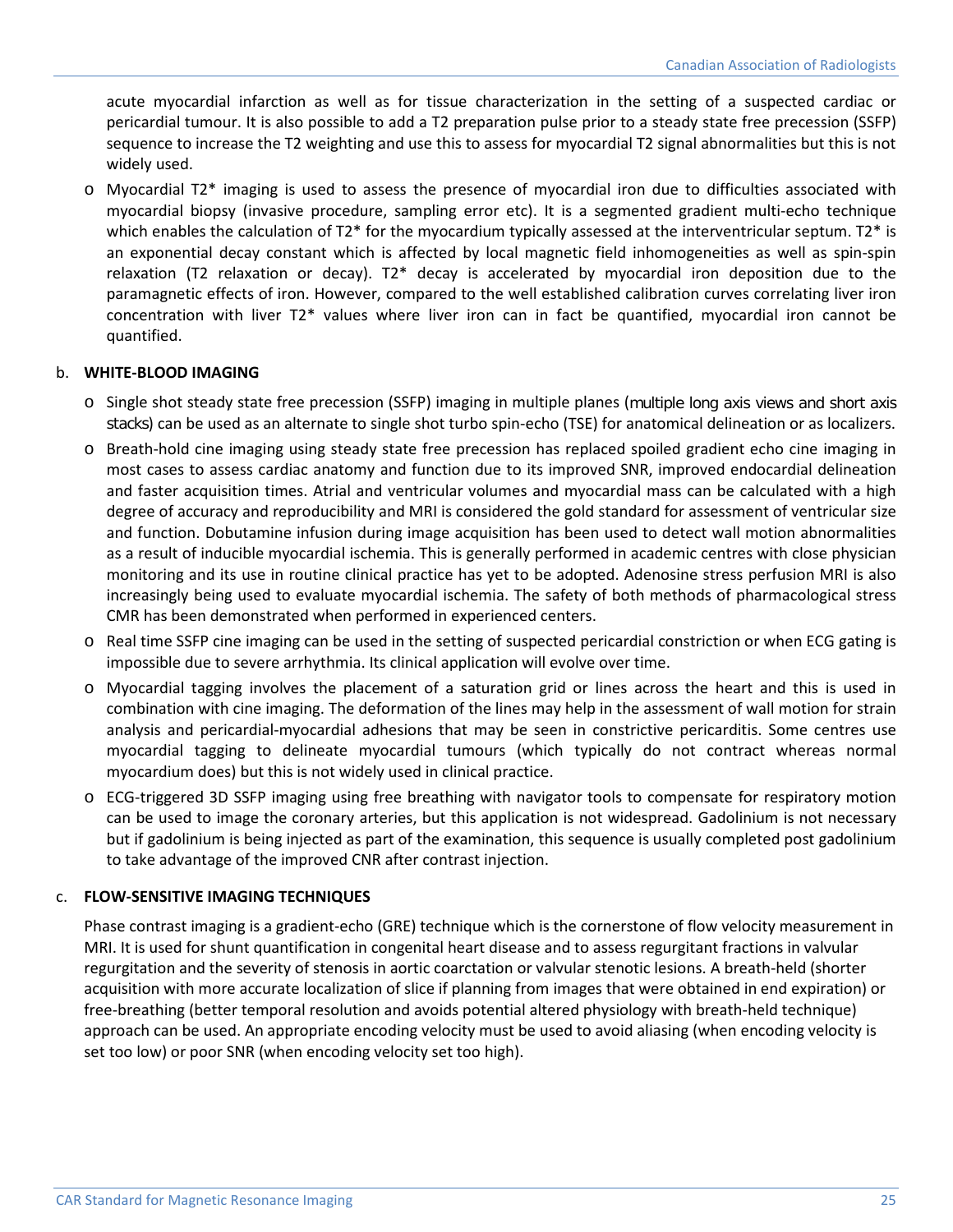acute myocardial infarction as well as for tissue characterization in the setting of a suspected cardiac or pericardial tumour. It is also possible to add a T2 preparation pulse prior to a steady state free precession (SSFP) sequence to increase the T2 weighting and use this to assess for myocardial T2 signal abnormalities but this is not widely used.

- Myocardial T2* imaging is used to assess the presence of myocardial iron due to difficulties associated with myocardial biopsy (invasive procedure, sampling error etc). It is a segmented gradient multi-echo technique which enables the calculation of T2* for the myocardium typically assessed at the interventricular septum. T2* is an exponential decay constant which is affected by local magnetic field inhomogeneities as well as spin-spin relaxation (T2 relaxation or decay). T2* decay is accelerated by myocardial iron deposition due to the paramagnetic effects of iron. However, compared to the well established calibration curves correlating liver iron concentration with liver T2* values where liver iron can in fact be quantified, myocardial iron cannot be quantified.

b. **WHITE-BLOOD IMAGING**

- Single shot steady state free precession (SSFP) imaging in multiple planes (multiple long axis views and short axis stacks) can be used as an alternate to single shot turbo spin-echo (TSE) for anatomical delineation or as localizers.
- Breath-hold cine imaging using steady state free precession has replaced spoiled gradient echo cine imaging in most cases to assess cardiac anatomy and function due to its improved SNR, improved endocardial delineation and faster acquisition times. Atrial and ventricular volumes and myocardial mass can be calculated with a high degree of accuracy and reproducibility and MRI is considered the gold standard for assessment of ventricular size and function. Dobutamine infusion during image acquisition has been used to detect wall motion abnormalities as a result of inducible myocardial ischemia. This is generally performed in academic centres with close physician monitoring and its use in routine clinical practice has yet to be adopted. Adenosine stress perfusion MRI is also increasingly being used to evaluate myocardial ischemia. The safety of both methods of pharmacological stress CMR has been demonstrated when performed in experienced centers.
- Real time SSFP cine imaging can be used in the setting of suspected pericardial constriction or when ECG gating is impossible due to severe arrhythmia. Its clinical application will evolve over time.
- Myocardial tagging involves the placement of a saturation grid or lines across the heart and this is used in combination with cine imaging. The deformation of the lines may help in the assessment of wall motion for strain analysis and pericardial-myocardial adhesions that may be seen in constrictive pericarditis. Some centres use myocardial tagging to delineate myocardial tumours (which typically do not contract whereas normal myocardium does) but this is not widely used in clinical practice.
- ECG-triggered 3D SSFP imaging using free breathing with navigator tools to compensate for respiratory motion can be used to image the coronary arteries, but this application is not widespread. Gadolinium is not necessary but if gadolinium is being injected as part of the examination, this sequence is usually completed post gadolinium to take advantage of the improved CNR after contrast injection.

c. **FLOW-SENSITIVE IMAGING TECHNIQUES**

Phase contrast imaging is a gradient-echo (GRE) technique which is the cornerstone of flow velocity measurement in MRI. It is used for shunt quantification in congenital heart disease and to assess regurgitant fractions in valvular regurgitation and the severity of stenosis in aortic coarctation or valvular stenotic lesions. A breath-held (shorter acquisition with more accurate localization of slice if planning from images that were obtained in end expiration) or free-breathing (better temporal resolution and avoids potential altered physiology with breath-held technique) approach can be used. An appropriate encoding velocity must be used to avoid aliasing (when encoding velocity is set too low) or poor SNR (when encoding velocity set too high).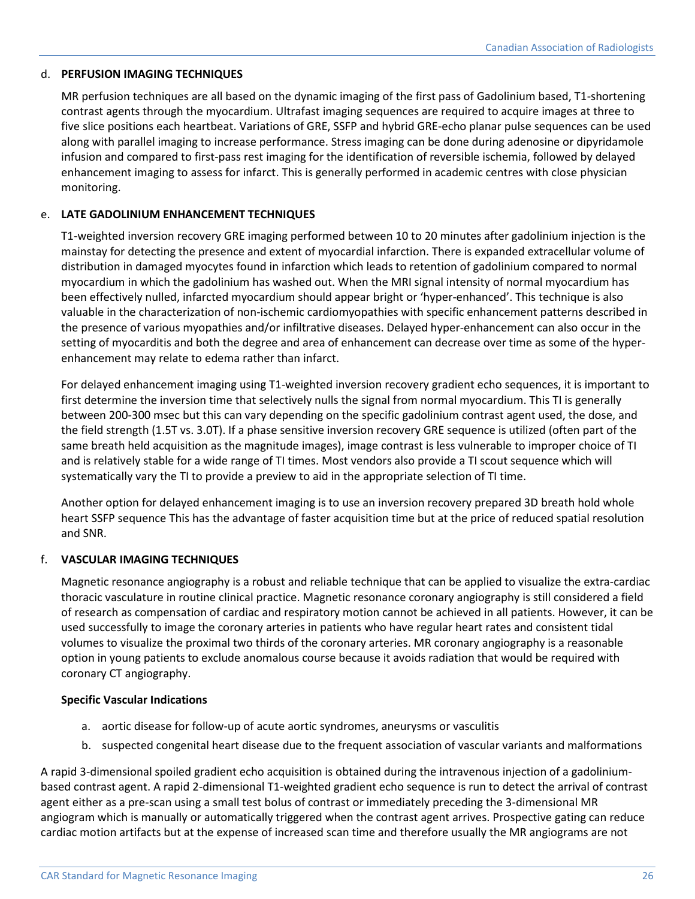d. **PERFUSION IMAGING TECHNIQUES**

MR perfusion techniques are all based on the dynamic imaging of the first pass of Gadolinium based, T1-shortening contrast agents through the myocardium. Ultrafast imaging sequences are required to acquire images at three to five slice positions each heartbeat. Variations of GRE, SSFP and hybrid GRE-echo planar pulse sequences can be used along with parallel imaging to increase performance. Stress imaging can be done during adenosine or dipyridamole infusion and compared to first-pass rest imaging for the identification of reversible ischemia, followed by delayed enhancement imaging to assess for infarct. This is generally performed in academic centres with close physician monitoring.

e. **LATE GADOLINIUM ENHANCEMENT TECHNIQUES**

T1-weighted inversion recovery GRE imaging performed between 10 to 20 minutes after gadolinium injection is the mainstay for detecting the presence and extent of myocardial infarction. There is expanded extracellular volume of distribution in damaged myocytes found in infarction which leads to retention of gadolinium compared to normal myocardium in which the gadolinium has washed out. When the MRI signal intensity of normal myocardium has been effectively nulled, infarcted myocardium should appear bright or 'hyper-enhanced'. This technique is also valuable in the characterization of non-ischemic cardiomyopathies with specific enhancement patterns described in the presence of various myopathies and/or infiltrative diseases. Delayed hyper-enhancement can also occur in the setting of myocarditis and both the degree and area of enhancement can decrease over time as some of the hyper-enhancement may relate to edema rather than infarct.

For delayed enhancement imaging using T1-weighted inversion recovery gradient echo sequences, it is important to first determine the inversion time that selectively nulls the signal from normal myocardium. This TI is generally between 200-300 msec but this can vary depending on the specific gadolinium contrast agent used, the dose, and the field strength (1.5T vs. 3.0T). If a phase sensitive inversion recovery GRE sequence is utilized (often part of the same breath held acquisition as the magnitude images), image contrast is less vulnerable to improper choice of TI and is relatively stable for a wide range of TI times. Most vendors also provide a TI scout sequence which will systematically vary the TI to provide a preview to aid in the appropriate selection of TI time.

Another option for delayed enhancement imaging is to use an inversion recovery prepared 3D breath hold whole heart SSFP sequence This has the advantage of faster acquisition time but at the price of reduced spatial resolution and SNR.

f. **VASCULAR IMAGING TECHNIQUES**

Magnetic resonance angiography is a robust and reliable technique that can be applied to visualize the extra-cardiac thoracic vasculature in routine clinical practice. Magnetic resonance coronary angiography is still considered a field of research as compensation of cardiac and respiratory motion cannot be achieved in all patients. However, it can be used successfully to image the coronary arteries in patients who have regular heart rates and consistent tidal volumes to visualize the proximal two thirds of the coronary arteries. MR coronary angiography is a reasonable option in young patients to exclude anomalous course because it avoids radiation that would be required with coronary CT angiography.

**Specific Vascular Indications**

a. aortic disease for follow-up of acute aortic syndromes, aneurysms or vasculitis
b. suspected congenital heart disease due to the frequent association of vascular variants and malformations

A rapid 3-dimensional spoiled gradient echo acquisition is obtained during the intravenous injection of a gadolinium-based contrast agent. A rapid 2-dimensional T1-weighted gradient echo sequence is run to detect the arrival of contrast agent either as a pre-scan using a small test bolus of contrast or immediately preceding the 3-dimensional MR angiogram which is manually or automatically triggered when the contrast agent arrives. Prospective gating can reduce cardiac motion artifacts but at the expense of increased scan time and therefore usually the MR angiograms are not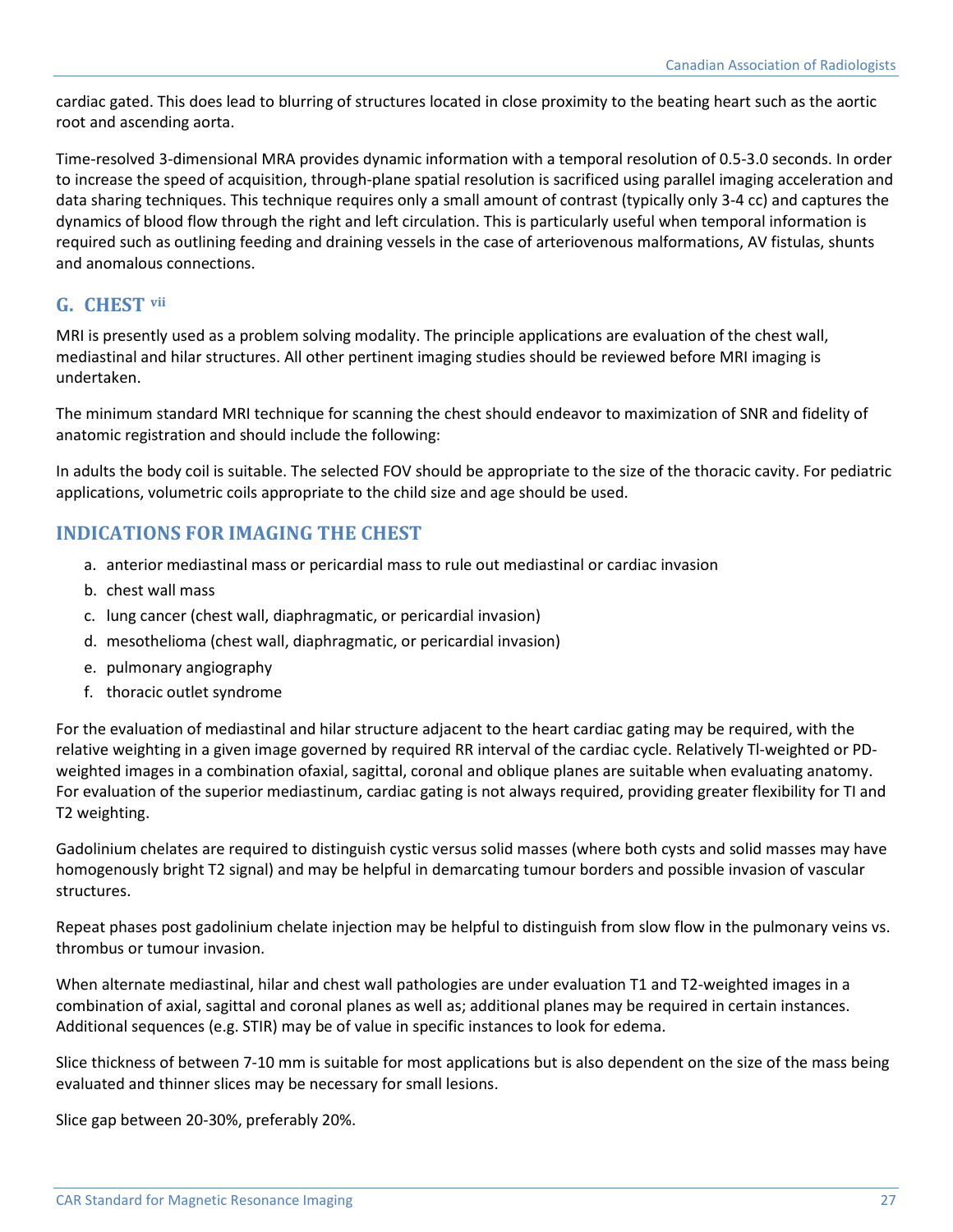cardiac gated. This does lead to blurring of structures located in close proximity to the beating heart such as the aortic root and ascending aorta.

Time-resolved 3-dimensional MRA provides dynamic information with a temporal resolution of 0.5-3.0 seconds. In order to increase the speed of acquisition, through-plane spatial resolution is sacrificed using parallel imaging acceleration and data sharing techniques. This technique requires only a small amount of contrast (typically only 3-4 cc) and captures the dynamics of blood flow through the right and left circulation. This is particularly useful when temporal information is required such as outlining feeding and draining vessels in the case of arteriovenous malformations, AV fistulas, shunts and anomalous connections.

## G. CHEST [vii]

MRI is presently used as a problem solving modality. The principle applications are evaluation of the chest wall, mediastinal and hilar structures. All other pertinent imaging studies should be reviewed before MRI imaging is undertaken.

The minimum standard MRI technique for scanning the chest should endeavor to maximization of SNR and fidelity of anatomic registration and should include the following:

In adults the body coil is suitable. The selected FOV should be appropriate to the size of the thoracic cavity. For pediatric applications, volumetric coils appropriate to the child size and age should be used.

## INDICATIONS FOR IMAGING THE CHEST

a. anterior mediastinal mass or pericardial mass to rule out mediastinal or cardiac invasion
b. chest wall mass
c. lung cancer (chest wall, diaphragmatic, or pericardial invasion)
d. mesothelioma (chest wall, diaphragmatic, or pericardial invasion)
e. pulmonary angiography
f. thoracic outlet syndrome

For the evaluation of mediastinal and hilar structure adjacent to the heart cardiac gating may be required, with the relative weighting in a given image governed by required RR interval of the cardiac cycle. Relatively Tl-weighted or PD-weighted images in a combination ofaxial, sagittal, coronal and oblique planes are suitable when evaluating anatomy. For evaluation of the superior mediastinum, cardiac gating is not always required, providing greater flexibility for TI and T2 weighting.

Gadolinium chelates are required to distinguish cystic versus solid masses (where both cysts and solid masses may have homogenously bright T2 signal) and may be helpful in demarcating tumour borders and possible invasion of vascular structures.

Repeat phases post gadolinium chelate injection may be helpful to distinguish from slow flow in the pulmonary veins vs. thrombus or tumour invasion.

When alternate mediastinal, hilar and chest wall pathologies are under evaluation T1 and T2-weighted images in a combination of axial, sagittal and coronal planes as well as; additional planes may be required in certain instances. Additional sequences (e.g. STIR) may be of value in specific instances to look for edema.

Slice thickness of between 7-10 mm is suitable for most applications but is also dependent on the size of the mass being evaluated and thinner slices may be necessary for small lesions.

Slice gap between 20-30%, preferably 20%.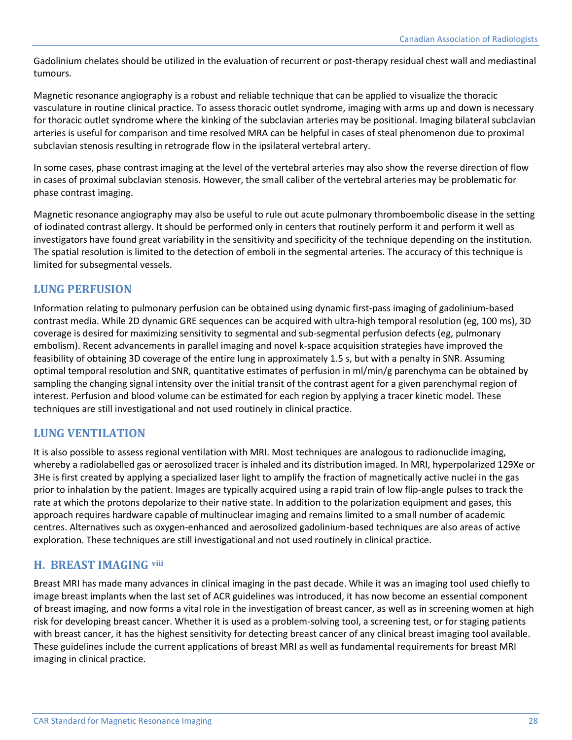Gadolinium chelates should be utilized in the evaluation of recurrent or post-therapy residual chest wall and mediastinal tumours.

Magnetic resonance angiography is a robust and reliable technique that can be applied to visualize the thoracic vasculature in routine clinical practice. To assess thoracic outlet syndrome, imaging with arms up and down is necessary for thoracic outlet syndrome where the kinking of the subclavian arteries may be positional. Imaging bilateral subclavian arteries is useful for comparison and time resolved MRA can be helpful in cases of steal phenomenon due to proximal subclavian stenosis resulting in retrograde flow in the ipsilateral vertebral artery.

In some cases, phase contrast imaging at the level of the vertebral arteries may also show the reverse direction of flow in cases of proximal subclavian stenosis. However, the small caliber of the vertebral arteries may be problematic for phase contrast imaging.

Magnetic resonance angiography may also be useful to rule out acute pulmonary thromboembolic disease in the setting of iodinated contrast allergy. It should be performed only in centers that routinely perform it and perform it well as investigators have found great variability in the sensitivity and specificity of the technique depending on the institution. The spatial resolution is limited to the detection of emboli in the segmental arteries. The accuracy of this technique is limited for subsegmental vessels.

## LUNG PERFUSION

Information relating to pulmonary perfusion can be obtained using dynamic first-pass imaging of gadolinium-based contrast media. While 2D dynamic GRE sequences can be acquired with ultra-high temporal resolution (eg, 100 ms), 3D coverage is desired for maximizing sensitivity to segmental and sub-segmental perfusion defects (eg, pulmonary embolism). Recent advancements in parallel imaging and novel k-space acquisition strategies have improved the feasibility of obtaining 3D coverage of the entire lung in approximately 1.5 s, but with a penalty in SNR. Assuming optimal temporal resolution and SNR, quantitative estimates of perfusion in ml/min/g parenchyma can be obtained by sampling the changing signal intensity over the initial transit of the contrast agent for a given parenchymal region of interest. Perfusion and blood volume can be estimated for each region by applying a tracer kinetic model. These techniques are still investigational and not used routinely in clinical practice.

## LUNG VENTILATION

It is also possible to assess regional ventilation with MRI. Most techniques are analogous to radionuclide imaging, whereby a radiolabelled gas or aerosolized tracer is inhaled and its distribution imaged. In MRI, hyperpolarized $^{129}$Xe or $^{3}$He is first created by applying a specialized laser light to amplify the fraction of magnetically active nuclei in the gas prior to inhalation by the patient. Images are typically acquired using a rapid train of low flip-angle pulses to track the rate at which the protons depolarize to their native state. In addition to the polarization equipment and gases, this approach requires hardware capable of multinuclear imaging and remains limited to a small number of academic centres. Alternatives such as oxygen-enhanced and aerosolized gadolinium-based techniques are also areas of active exploration. These techniques are still investigational and not used routinely in clinical practice.

## H. BREAST IMAGING [viii]

Breast MRI has made many advances in clinical imaging in the past decade. While it was an imaging tool used chiefly to image breast implants when the last set of ACR guidelines was introduced, it has now become an essential component of breast imaging, and now forms a vital role in the investigation of breast cancer, as well as in screening women at high risk for developing breast cancer. Whether it is used as a problem-solving tool, a screening test, or for staging patients with breast cancer, it has the highest sensitivity for detecting breast cancer of any clinical breast imaging tool available. These guidelines include the current applications of breast MRI as well as fundamental requirements for breast MRI imaging in clinical practice.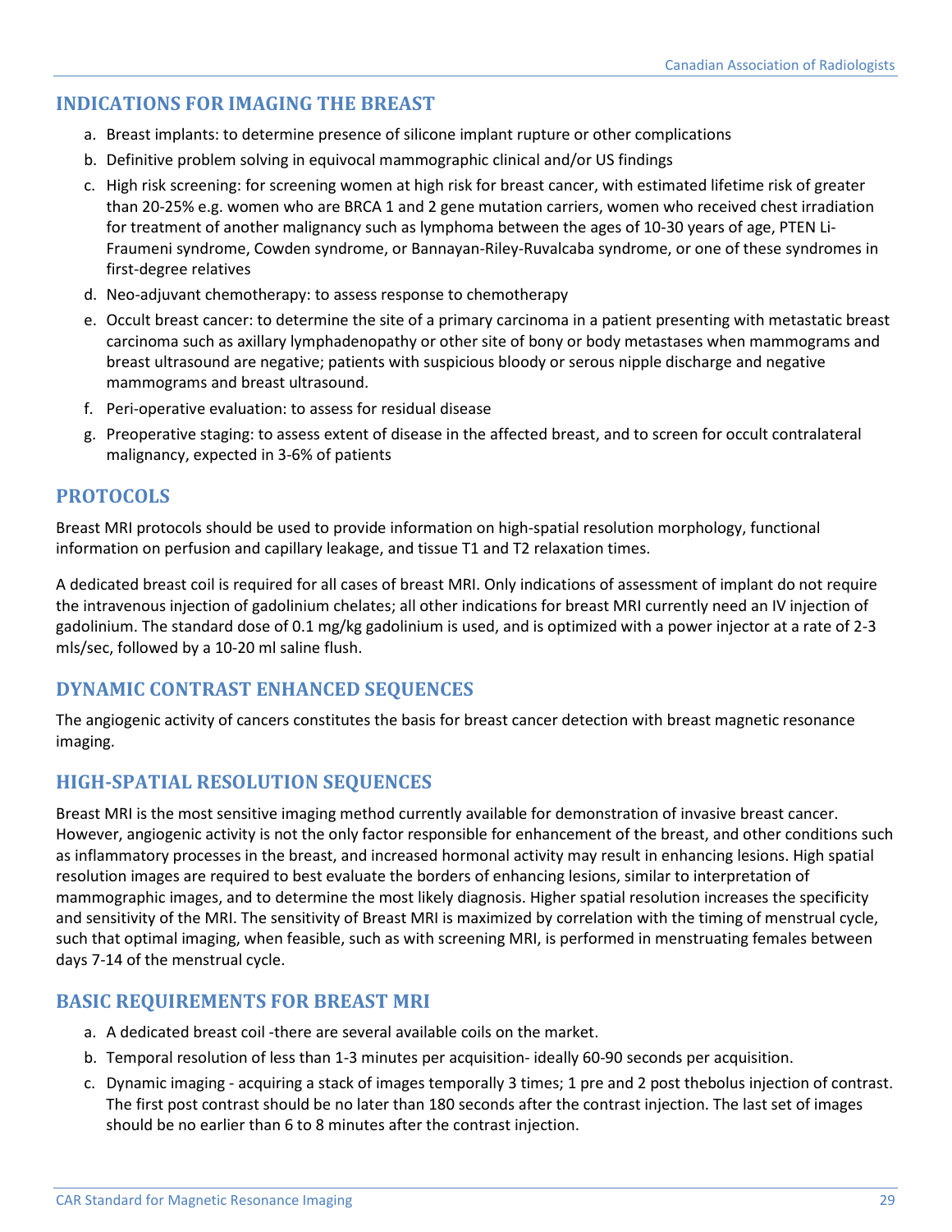## INDICATIONS FOR IMAGING THE BREAST

a. Breast implants: to determine presence of silicone implant rupture or other complications
b. Definitive problem solving in equivocal mammographic clinical and/or US findings
c. High risk screening: for screening women at high risk for breast cancer, with estimated lifetime risk of greater than 20-25% e.g. women who are BRCA 1 and 2 gene mutation carriers, women who received chest irradiation for treatment of another malignancy such as lymphoma between the ages of 10-30 years of age, PTEN Li-Fraumeni syndrome, Cowden syndrome, or Bannayan-Riley-Ruvalcaba syndrome, or one of these syndromes in first-degree relatives
d. Neo-adjuvant chemotherapy: to assess response to chemotherapy
e. Occult breast cancer: to determine the site of a primary carcinoma in a patient presenting with metastatic breast carcinoma such as axillary lymphadenopathy or other site of bony or body metastases when mammograms and breast ultrasound are negative; patients with suspicious bloody or serous nipple discharge and negative mammograms and breast ultrasound.
f. Peri-operative evaluation: to assess for residual disease
g. Preoperative staging: to assess extent of disease in the affected breast, and to screen for occult contralateral malignancy, expected in 3-6% of patients

## PROTOCOLS

Breast MRI protocols should be used to provide information on high-spatial resolution morphology, functional information on perfusion and capillary leakage, and tissue T1 and T2 relaxation times.

A dedicated breast coil is required for all cases of breast MRI. Only indications of assessment of implant do not require the intravenous injection of gadolinium chelates; all other indications for breast MRI currently need an IV injection of gadolinium. The standard dose of 0.1 mg/kg gadolinium is used, and is optimized with a power injector at a rate of 2-3 mls/sec, followed by a 10-20 ml saline flush.

## DYNAMIC CONTRAST ENHANCED SEQUENCES

The angiogenic activity of cancers constitutes the basis for breast cancer detection with breast magnetic resonance imaging.

## HIGH-SPATIAL RESOLUTION SEQUENCES

Breast MRI is the most sensitive imaging method currently available for demonstration of invasive breast cancer. However, angiogenic activity is not the only factor responsible for enhancement of the breast, and other conditions such as inflammatory processes in the breast, and increased hormonal activity may result in enhancing lesions. High spatial resolution images are required to best evaluate the borders of enhancing lesions, similar to interpretation of mammographic images, and to determine the most likely diagnosis. Higher spatial resolution increases the specificity and sensitivity of the MRI. The sensitivity of Breast MRI is maximized by correlation with the timing of menstrual cycle, such that optimal imaging, when feasible, such as with screening MRI, is performed in menstruating females between days 7-14 of the menstrual cycle.

## BASIC REQUIREMENTS FOR BREAST MRI

a. A dedicated breast coil -there are several available coils on the market.
b. Temporal resolution of less than 1-3 minutes per acquisition- ideally 60-90 seconds per acquisition.
c. Dynamic imaging - acquiring a stack of images temporally 3 times; 1 pre and 2 post thebolus injection of contrast. The first post contrast should be no later than 180 seconds after the contrast injection. The last set of images should be no earlier than 6 to 8 minutes after the contrast injection.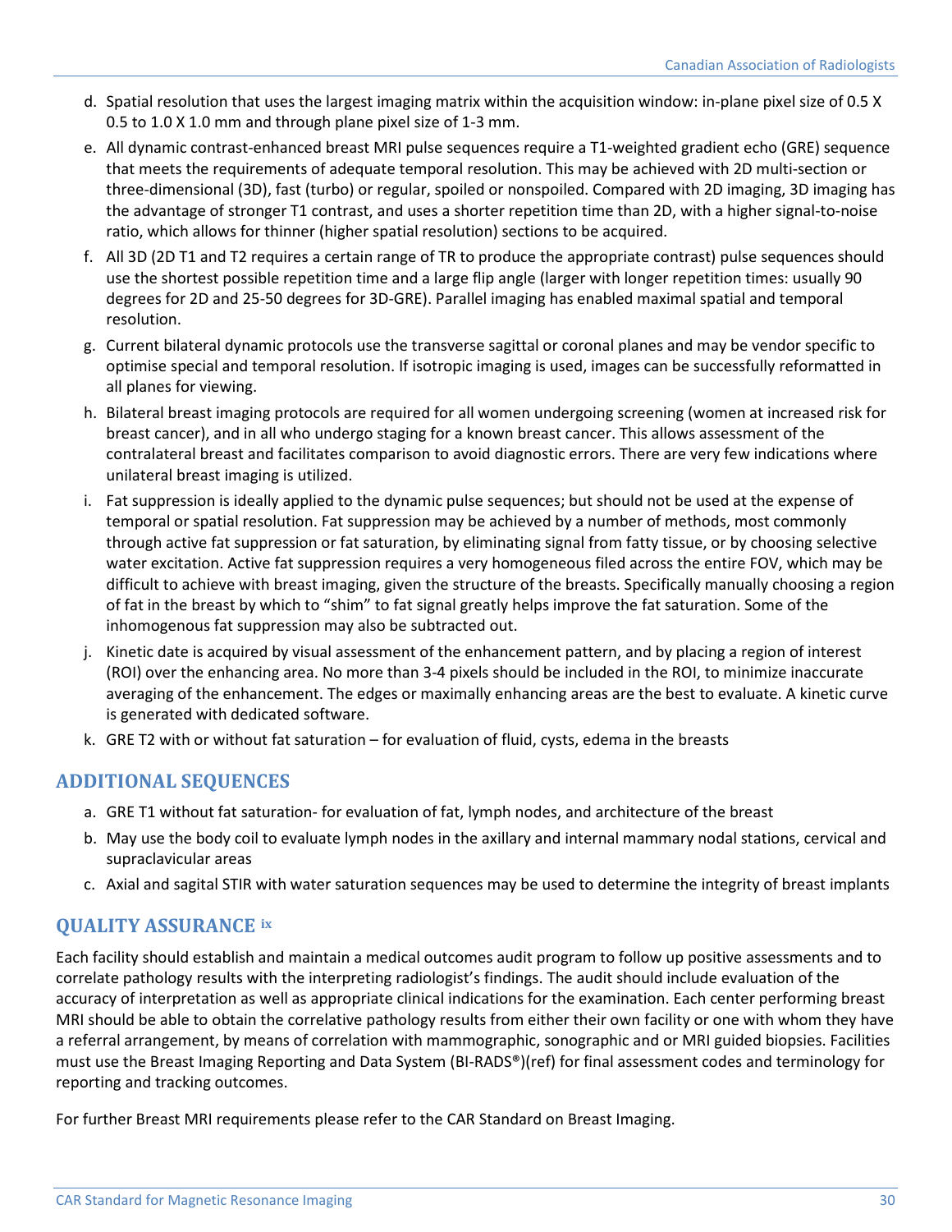d. Spatial resolution that uses the largest imaging matrix within the acquisition window: in-plane pixel size of 0.5 X 0.5 to 1.0 X 1.0 mm and through plane pixel size of 1-3 mm.

e. All dynamic contrast-enhanced breast MRI pulse sequences require a T1-weighted gradient echo (GRE) sequence that meets the requirements of adequate temporal resolution. This may be achieved with 2D multi-section or three-dimensional (3D), fast (turbo) or regular, spoiled or nonspoiled. Compared with 2D imaging, 3D imaging has the advantage of stronger T1 contrast, and uses a shorter repetition time than 2D, with a higher signal-to-noise ratio, which allows for thinner (higher spatial resolution) sections to be acquired.

f. All 3D (2D T1 and T2 requires a certain range of TR to produce the appropriate contrast) pulse sequences should use the shortest possible repetition time and a large flip angle (larger with longer repetition times: usually 90 degrees for 2D and 25-50 degrees for 3D-GRE). Parallel imaging has enabled maximal spatial and temporal resolution.

g. Current bilateral dynamic protocols use the transverse sagittal or coronal planes and may be vendor specific to optimise special and temporal resolution. If isotropic imaging is used, images can be successfully reformatted in all planes for viewing.

h. Bilateral breast imaging protocols are required for all women undergoing screening (women at increased risk for breast cancer), and in all who undergo staging for a known breast cancer. This allows assessment of the contralateral breast and facilitates comparison to avoid diagnostic errors. There are very few indications where unilateral breast imaging is utilized.

i. Fat suppression is ideally applied to the dynamic pulse sequences; but should not be used at the expense of temporal or spatial resolution. Fat suppression may be achieved by a number of methods, most commonly through active fat suppression or fat saturation, by eliminating signal from fatty tissue, or by choosing selective water excitation. Active fat suppression requires a very homogeneous filed across the entire FOV, which may be difficult to achieve with breast imaging, given the structure of the breasts. Specifically manually choosing a region of fat in the breast by which to "shim" to fat signal greatly helps improve the fat saturation. Some of the inhomogenous fat suppression may also be subtracted out.

j. Kinetic date is acquired by visual assessment of the enhancement pattern, and by placing a region of interest (ROI) over the enhancing area. No more than 3-4 pixels should be included in the ROI, to minimize inaccurate averaging of the enhancement. The edges or maximally enhancing areas are the best to evaluate. A kinetic curve is generated with dedicated software.

k. GRE T2 with or without fat saturation – for evaluation of fluid, cysts, edema in the breasts

## ADDITIONAL SEQUENCES

a. GRE T1 without fat saturation- for evaluation of fat, lymph nodes, and architecture of the breast

b. May use the body coil to evaluate lymph nodes in the axillary and internal mammary nodal stations, cervical and supraclavicular areas

c. Axial and sagital STIR with water saturation sequences may be used to determine the integrity of breast implants

## QUALITY ASSURANCE [ix]

Each facility should establish and maintain a medical outcomes audit program to follow up positive assessments and to correlate pathology results with the interpreting radiologist's findings. The audit should include evaluation of the accuracy of interpretation as well as appropriate clinical indications for the examination. Each center performing breast MRI should be able to obtain the correlative pathology results from either their own facility or one with whom they have a referral arrangement, by means of correlation with mammographic, sonographic and or MRI guided biopsies. Facilities must use the Breast Imaging Reporting and Data System (BI-RADS®)(ref) for final assessment codes and terminology for reporting and tracking outcomes.

For further Breast MRI requirements please refer to the CAR Standard on Breast Imaging.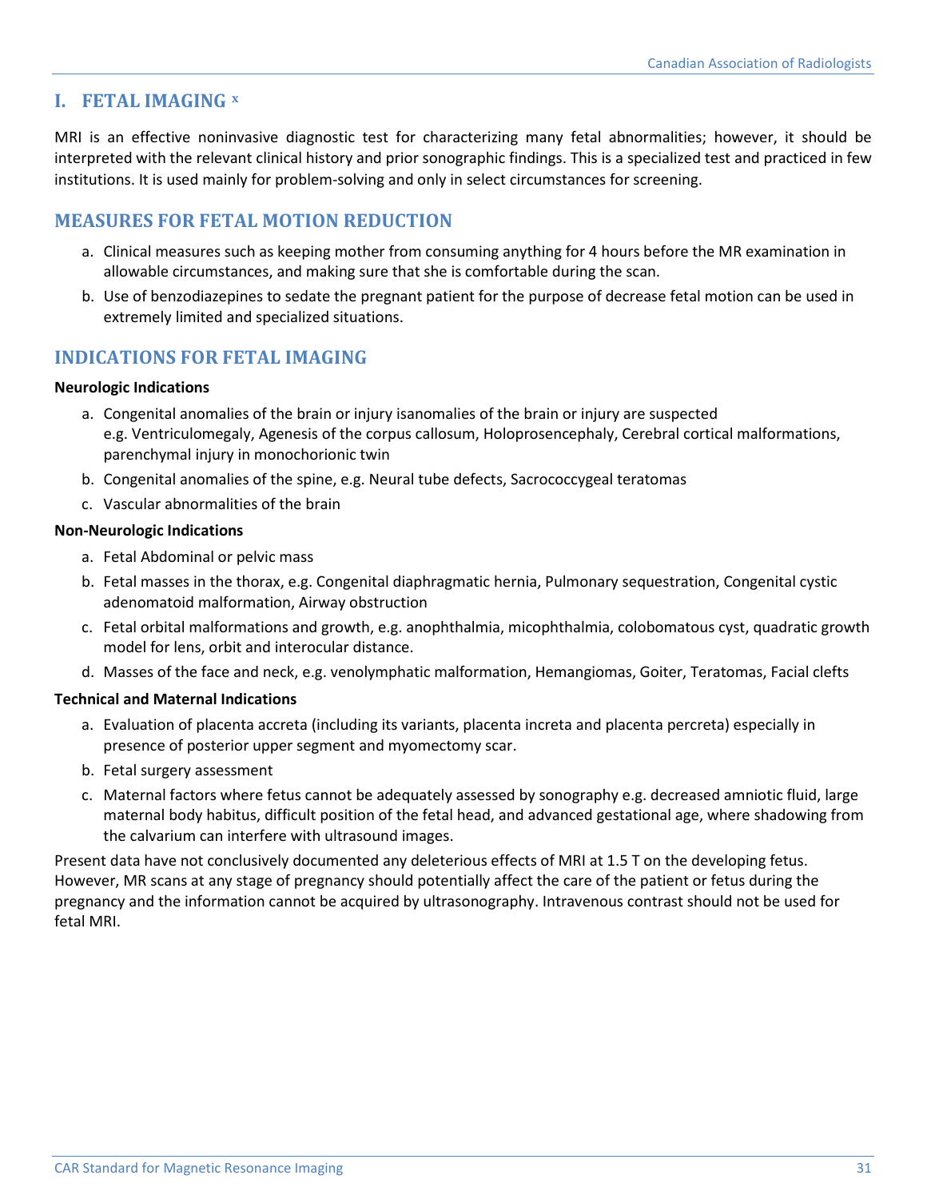## I. FETAL IMAGING [x]

MRI is an effective noninvasive diagnostic test for characterizing many fetal abnormalities; however, it should be interpreted with the relevant clinical history and prior sonographic findings. This is a specialized test and practiced in few institutions. It is used mainly for problem-solving and only in select circumstances for screening.

### MEASURES FOR FETAL MOTION REDUCTION

a. Clinical measures such as keeping mother from consuming anything for 4 hours before the MR examination in allowable circumstances, and making sure that she is comfortable during the scan.
b. Use of benzodiazepines to sedate the pregnant patient for the purpose of decrease fetal motion can be used in extremely limited and specialized situations.

### INDICATIONS FOR FETAL IMAGING

**Neurologic Indications**

a. Congenital anomalies of the brain or injury isanomalies of the brain or injury are suspected e.g. Ventriculomegaly, Agenesis of the corpus callosum, Holoprosencephaly, Cerebral cortical malformations, parenchymal injury in monochorionic twin
b. Congenital anomalies of the spine, e.g. Neural tube defects, Sacrococcygeal teratomas
c. Vascular abnormalities of the brain

**Non-Neurologic Indications**

a. Fetal Abdominal or pelvic mass
b. Fetal masses in the thorax, e.g. Congenital diaphragmatic hernia, Pulmonary sequestration, Congenital cystic adenomatoid malformation, Airway obstruction
c. Fetal orbital malformations and growth, e.g. anophthalmia, micophthalmia, colobomatous cyst, quadratic growth model for lens, orbit and interocular distance.
d. Masses of the face and neck, e.g. venolymphatic malformation, Hemangiomas, Goiter, Teratomas, Facial clefts

**Technical and Maternal Indications**

a. Evaluation of placenta accreta (including its variants, placenta increta and placenta percreta) especially in presence of posterior upper segment and myomectomy scar.
b. Fetal surgery assessment
c. Maternal factors where fetus cannot be adequately assessed by sonography e.g. decreased amniotic fluid, large maternal body habitus, difficult position of the fetal head, and advanced gestational age, where shadowing from the calvarium can interfere with ultrasound images.

Present data have not conclusively documented any deleterious effects of MRI at 1.5 T on the developing fetus. However, MR scans at any stage of pregnancy should potentially affect the care of the patient or fetus during the pregnancy and the information cannot be acquired by ultrasonography. Intravenous contrast should not be used for fetal MRI.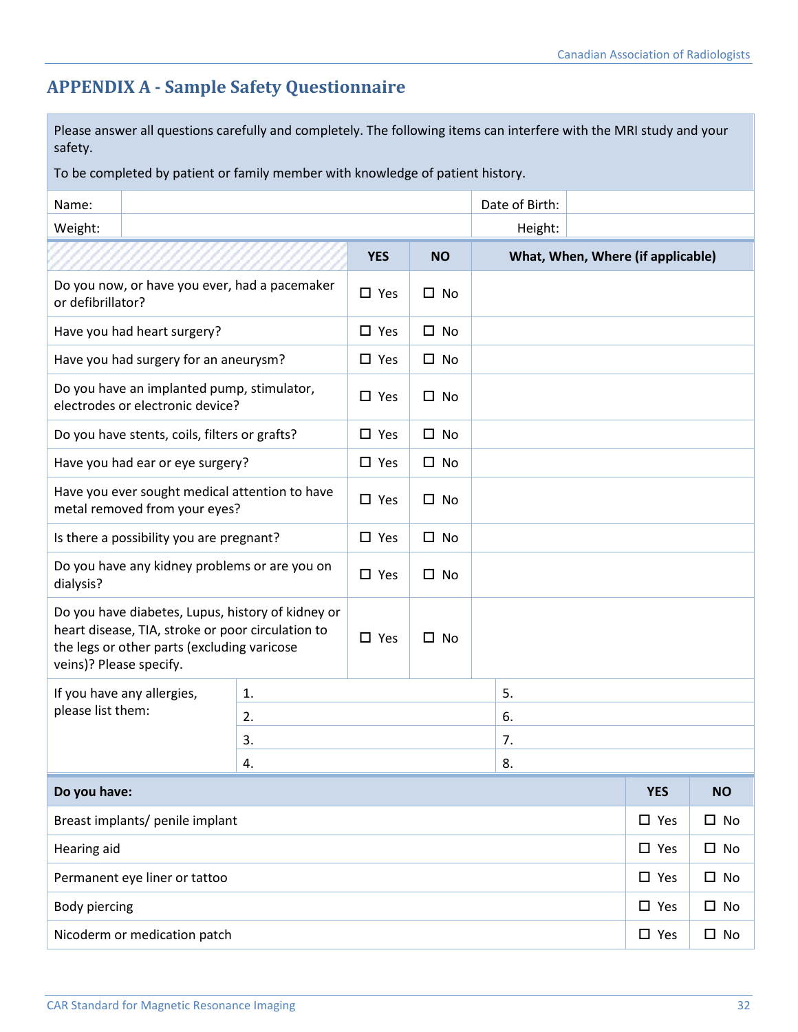## APPENDIX A - Sample Safety Questionnaire

Please answer all questions carefully and completely. The following items can interfere with the MRI study and your safety.

To be completed by patient or family member with knowledge of patient history.

| Name: | | Date of Birth: | |
|---|---|---|---|
| Weight: | | Height: | |

| | YES | NO | What, When, Where (if applicable) |
|---|---|---|---|
| Do you now, or have you ever, had a pacemaker or defibrillator? | ☐ Yes | ☐ No | |
| Have you had heart surgery? | ☐ Yes | ☐ No | |
| Have you had surgery for an aneurysm? | ☐ Yes | ☐ No | |
| Do you have an implanted pump, stimulator, electrodes or electronic device? | ☐ Yes | ☐ No | |
| Do you have stents, coils, filters or grafts? | ☐ Yes | ☐ No | |
| Have you had ear or eye surgery? | ☐ Yes | ☐ No | |
| Have you ever sought medical attention to have metal removed from your eyes? | ☐ Yes | ☐ No | |
| Is there a possibility you are pregnant? | ☐ Yes | ☐ No | |
| Do you have any kidney problems or are you on dialysis? | ☐ Yes | ☐ No | |
| Do you have diabetes, Lupus, history of kidney or heart disease, TIA, stroke or poor circulation to the legs or other parts (excluding varicose veins)? Please specify. | ☐ Yes | ☐ No | |

| If you have any allergies, please list them: | | |
|---|---|---|
| | 1. | 5. |
| | 2. | 6. |
| | 3. | 7. |
| | 4. | 8. |

| Do you have: | YES | NO |
|---|---|---|
| Breast implants/ penile implant | ☐ Yes | ☐ No |
| Hearing aid | ☐ Yes | ☐ No |
| Permanent eye liner or tattoo | ☐ Yes | ☐ No |
| Body piercing | ☐ Yes | ☐ No |
| Nicoderm or medication patch | ☐ Yes | ☐ No |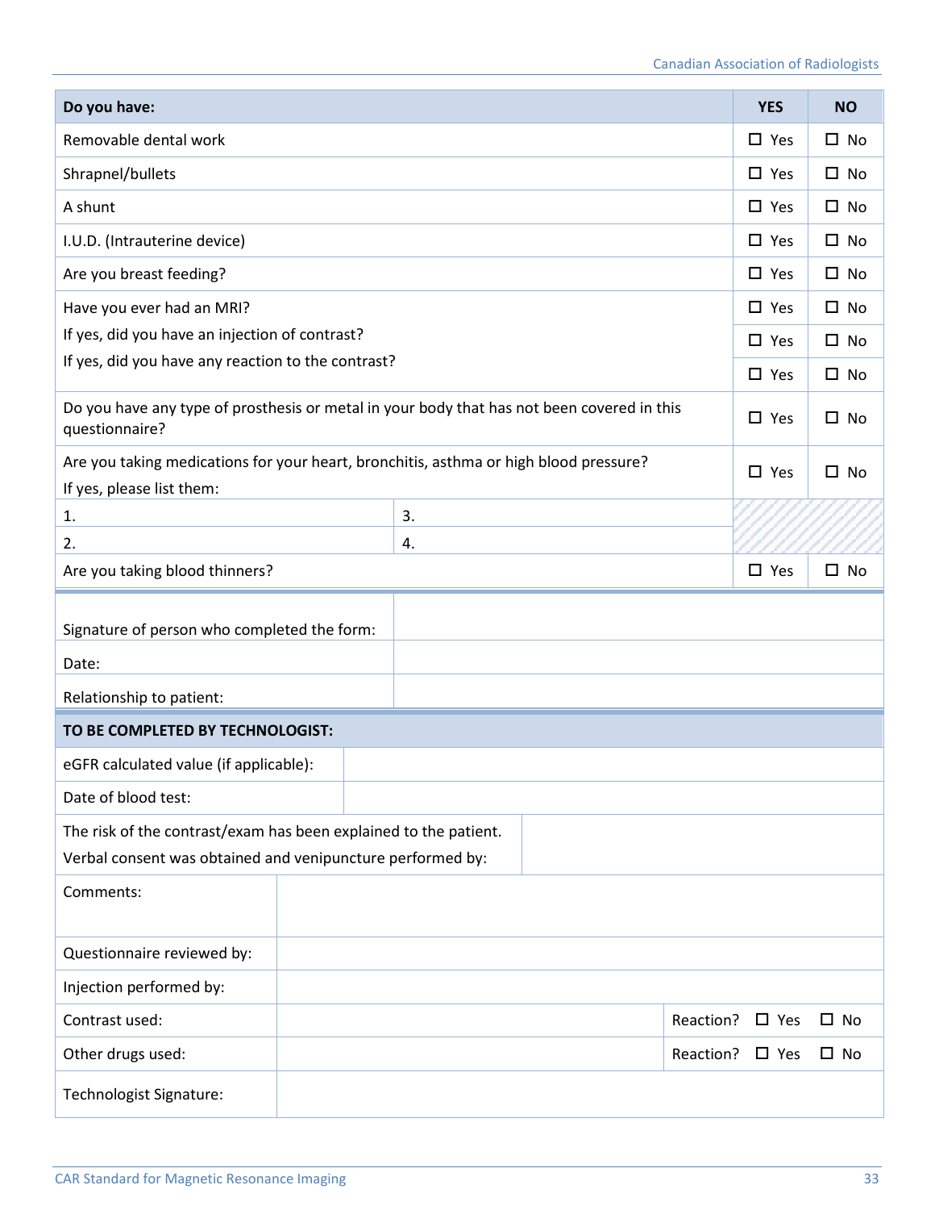| Do you have: | YES | NO |
|---|---|---|
| Removable dental work | ☐ Yes | ☐ No |
| Shrapnel/bullets | ☐ Yes | ☐ No |
| A shunt | ☐ Yes | ☐ No |
| I.U.D. (Intrauterine device) | ☐ Yes | ☐ No |
| Are you breast feeding? | ☐ Yes | ☐ No |
| Have you ever had an MRI? | ☐ Yes | ☐ No |
| If yes, did you have an injection of contrast? | ☐ Yes | ☐ No |
| If yes, did you have any reaction to the contrast? | ☐ Yes | ☐ No |
| Do you have any type of prosthesis or metal in your body that has not been covered in this questionnaire? | ☐ Yes | ☐ No |
| Are you taking medications for your heart, bronchitis, asthma or high blood pressure? If yes, please list them: | ☐ Yes | ☐ No |
| 1. &nbsp;&nbsp;&nbsp;&nbsp; 3. | | |
| 2. &nbsp;&nbsp;&nbsp;&nbsp; 4. | | |
| Are you taking blood thinners? | ☐ Yes | ☐ No |

| | |
|---|---|
| Signature of person who completed the form: | |
| Date: | |
| Relationship to patient: | |

| TO BE COMPLETED BY TECHNOLOGIST: | | |
|---|---|---|
| eGFR calculated value (if applicable): | | |
| Date of blood test: | | |
| The risk of the contrast/exam has been explained to the patient. Verbal consent was obtained and venipuncture performed by: | | |
| Comments: | | |
| Questionnaire reviewed by: | | |
| Injection performed by: | | |
| Contrast used: | | Reaction? ☐ Yes ☐ No |
| Other drugs used: | | Reaction? ☐ Yes ☐ No |
| Technologist Signature: | | |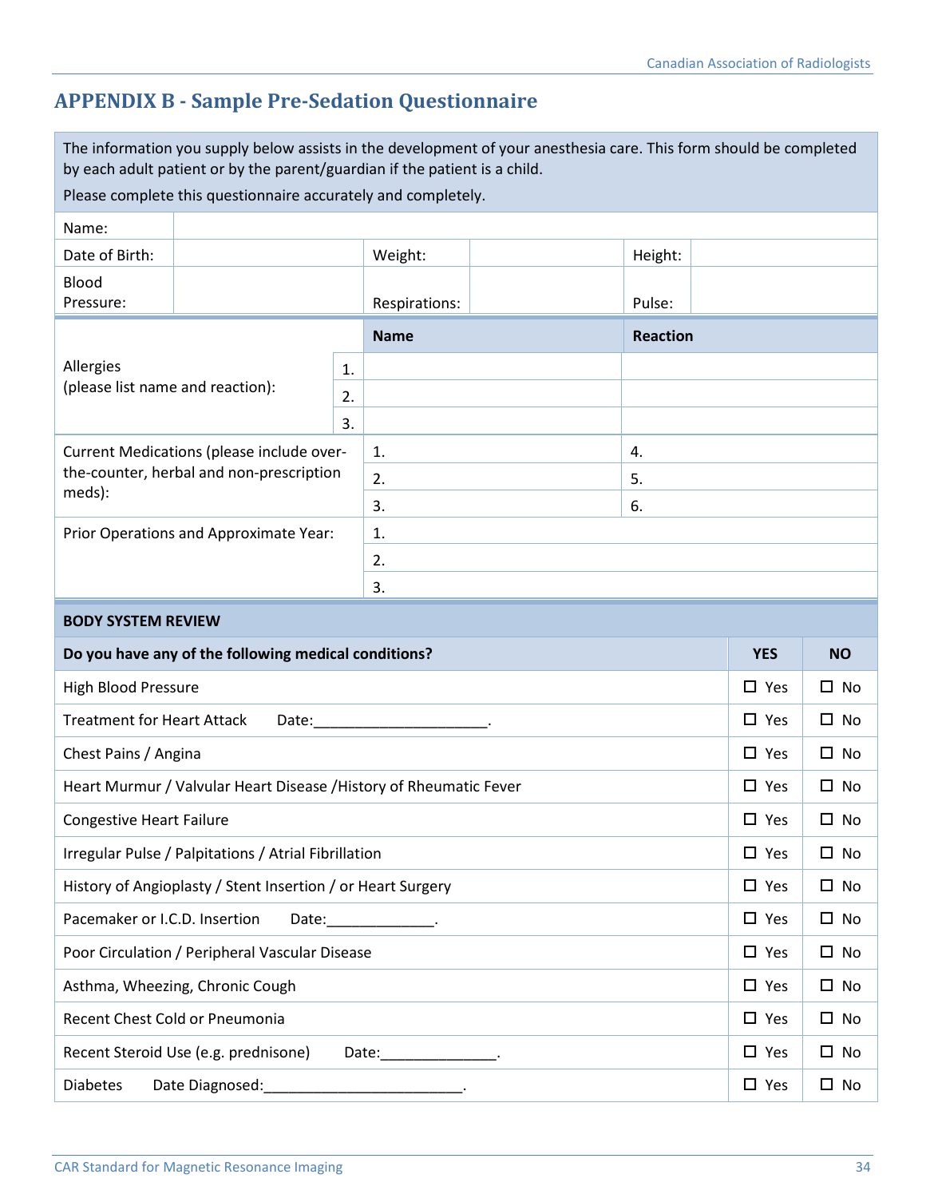## APPENDIX B - Sample Pre-Sedation Questionnaire

The information you supply below assists in the development of your anesthesia care. This form should be completed by each adult patient or by the parent/guardian if the patient is a child.

Please complete this questionnaire accurately and completely.

| Name: | | | | | |
|---|---|---|---|---|---|
| Date of Birth: | | Weight: | | Height: | |
| Blood Pressure: | | Respirations: | | Pulse: | |

| Allergies (please list name and reaction): | | Name | Reaction |
|---|---|---|---|
| | 1. | | |
| | 2. | | |
| | 3. | | |

| Current Medications (please include over-the-counter, herbal and non-prescription meds): | | |
|---|---|---|
| | 1. | 4. |
| | 2. | 5. |
| | 3. | 6. |

| Prior Operations and Approximate Year: | |
|---|---|
| | 1. |
| | 2. |
| | 3. |

**BODY SYSTEM REVIEW**

| Do you have any of the following medical conditions? | YES | NO |
|---|---|---|
| High Blood Pressure | ☐ Yes | ☐ No |
| Treatment for Heart Attack Date:_____________________. | ☐ Yes | ☐ No |
| Chest Pains / Angina | ☐ Yes | ☐ No |
| Heart Murmur / Valvular Heart Disease /History of Rheumatic Fever | ☐ Yes | ☐ No |
| Congestive Heart Failure | ☐ Yes | ☐ No |
| Irregular Pulse / Palpitations / Atrial Fibrillation | ☐ Yes | ☐ No |
| History of Angioplasty / Stent Insertion / or Heart Surgery | ☐ Yes | ☐ No |
| Pacemaker or I.C.D. Insertion Date:_____________. | ☐ Yes | ☐ No |
| Poor Circulation / Peripheral Vascular Disease | ☐ Yes | ☐ No |
| Asthma, Wheezing, Chronic Cough | ☐ Yes | ☐ No |
| Recent Chest Cold or Pneumonia | ☐ Yes | ☐ No |
| Recent Steroid Use (e.g. prednisone) Date:______________. | ☐ Yes | ☐ No |
| Diabetes Date Diagnosed:_________________________. | ☐ Yes | ☐ No |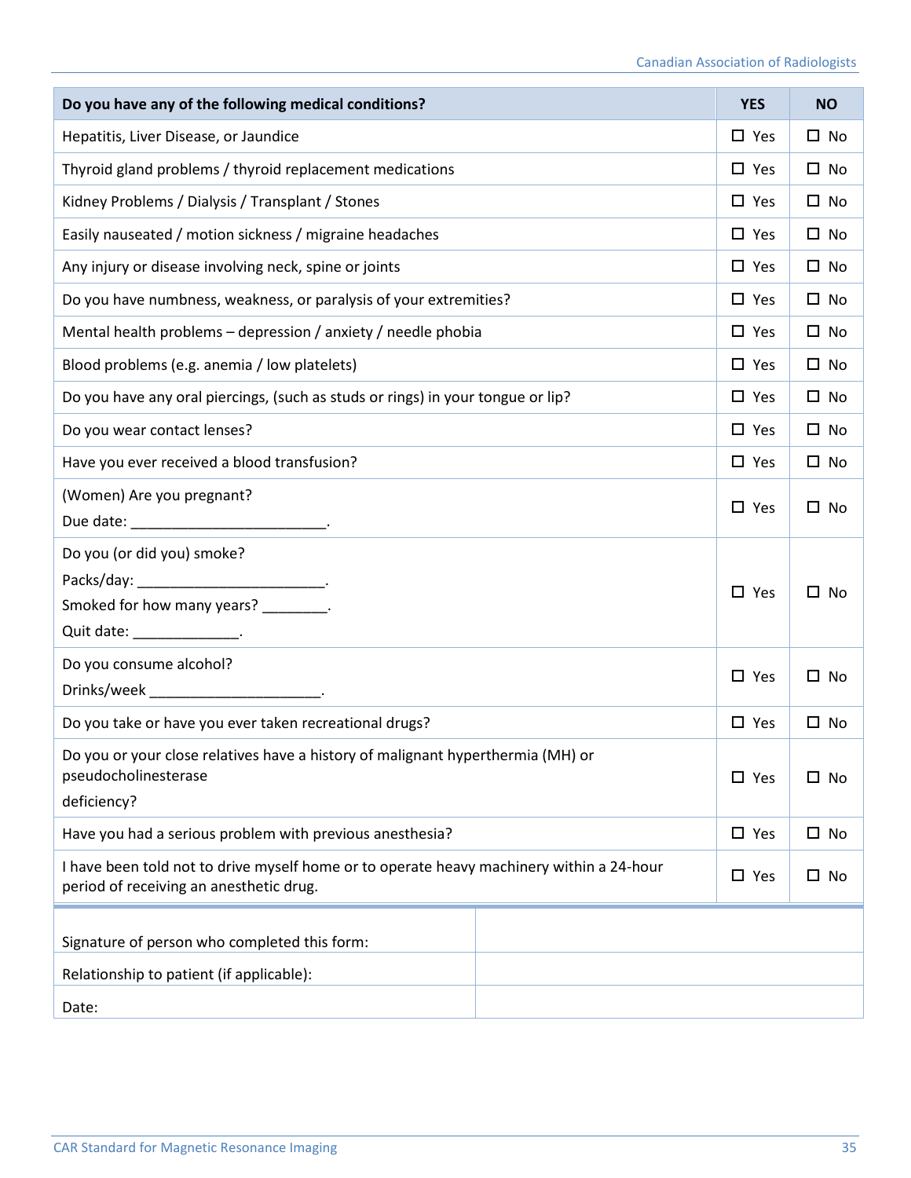| Do you have any of the following medical conditions? | YES | NO |
|---|---|---|
| Hepatitis, Liver Disease, or Jaundice | ☐ Yes | ☐ No |
| Thyroid gland problems / thyroid replacement medications | ☐ Yes | ☐ No |
| Kidney Problems / Dialysis / Transplant / Stones | ☐ Yes | ☐ No |
| Easily nauseated / motion sickness / migraine headaches | ☐ Yes | ☐ No |
| Any injury or disease involving neck, spine or joints | ☐ Yes | ☐ No |
| Do you have numbness, weakness, or paralysis of your extremities? | ☐ Yes | ☐ No |
| Mental health problems – depression / anxiety / needle phobia | ☐ Yes | ☐ No |
| Blood problems (e.g. anemia / low platelets) | ☐ Yes | ☐ No |
| Do you have any oral piercings, (such as studs or rings) in your tongue or lip? | ☐ Yes | ☐ No |
| Do you wear contact lenses? | ☐ Yes | ☐ No |
| Have you ever received a blood transfusion? | ☐ Yes | ☐ No |
| (Women) Are you pregnant?<br>Due date: ________________________. | ☐ Yes | ☐ No |
| Do you (or did you) smoke?<br>Packs/day: _______________________.<br>Smoked for how many years? ________.<br>Quit date: _____________. | ☐ Yes | ☐ No |
| Do you consume alcohol?<br>Drinks/week _____________________. | ☐ Yes | ☐ No |
| Do you take or have you ever taken recreational drugs? | ☐ Yes | ☐ No |
| Do you or your close relatives have a history of malignant hyperthermia (MH) or pseudocholinesterase deficiency? | ☐ Yes | ☐ No |
| Have you had a serious problem with previous anesthesia? | ☐ Yes | ☐ No |
| I have been told not to drive myself home or to operate heavy machinery within a 24-hour period of receiving an anesthetic drug. | ☐ Yes | ☐ No |

| | |
|---|---|
| Signature of person who completed this form: | |
| Relationship to patient (if applicable): | |
| Date: | |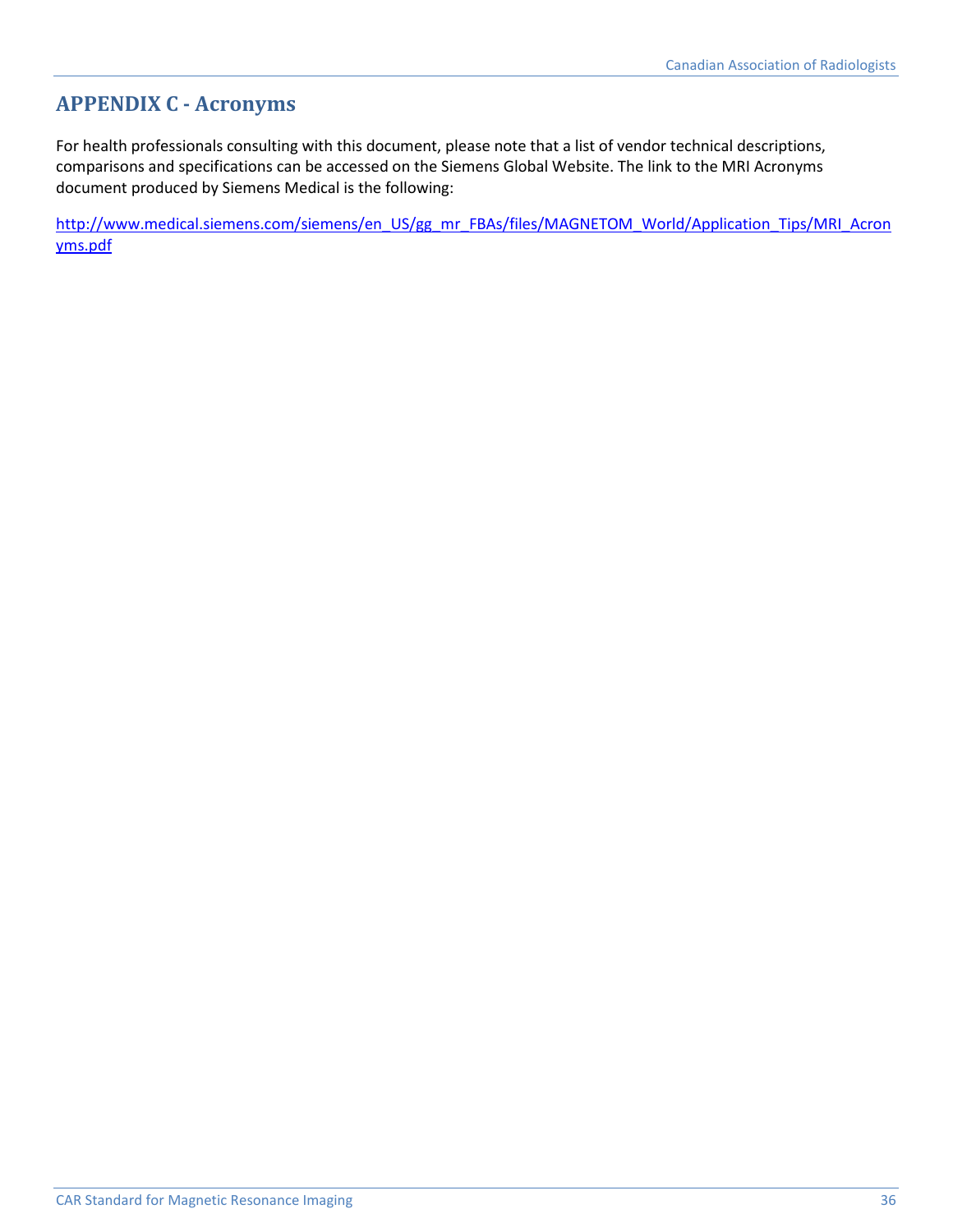## APPENDIX C - Acronyms

For health professionals consulting with this document, please note that a list of vendor technical descriptions, comparisons and specifications can be accessed on the Siemens Global Website. The link to the MRI Acronyms document produced by Siemens Medical is the following:

http://www.medical.siemens.com/siemens/en_US/gg_mr_FBAs/files/MAGNETOM_World/Application_Tips/MRI_Acronyms.pdf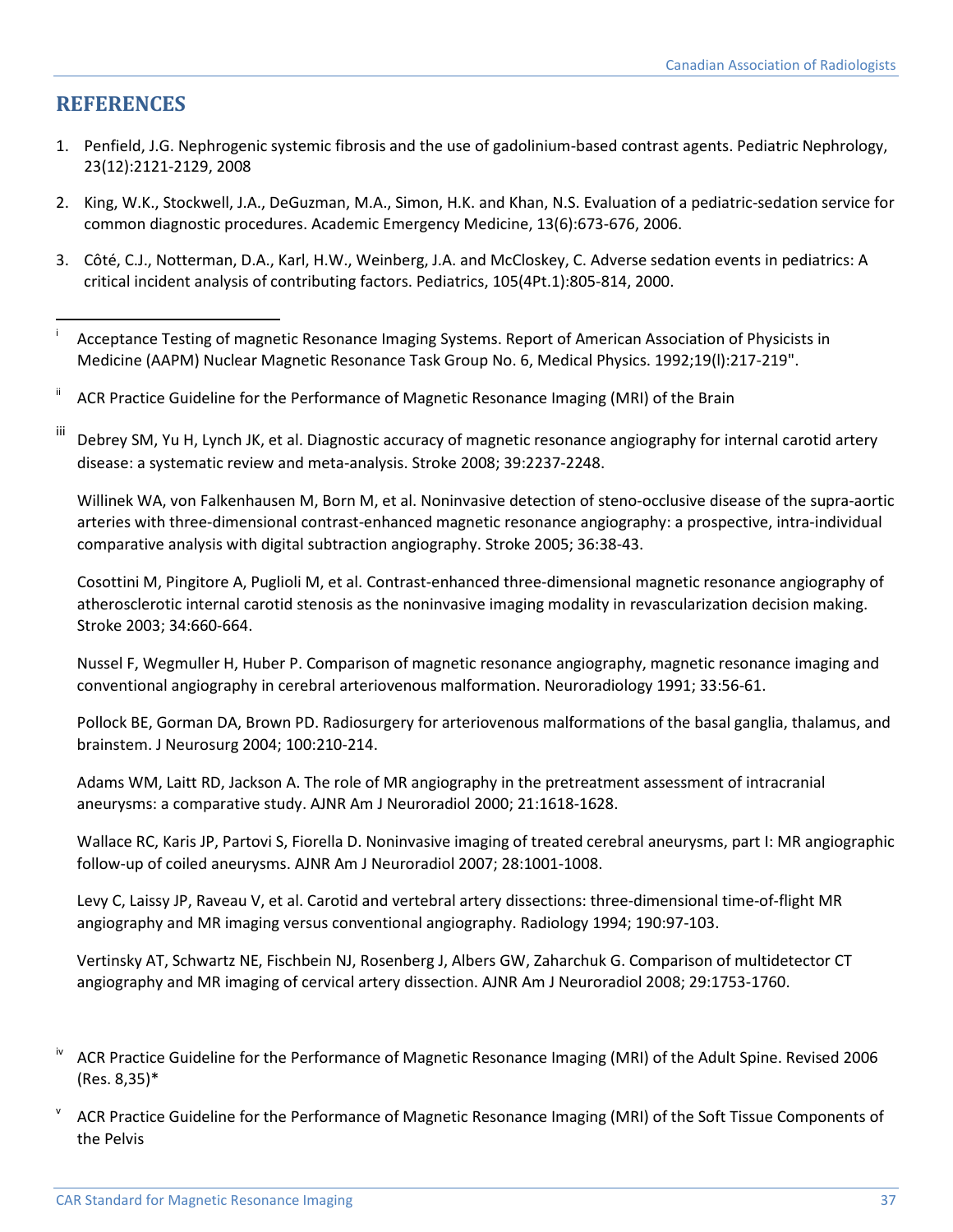## REFERENCES

1. Penfield, J.G. Nephrogenic systemic fibrosis and the use of gadolinium-based contrast agents. Pediatric Nephrology, 23(12):2121-2129, 2008
2. King, W.K., Stockwell, J.A., DeGuzman, M.A., Simon, H.K. and Khan, N.S. Evaluation of a pediatric-sedation service for common diagnostic procedures. Academic Emergency Medicine, 13(6):673-676, 2006.
3. Côté, C.J., Notterman, D.A., Karl, H.W., Weinberg, J.A. and McCloskey, C. Adverse sedation events in pediatrics: A critical incident analysis of contributing factors. Pediatrics, 105(4Pt.1):805-814, 2000.

---

[i] Acceptance Testing of magnetic Resonance Imaging Systems. Report of American Association of Physicists in Medicine (AAPM) Nuclear Magnetic Resonance Task Group No. 6, Medical Physics. 1992;19(l):217-219".

[ii] ACR Practice Guideline for the Performance of Magnetic Resonance Imaging (MRI) of the Brain

[iii] Debrey SM, Yu H, Lynch JK, et al. Diagnostic accuracy of magnetic resonance angiography for internal carotid artery disease: a systematic review and meta-analysis. Stroke 2008; 39:2237-2248.

Willinek WA, von Falkenhausen M, Born M, et al. Noninvasive detection of steno-occlusive disease of the supra-aortic arteries with three-dimensional contrast-enhanced magnetic resonance angiography: a prospective, intra-individual comparative analysis with digital subtraction angiography. Stroke 2005; 36:38-43.

Cosottini M, Pingitore A, Puglioli M, et al. Contrast-enhanced three-dimensional magnetic resonance angiography of atherosclerotic internal carotid stenosis as the noninvasive imaging modality in revascularization decision making. Stroke 2003; 34:660-664.

Nussel F, Wegmuller H, Huber P. Comparison of magnetic resonance angiography, magnetic resonance imaging and conventional angiography in cerebral arteriovenous malformation. Neuroradiology 1991; 33:56-61.

Pollock BE, Gorman DA, Brown PD. Radiosurgery for arteriovenous malformations of the basal ganglia, thalamus, and brainstem. J Neurosurg 2004; 100:210-214.

Adams WM, Laitt RD, Jackson A. The role of MR angiography in the pretreatment assessment of intracranial aneurysms: a comparative study. AJNR Am J Neuroradiol 2000; 21:1618-1628.

Wallace RC, Karis JP, Partovi S, Fiorella D. Noninvasive imaging of treated cerebral aneurysms, part I: MR angiographic follow-up of coiled aneurysms. AJNR Am J Neuroradiol 2007; 28:1001-1008.

Levy C, Laissy JP, Raveau V, et al. Carotid and vertebral artery dissections: three-dimensional time-of-flight MR angiography and MR imaging versus conventional angiography. Radiology 1994; 190:97-103.

Vertinsky AT, Schwartz NE, Fischbein NJ, Rosenberg J, Albers GW, Zaharchuk G. Comparison of multidetector CT angiography and MR imaging of cervical artery dissection. AJNR Am J Neuroradiol 2008; 29:1753-1760.

[iv] ACR Practice Guideline for the Performance of Magnetic Resonance Imaging (MRI) of the Adult Spine. Revised 2006 (Res. 8,35)*

[v] ACR Practice Guideline for the Performance of Magnetic Resonance Imaging (MRI) of the Soft Tissue Components of the Pelvis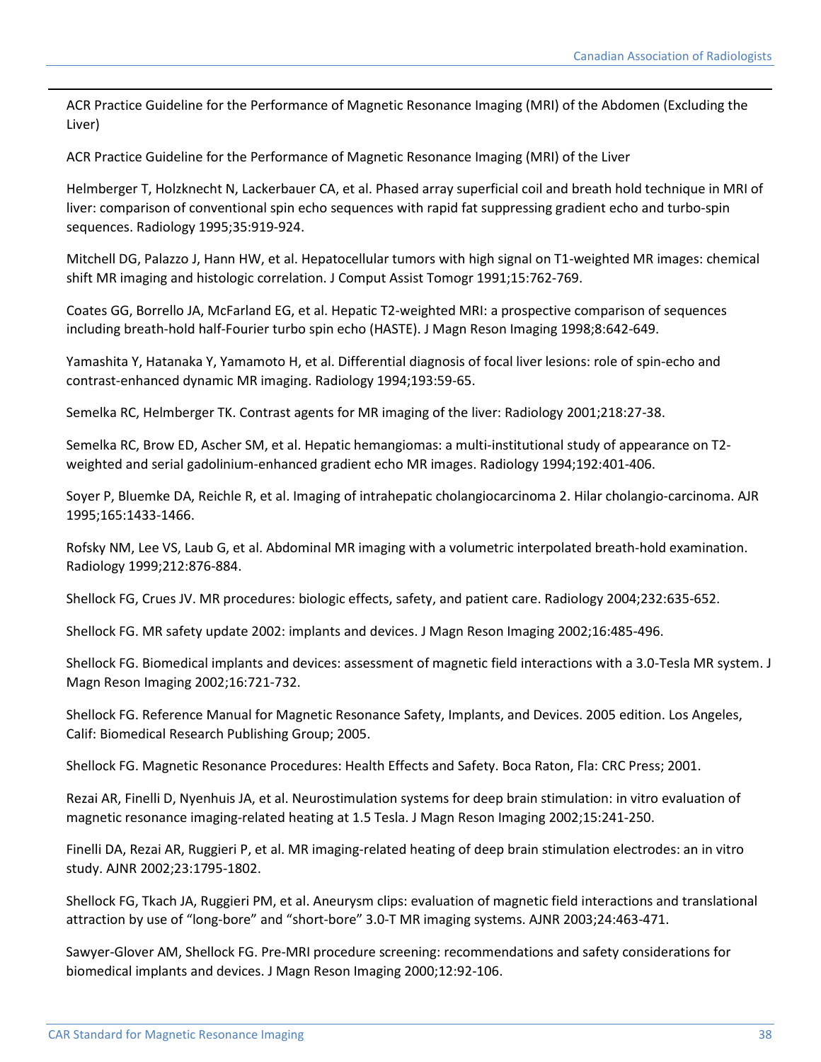ACR Practice Guideline for the Performance of Magnetic Resonance Imaging (MRI) of the Abdomen (Excluding the Liver)

ACR Practice Guideline for the Performance of Magnetic Resonance Imaging (MRI) of the Liver

Helmberger T, Holzknecht N, Lackerbauer CA, et al. Phased array superficial coil and breath hold technique in MRI of liver: comparison of conventional spin echo sequences with rapid fat suppressing gradient echo and turbo-spin sequences. Radiology 1995;35:919-924.

Mitchell DG, Palazzo J, Hann HW, et al. Hepatocellular tumors with high signal on T1-weighted MR images: chemical shift MR imaging and histologic correlation. J Comput Assist Tomogr 1991;15:762-769.

Coates GG, Borrello JA, McFarland EG, et al. Hepatic T2-weighted MRI: a prospective comparison of sequences including breath-hold half-Fourier turbo spin echo (HASTE). J Magn Reson Imaging 1998;8:642-649.

Yamashita Y, Hatanaka Y, Yamamoto H, et al. Differential diagnosis of focal liver lesions: role of spin-echo and contrast-enhanced dynamic MR imaging. Radiology 1994;193:59-65.

Semelka RC, Helmberger TK. Contrast agents for MR imaging of the liver: Radiology 2001;218:27-38.

Semelka RC, Brow ED, Ascher SM, et al. Hepatic hemangiomas: a multi-institutional study of appearance on T2-weighted and serial gadolinium-enhanced gradient echo MR images. Radiology 1994;192:401-406.

Soyer P, Bluemke DA, Reichle R, et al. Imaging of intrahepatic cholangiocarcinoma 2. Hilar cholangio-carcinoma. AJR 1995;165:1433-1466.

Rofsky NM, Lee VS, Laub G, et al. Abdominal MR imaging with a volumetric interpolated breath-hold examination. Radiology 1999;212:876-884.

Shellock FG, Crues JV. MR procedures: biologic effects, safety, and patient care. Radiology 2004;232:635-652.

Shellock FG. MR safety update 2002: implants and devices. J Magn Reson Imaging 2002;16:485-496.

Shellock FG. Biomedical implants and devices: assessment of magnetic field interactions with a 3.0-Tesla MR system. J Magn Reson Imaging 2002;16:721-732.

Shellock FG. Reference Manual for Magnetic Resonance Safety, Implants, and Devices. 2005 edition. Los Angeles, Calif: Biomedical Research Publishing Group; 2005.

Shellock FG. Magnetic Resonance Procedures: Health Effects and Safety. Boca Raton, Fla: CRC Press; 2001.

Rezai AR, Finelli D, Nyenhuis JA, et al. Neurostimulation systems for deep brain stimulation: in vitro evaluation of magnetic resonance imaging-related heating at 1.5 Tesla. J Magn Reson Imaging 2002;15:241-250.

Finelli DA, Rezai AR, Ruggieri P, et al. MR imaging-related heating of deep brain stimulation electrodes: an in vitro study. AJNR 2002;23:1795-1802.

Shellock FG, Tkach JA, Ruggieri PM, et al. Aneurysm clips: evaluation of magnetic field interactions and translational attraction by use of "long-bore" and "short-bore" 3.0-T MR imaging systems. AJNR 2003;24:463-471.

Sawyer-Glover AM, Shellock FG. Pre-MRI procedure screening: recommendations and safety considerations for biomedical implants and devices. J Magn Reson Imaging 2000;12:92-106.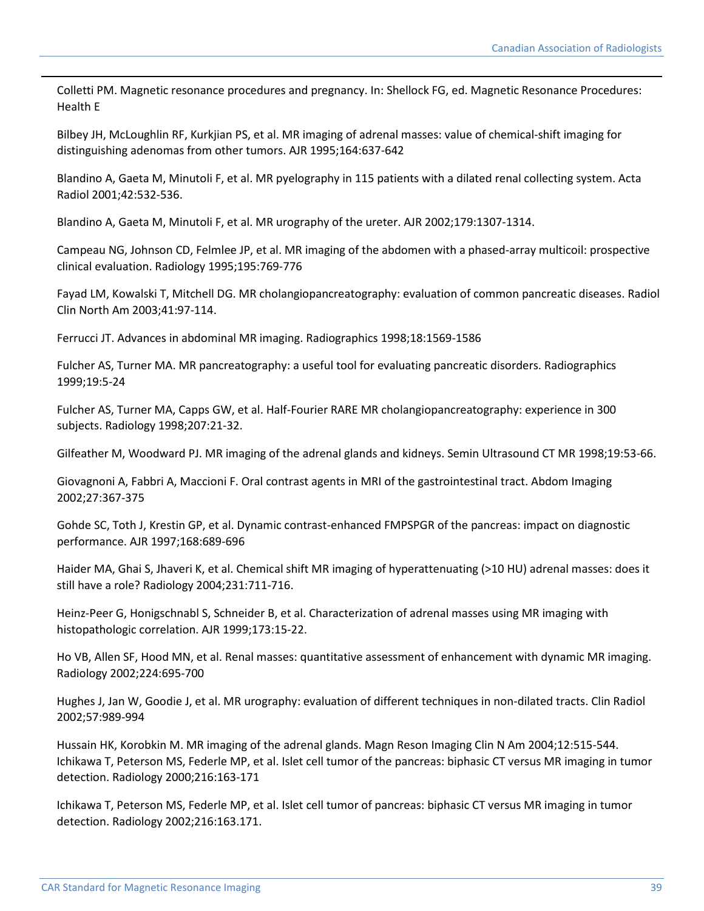Colletti PM. Magnetic resonance procedures and pregnancy. In: Shellock FG, ed. Magnetic Resonance Procedures: Health E

Bilbey JH, McLoughlin RF, Kurkjian PS, et al. MR imaging of adrenal masses: value of chemical-shift imaging for distinguishing adenomas from other tumors. AJR 1995;164:637-642

Blandino A, Gaeta M, Minutoli F, et al. MR pyelography in 115 patients with a dilated renal collecting system. Acta Radiol 2001;42:532-536.

Blandino A, Gaeta M, Minutoli F, et al. MR urography of the ureter. AJR 2002;179:1307-1314.

Campeau NG, Johnson CD, Felmlee JP, et al. MR imaging of the abdomen with a phased-array multicoil: prospective clinical evaluation. Radiology 1995;195:769-776

Fayad LM, Kowalski T, Mitchell DG. MR cholangiopancreatography: evaluation of common pancreatic diseases. Radiol Clin North Am 2003;41:97-114.

Ferrucci JT. Advances in abdominal MR imaging. Radiographics 1998;18:1569-1586

Fulcher AS, Turner MA. MR pancreatography: a useful tool for evaluating pancreatic disorders. Radiographics 1999;19:5-24

Fulcher AS, Turner MA, Capps GW, et al. Half-Fourier RARE MR cholangiopancreatography: experience in 300 subjects. Radiology 1998;207:21-32.

Gilfeather M, Woodward PJ. MR imaging of the adrenal glands and kidneys. Semin Ultrasound CT MR 1998;19:53-66.

Giovagnoni A, Fabbri A, Maccioni F. Oral contrast agents in MRI of the gastrointestinal tract. Abdom Imaging 2002;27:367-375

Gohde SC, Toth J, Krestin GP, et al. Dynamic contrast-enhanced FMPSPGR of the pancreas: impact on diagnostic performance. AJR 1997;168:689-696

Haider MA, Ghai S, Jhaveri K, et al. Chemical shift MR imaging of hyperattenuating (>10 HU) adrenal masses: does it still have a role? Radiology 2004;231:711-716.

Heinz-Peer G, Honigschnabl S, Schneider B, et al. Characterization of adrenal masses using MR imaging with histopathologic correlation. AJR 1999;173:15-22.

Ho VB, Allen SF, Hood MN, et al. Renal masses: quantitative assessment of enhancement with dynamic MR imaging. Radiology 2002;224:695-700

Hughes J, Jan W, Goodie J, et al. MR urography: evaluation of different techniques in non-dilated tracts. Clin Radiol 2002;57:989-994

Hussain HK, Korobkin M. MR imaging of the adrenal glands. Magn Reson Imaging Clin N Am 2004;12:515-544.
Ichikawa T, Peterson MS, Federle MP, et al. Islet cell tumor of the pancreas: biphasic CT versus MR imaging in tumor detection. Radiology 2000;216:163-171

Ichikawa T, Peterson MS, Federle MP, et al. Islet cell tumor of pancreas: biphasic CT versus MR imaging in tumor detection. Radiology 2002;216:163.171.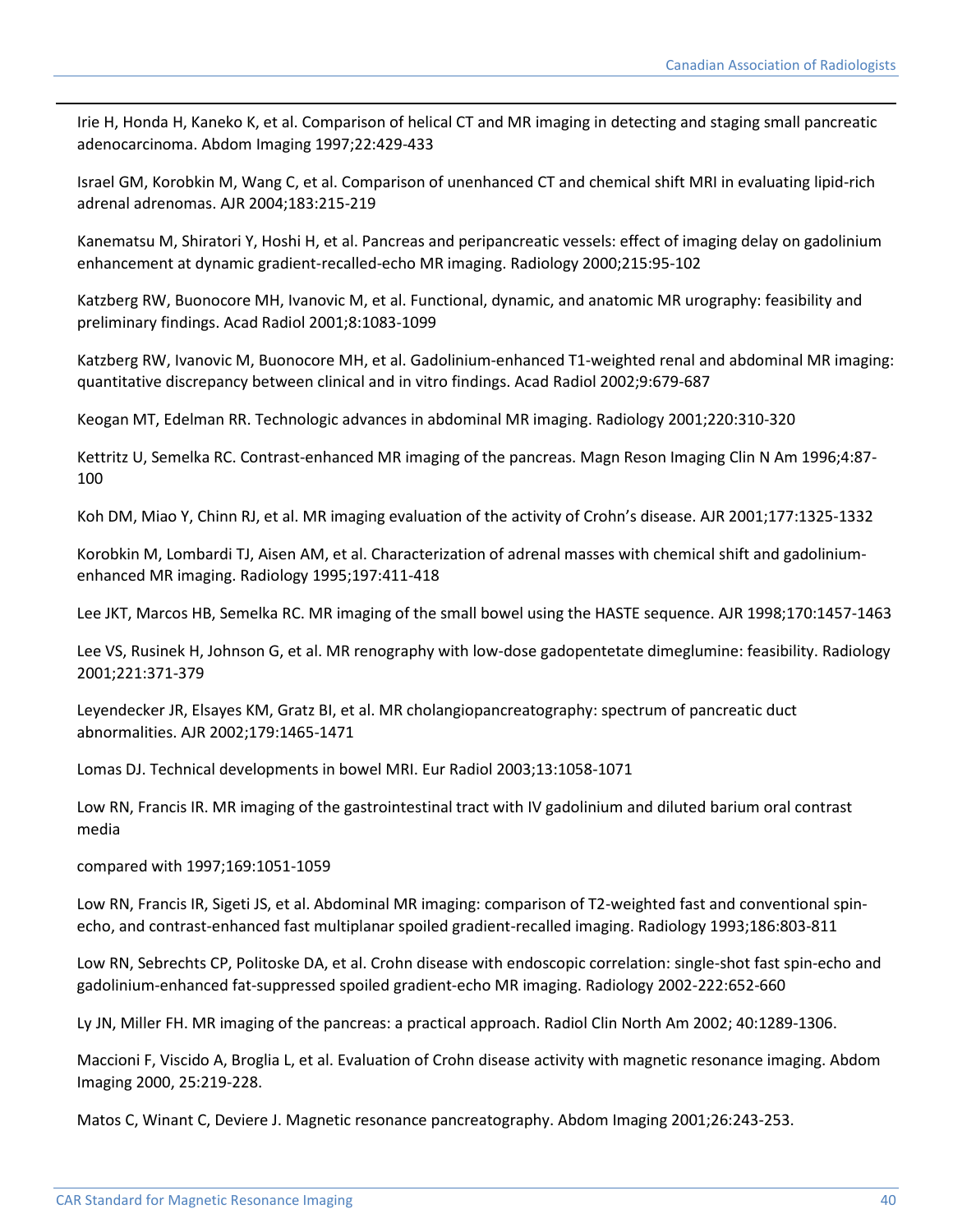Irie H, Honda H, Kaneko K, et al. Comparison of helical CT and MR imaging in detecting and staging small pancreatic adenocarcinoma. Abdom Imaging 1997;22:429-433

Israel GM, Korobkin M, Wang C, et al. Comparison of unenhanced CT and chemical shift MRI in evaluating lipid-rich adrenal adrenomas. AJR 2004;183:215-219

Kanematsu M, Shiratori Y, Hoshi H, et al. Pancreas and peripancreatic vessels: effect of imaging delay on gadolinium enhancement at dynamic gradient-recalled-echo MR imaging. Radiology 2000;215:95-102

Katzberg RW, Buonocore MH, Ivanovic M, et al. Functional, dynamic, and anatomic MR urography: feasibility and preliminary findings. Acad Radiol 2001;8:1083-1099

Katzberg RW, Ivanovic M, Buonocore MH, et al. Gadolinium-enhanced T1-weighted renal and abdominal MR imaging: quantitative discrepancy between clinical and in vitro findings. Acad Radiol 2002;9:679-687

Keogan MT, Edelman RR. Technologic advances in abdominal MR imaging. Radiology 2001;220:310-320

Kettritz U, Semelka RC. Contrast-enhanced MR imaging of the pancreas. Magn Reson Imaging Clin N Am 1996;4:87-100

Koh DM, Miao Y, Chinn RJ, et al. MR imaging evaluation of the activity of Crohn's disease. AJR 2001;177:1325-1332

Korobkin M, Lombardi TJ, Aisen AM, et al. Characterization of adrenal masses with chemical shift and gadolinium-enhanced MR imaging. Radiology 1995;197:411-418

Lee JKT, Marcos HB, Semelka RC. MR imaging of the small bowel using the HASTE sequence. AJR 1998;170:1457-1463

Lee VS, Rusinek H, Johnson G, et al. MR renography with low-dose gadopentetate dimeglumine: feasibility. Radiology 2001;221:371-379

Leyendecker JR, Elsayes KM, Gratz BI, et al. MR cholangiopancreatography: spectrum of pancreatic duct abnormalities. AJR 2002;179:1465-1471

Lomas DJ. Technical developments in bowel MRI. Eur Radiol 2003;13:1058-1071

Low RN, Francis IR. MR imaging of the gastrointestinal tract with IV gadolinium and diluted barium oral contrast media

compared with 1997;169:1051-1059

Low RN, Francis IR, Sigeti JS, et al. Abdominal MR imaging: comparison of T2-weighted fast and conventional spin-echo, and contrast-enhanced fast multiplanar spoiled gradient-recalled imaging. Radiology 1993;186:803-811

Low RN, Sebrechts CP, Politoske DA, et al. Crohn disease with endoscopic correlation: single-shot fast spin-echo and gadolinium-enhanced fat-suppressed spoiled gradient-echo MR imaging. Radiology 2002-222:652-660

Ly JN, Miller FH. MR imaging of the pancreas: a practical approach. Radiol Clin North Am 2002; 40:1289-1306.

Maccioni F, Viscido A, Broglia L, et al. Evaluation of Crohn disease activity with magnetic resonance imaging. Abdom Imaging 2000, 25:219-228.

Matos C, Winant C, Deviere J. Magnetic resonance pancreatography. Abdom Imaging 2001;26:243-253.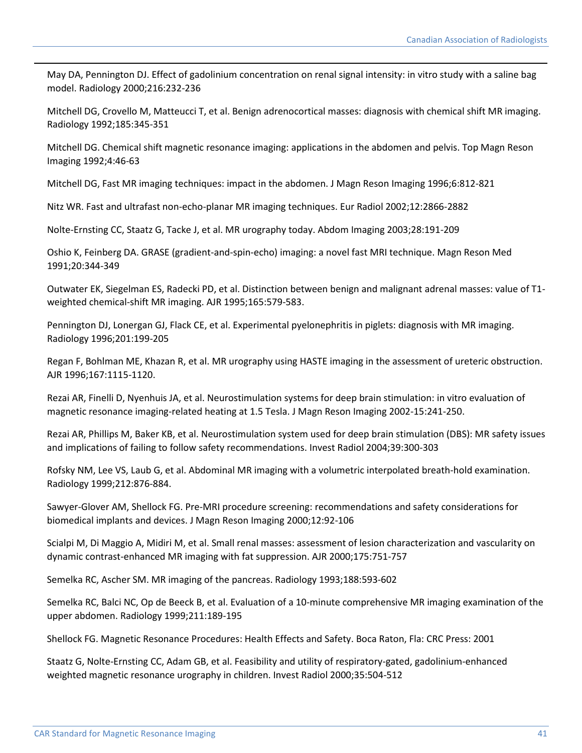May DA, Pennington DJ. Effect of gadolinium concentration on renal signal intensity: in vitro study with a saline bag model. Radiology 2000;216:232-236

Mitchell DG, Crovello M, Matteucci T, et al. Benign adrenocortical masses: diagnosis with chemical shift MR imaging. Radiology 1992;185:345-351

Mitchell DG. Chemical shift magnetic resonance imaging: applications in the abdomen and pelvis. Top Magn Reson Imaging 1992;4:46-63

Mitchell DG, Fast MR imaging techniques: impact in the abdomen. J Magn Reson Imaging 1996;6:812-821

Nitz WR. Fast and ultrafast non-echo-planar MR imaging techniques. Eur Radiol 2002;12:2866-2882

Nolte-Ernsting CC, Staatz G, Tacke J, et al. MR urography today. Abdom Imaging 2003;28:191-209

Oshio K, Feinberg DA. GRASE (gradient-and-spin-echo) imaging: a novel fast MRI technique. Magn Reson Med 1991;20:344-349

Outwater EK, Siegelman ES, Radecki PD, et al. Distinction between benign and malignant adrenal masses: value of T1-weighted chemical-shift MR imaging. AJR 1995;165:579-583.

Pennington DJ, Lonergan GJ, Flack CE, et al. Experimental pyelonephritis in piglets: diagnosis with MR imaging. Radiology 1996;201:199-205

Regan F, Bohlman ME, Khazan R, et al. MR urography using HASTE imaging in the assessment of ureteric obstruction. AJR 1996;167:1115-1120.

Rezai AR, Finelli D, Nyenhuis JA, et al. Neurostimulation systems for deep brain stimulation: in vitro evaluation of magnetic resonance imaging-related heating at 1.5 Tesla. J Magn Reson Imaging 2002-15:241-250.

Rezai AR, Phillips M, Baker KB, et al. Neurostimulation system used for deep brain stimulation (DBS): MR safety issues and implications of failing to follow safety recommendations. Invest Radiol 2004;39:300-303

Rofsky NM, Lee VS, Laub G, et al. Abdominal MR imaging with a volumetric interpolated breath-hold examination. Radiology 1999;212:876-884.

Sawyer-Glover AM, Shellock FG. Pre-MRI procedure screening: recommendations and safety considerations for biomedical implants and devices. J Magn Reson Imaging 2000;12:92-106

Scialpi M, Di Maggio A, Midiri M, et al. Small renal masses: assessment of lesion characterization and vascularity on dynamic contrast-enhanced MR imaging with fat suppression. AJR 2000;175:751-757

Semelka RC, Ascher SM. MR imaging of the pancreas. Radiology 1993;188:593-602

Semelka RC, Balci NC, Op de Beeck B, et al. Evaluation of a 10-minute comprehensive MR imaging examination of the upper abdomen. Radiology 1999;211:189-195

Shellock FG. Magnetic Resonance Procedures: Health Effects and Safety. Boca Raton, Fla: CRC Press: 2001

Staatz G, Nolte-Ernsting CC, Adam GB, et al. Feasibility and utility of respiratory-gated, gadolinium-enhanced weighted magnetic resonance urography in children. Invest Radiol 2000;35:504-512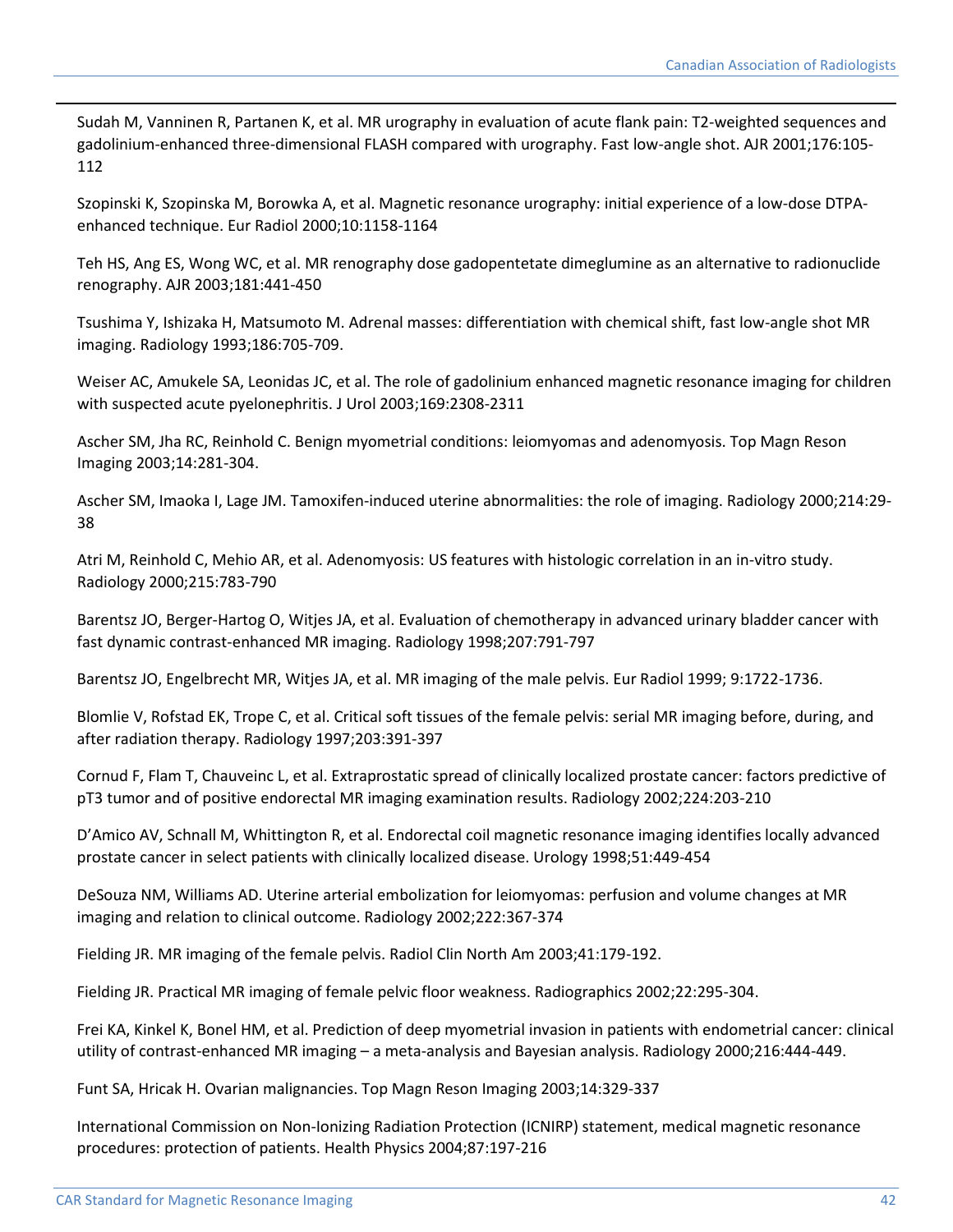Sudah M, Vanninen R, Partanen K, et al. MR urography in evaluation of acute flank pain: T2-weighted sequences and gadolinium-enhanced three-dimensional FLASH compared with urography. Fast low-angle shot. AJR 2001;176:105-112

Szopinski K, Szopinska M, Borowka A, et al. Magnetic resonance urography: initial experience of a low-dose DTPA-enhanced technique. Eur Radiol 2000;10:1158-1164

Teh HS, Ang ES, Wong WC, et al. MR renography dose gadopentetate dimeglumine as an alternative to radionuclide renography. AJR 2003;181:441-450

Tsushima Y, Ishizaka H, Matsumoto M. Adrenal masses: differentiation with chemical shift, fast low-angle shot MR imaging. Radiology 1993;186:705-709.

Weiser AC, Amukele SA, Leonidas JC, et al. The role of gadolinium enhanced magnetic resonance imaging for children with suspected acute pyelonephritis. J Urol 2003;169:2308-2311

Ascher SM, Jha RC, Reinhold C. Benign myometrial conditions: leiomyomas and adenomyosis. Top Magn Reson Imaging 2003;14:281-304.

Ascher SM, Imaoka I, Lage JM. Tamoxifen-induced uterine abnormalities: the role of imaging. Radiology 2000;214:29-38

Atri M, Reinhold C, Mehio AR, et al. Adenomyosis: US features with histologic correlation in an in-vitro study. Radiology 2000;215:783-790

Barentsz JO, Berger-Hartog O, Witjes JA, et al. Evaluation of chemotherapy in advanced urinary bladder cancer with fast dynamic contrast-enhanced MR imaging. Radiology 1998;207:791-797

Barentsz JO, Engelbrecht MR, Witjes JA, et al. MR imaging of the male pelvis. Eur Radiol 1999; 9:1722-1736.

Blomlie V, Rofstad EK, Trope C, et al. Critical soft tissues of the female pelvis: serial MR imaging before, during, and after radiation therapy. Radiology 1997;203:391-397

Cornud F, Flam T, Chauveinc L, et al. Extraprostatic spread of clinically localized prostate cancer: factors predictive of pT3 tumor and of positive endorectal MR imaging examination results. Radiology 2002;224:203-210

D'Amico AV, Schnall M, Whittington R, et al. Endorectal coil magnetic resonance imaging identifies locally advanced prostate cancer in select patients with clinically localized disease. Urology 1998;51:449-454

DeSouza NM, Williams AD. Uterine arterial embolization for leiomyomas: perfusion and volume changes at MR imaging and relation to clinical outcome. Radiology 2002;222:367-374

Fielding JR. MR imaging of the female pelvis. Radiol Clin North Am 2003;41:179-192.

Fielding JR. Practical MR imaging of female pelvic floor weakness. Radiographics 2002;22:295-304.

Frei KA, Kinkel K, Bonel HM, et al. Prediction of deep myometrial invasion in patients with endometrial cancer: clinical utility of contrast-enhanced MR imaging – a meta-analysis and Bayesian analysis. Radiology 2000;216:444-449.

Funt SA, Hricak H. Ovarian malignancies. Top Magn Reson Imaging 2003;14:329-337

International Commission on Non-Ionizing Radiation Protection (ICNIRP) statement, medical magnetic resonance procedures: protection of patients. Health Physics 2004;87:197-216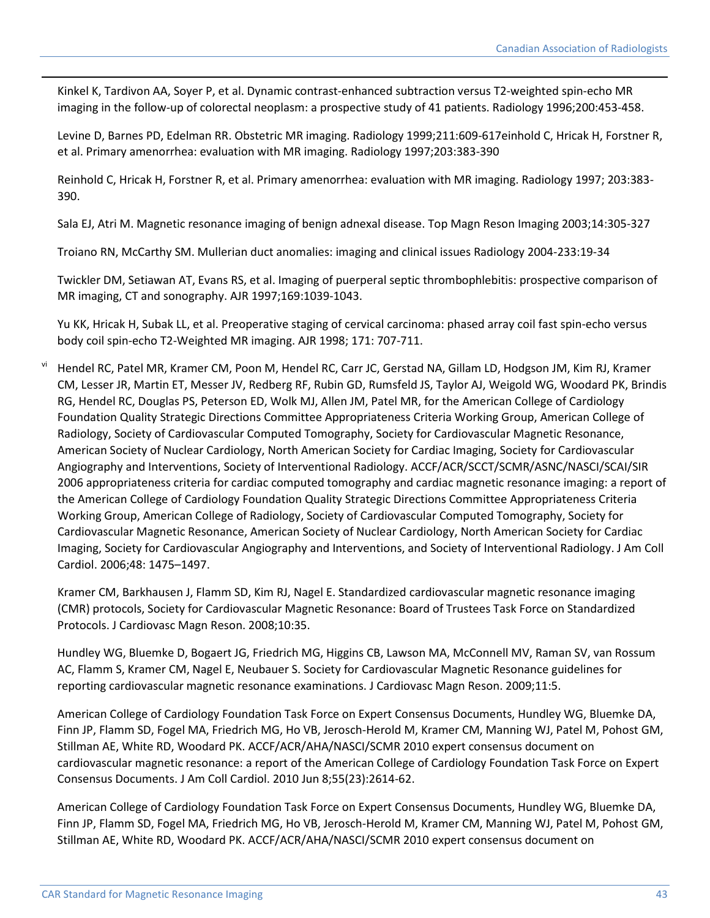Kinkel K, Tardivon AA, Soyer P, et al. Dynamic contrast-enhanced subtraction versus T2-weighted spin-echo MR imaging in the follow-up of colorectal neoplasm: a prospective study of 41 patients. Radiology 1996;200:453-458.

Levine D, Barnes PD, Edelman RR. Obstetric MR imaging. Radiology 1999;211:609-617einhold C, Hricak H, Forstner R, et al. Primary amenorrhea: evaluation with MR imaging. Radiology 1997;203:383-390

Reinhold C, Hricak H, Forstner R, et al. Primary amenorrhea: evaluation with MR imaging. Radiology 1997; 203:383-390.

Sala EJ, Atri M. Magnetic resonance imaging of benign adnexal disease. Top Magn Reson Imaging 2003;14:305-327

Troiano RN, McCarthy SM. Mullerian duct anomalies: imaging and clinical issues Radiology 2004-233:19-34

Twickler DM, Setiawan AT, Evans RS, et al. Imaging of puerperal septic thrombophlebitis: prospective comparison of MR imaging, CT and sonography. AJR 1997;169:1039-1043.

Yu KK, Hricak H, Subak LL, et al. Preoperative staging of cervical carcinoma: phased array coil fast spin-echo versus body coil spin-echo T2-Weighted MR imaging. AJR 1998; 171: 707-711.

[vi] Hendel RC, Patel MR, Kramer CM, Poon M, Hendel RC, Carr JC, Gerstad NA, Gillam LD, Hodgson JM, Kim RJ, Kramer CM, Lesser JR, Martin ET, Messer JV, Redberg RF, Rubin GD, Rumsfeld JS, Taylor AJ, Weigold WG, Woodard PK, Brindis RG, Hendel RC, Douglas PS, Peterson ED, Wolk MJ, Allen JM, Patel MR, for the American College of Cardiology Foundation Quality Strategic Directions Committee Appropriateness Criteria Working Group, American College of Radiology, Society of Cardiovascular Computed Tomography, Society for Cardiovascular Magnetic Resonance, American Society of Nuclear Cardiology, North American Society for Cardiac Imaging, Society for Cardiovascular Angiography and Interventions, Society of Interventional Radiology. ACCF/ACR/SCCT/SCMR/ASNC/NASCI/SCAI/SIR 2006 appropriateness criteria for cardiac computed tomography and cardiac magnetic resonance imaging: a report of the American College of Cardiology Foundation Quality Strategic Directions Committee Appropriateness Criteria Working Group, American College of Radiology, Society of Cardiovascular Computed Tomography, Society for Cardiovascular Magnetic Resonance, American Society of Nuclear Cardiology, North American Society for Cardiac Imaging, Society for Cardiovascular Angiography and Interventions, and Society of Interventional Radiology. J Am Coll Cardiol. 2006;48: 1475–1497.

Kramer CM, Barkhausen J, Flamm SD, Kim RJ, Nagel E. Standardized cardiovascular magnetic resonance imaging (CMR) protocols, Society for Cardiovascular Magnetic Resonance: Board of Trustees Task Force on Standardized Protocols. J Cardiovasc Magn Reson. 2008;10:35.

Hundley WG, Bluemke D, Bogaert JG, Friedrich MG, Higgins CB, Lawson MA, McConnell MV, Raman SV, van Rossum AC, Flamm S, Kramer CM, Nagel E, Neubauer S. Society for Cardiovascular Magnetic Resonance guidelines for reporting cardiovascular magnetic resonance examinations. J Cardiovasc Magn Reson. 2009;11:5.

American College of Cardiology Foundation Task Force on Expert Consensus Documents, Hundley WG, Bluemke DA, Finn JP, Flamm SD, Fogel MA, Friedrich MG, Ho VB, Jerosch-Herold M, Kramer CM, Manning WJ, Patel M, Pohost GM, Stillman AE, White RD, Woodard PK. ACCF/ACR/AHA/NASCI/SCMR 2010 expert consensus document on cardiovascular magnetic resonance: a report of the American College of Cardiology Foundation Task Force on Expert Consensus Documents. J Am Coll Cardiol. 2010 Jun 8;55(23):2614-62.

American College of Cardiology Foundation Task Force on Expert Consensus Documents, Hundley WG, Bluemke DA, Finn JP, Flamm SD, Fogel MA, Friedrich MG, Ho VB, Jerosch-Herold M, Kramer CM, Manning WJ, Patel M, Pohost GM, Stillman AE, White RD, Woodard PK. ACCF/ACR/AHA/NASCI/SCMR 2010 expert consensus document on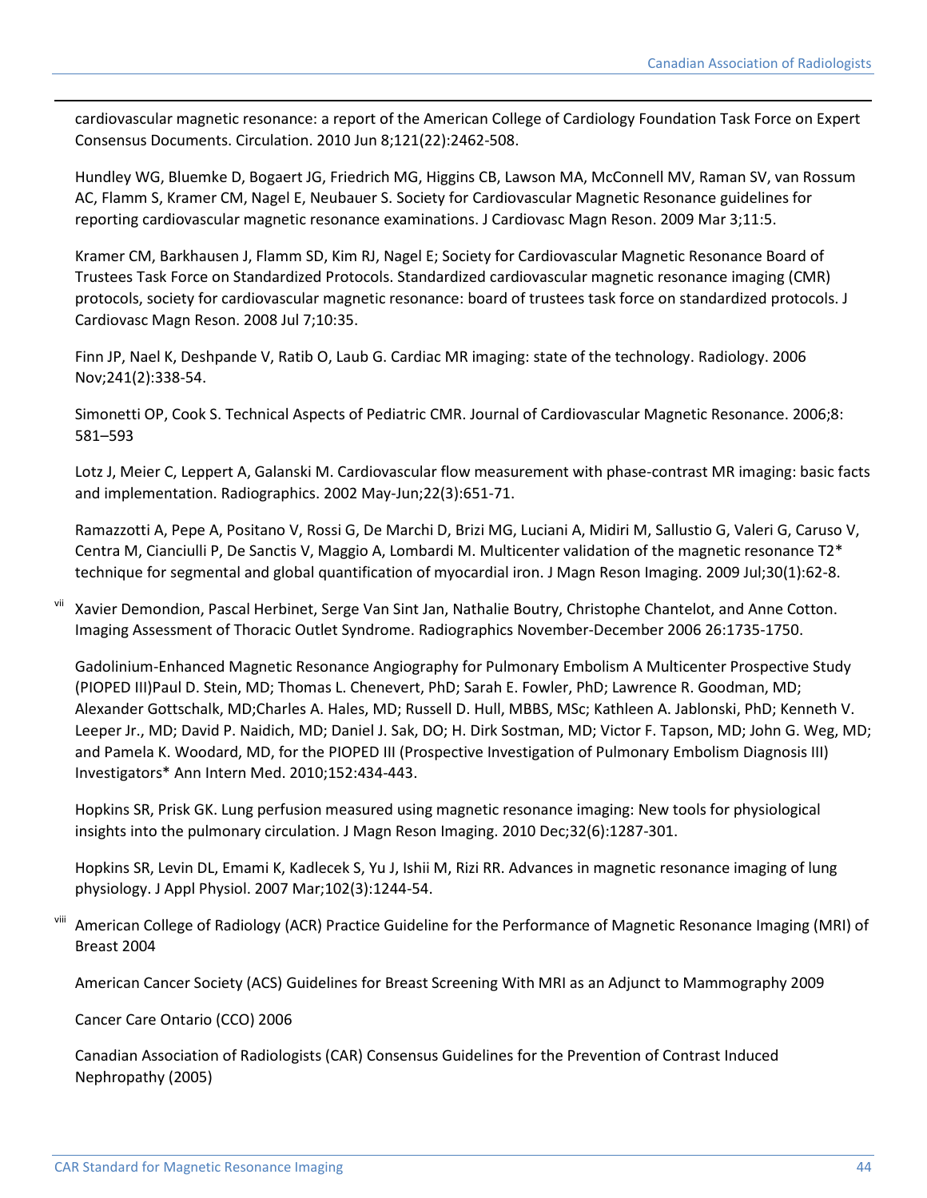cardiovascular magnetic resonance: a report of the American College of Cardiology Foundation Task Force on Expert Consensus Documents. Circulation. 2010 Jun 8;121(22):2462-508.

Hundley WG, Bluemke D, Bogaert JG, Friedrich MG, Higgins CB, Lawson MA, McConnell MV, Raman SV, van Rossum AC, Flamm S, Kramer CM, Nagel E, Neubauer S. Society for Cardiovascular Magnetic Resonance guidelines for reporting cardiovascular magnetic resonance examinations. J Cardiovasc Magn Reson. 2009 Mar 3;11:5.

Kramer CM, Barkhausen J, Flamm SD, Kim RJ, Nagel E; Society for Cardiovascular Magnetic Resonance Board of Trustees Task Force on Standardized Protocols. Standardized cardiovascular magnetic resonance imaging (CMR) protocols, society for cardiovascular magnetic resonance: board of trustees task force on standardized protocols. J Cardiovasc Magn Reson. 2008 Jul 7;10:35.

Finn JP, Nael K, Deshpande V, Ratib O, Laub G. Cardiac MR imaging: state of the technology. Radiology. 2006 Nov;241(2):338-54.

Simonetti OP, Cook S. Technical Aspects of Pediatric CMR. Journal of Cardiovascular Magnetic Resonance. 2006;8: 581–593

Lotz J, Meier C, Leppert A, Galanski M. Cardiovascular flow measurement with phase-contrast MR imaging: basic facts and implementation. Radiographics. 2002 May-Jun;22(3):651-71.

Ramazzotti A, Pepe A, Positano V, Rossi G, De Marchi D, Brizi MG, Luciani A, Midiri M, Sallustio G, Valeri G, Caruso V, Centra M, Cianciulli P, De Sanctis V, Maggio A, Lombardi M. Multicenter validation of the magnetic resonance T2* technique for segmental and global quantification of myocardial iron. J Magn Reson Imaging. 2009 Jul;30(1):62-8.

[vii] Xavier Demondion, Pascal Herbinet, Serge Van Sint Jan, Nathalie Boutry, Christophe Chantelot, and Anne Cotton. Imaging Assessment of Thoracic Outlet Syndrome. Radiographics November-December 2006 26:1735-1750.

Gadolinium-Enhanced Magnetic Resonance Angiography for Pulmonary Embolism A Multicenter Prospective Study (PIOPED III)Paul D. Stein, MD; Thomas L. Chenevert, PhD; Sarah E. Fowler, PhD; Lawrence R. Goodman, MD; Alexander Gottschalk, MD;Charles A. Hales, MD; Russell D. Hull, MBBS, MSc; Kathleen A. Jablonski, PhD; Kenneth V. Leeper Jr., MD; David P. Naidich, MD; Daniel J. Sak, DO; H. Dirk Sostman, MD; Victor F. Tapson, MD; John G. Weg, MD; and Pamela K. Woodard, MD, for the PIOPED III (Prospective Investigation of Pulmonary Embolism Diagnosis III) Investigators* Ann Intern Med. 2010;152:434-443.

Hopkins SR, Prisk GK. Lung perfusion measured using magnetic resonance imaging: New tools for physiological insights into the pulmonary circulation. J Magn Reson Imaging. 2010 Dec;32(6):1287-301.

Hopkins SR, Levin DL, Emami K, Kadlecek S, Yu J, Ishii M, Rizi RR. Advances in magnetic resonance imaging of lung physiology. J Appl Physiol. 2007 Mar;102(3):1244-54.

[viii] American College of Radiology (ACR) Practice Guideline for the Performance of Magnetic Resonance Imaging (MRI) of Breast 2004

American Cancer Society (ACS) Guidelines for Breast Screening With MRI as an Adjunct to Mammography 2009

Cancer Care Ontario (CCO) 2006

Canadian Association of Radiologists (CAR) Consensus Guidelines for the Prevention of Contrast Induced Nephropathy (2005)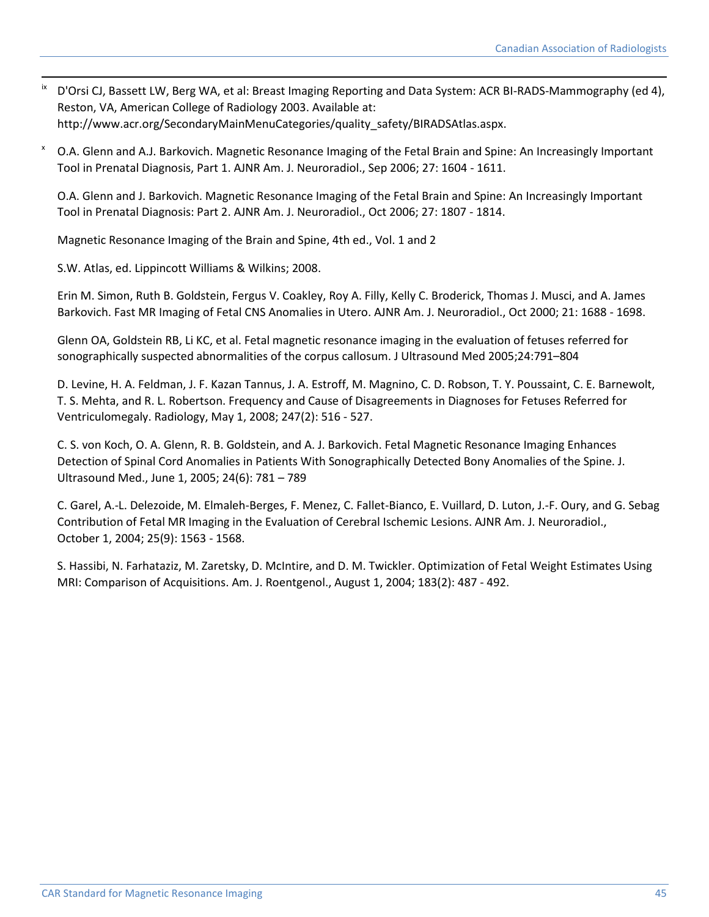[ix] D'Orsi CJ, Bassett LW, Berg WA, et al: Breast Imaging Reporting and Data System: ACR BI-RADS-Mammography (ed 4), Reston, VA, American College of Radiology 2003. Available at: http://www.acr.org/SecondaryMainMenuCategories/quality_safety/BIRADSAtlas.aspx.

[x] O.A. Glenn and A.J. Barkovich. Magnetic Resonance Imaging of the Fetal Brain and Spine: An Increasingly Important Tool in Prenatal Diagnosis, Part 1. AJNR Am. J. Neuroradiol., Sep 2006; 27: 1604 - 1611.

O.A. Glenn and J. Barkovich. Magnetic Resonance Imaging of the Fetal Brain and Spine: An Increasingly Important Tool in Prenatal Diagnosis: Part 2. AJNR Am. J. Neuroradiol., Oct 2006; 27: 1807 - 1814.

Magnetic Resonance Imaging of the Brain and Spine, 4th ed., Vol. 1 and 2

S.W. Atlas, ed. Lippincott Williams & Wilkins; 2008.

Erin M. Simon, Ruth B. Goldstein, Fergus V. Coakley, Roy A. Filly, Kelly C. Broderick, Thomas J. Musci, and A. James Barkovich. Fast MR Imaging of Fetal CNS Anomalies in Utero. AJNR Am. J. Neuroradiol., Oct 2000; 21: 1688 - 1698.

Glenn OA, Goldstein RB, Li KC, et al. Fetal magnetic resonance imaging in the evaluation of fetuses referred for sonographically suspected abnormalities of the corpus callosum. J Ultrasound Med 2005;24:791–804

D. Levine, H. A. Feldman, J. F. Kazan Tannus, J. A. Estroff, M. Magnino, C. D. Robson, T. Y. Poussaint, C. E. Barnewolt, T. S. Mehta, and R. L. Robertson. Frequency and Cause of Disagreements in Diagnoses for Fetuses Referred for Ventriculomegaly. Radiology, May 1, 2008; 247(2): 516 - 527.

C. S. von Koch, O. A. Glenn, R. B. Goldstein, and A. J. Barkovich. Fetal Magnetic Resonance Imaging Enhances Detection of Spinal Cord Anomalies in Patients With Sonographically Detected Bony Anomalies of the Spine. J. Ultrasound Med., June 1, 2005; 24(6): 781 – 789

C. Garel, A.-L. Delezoide, M. Elmaleh-Berges, F. Menez, C. Fallet-Bianco, E. Vuillard, D. Luton, J.-F. Oury, and G. Sebag Contribution of Fetal MR Imaging in the Evaluation of Cerebral Ischemic Lesions. AJNR Am. J. Neuroradiol., October 1, 2004; 25(9): 1563 - 1568.

S. Hassibi, N. Farhataziz, M. Zaretsky, D. McIntire, and D. M. Twickler. Optimization of Fetal Weight Estimates Using MRI: Comparison of Acquisitions. Am. J. Roentgenol., August 1, 2004; 183(2): 487 - 492.